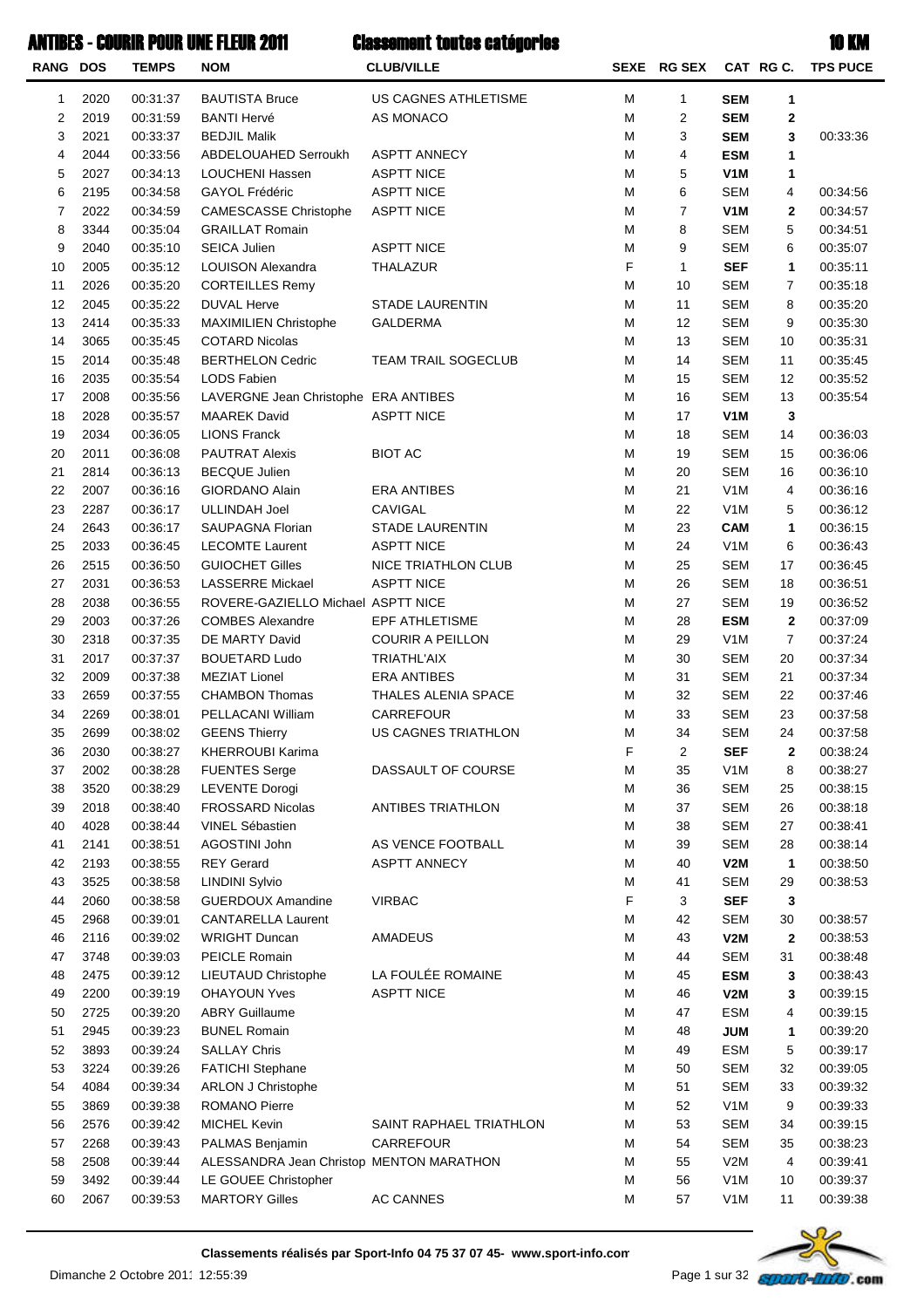# ANTIBES - COURIR POUR UNE FLEUR 2011 — Classement toutes catégories — 10 KM

| RANG | DOS | TEMPS | NOM | CLUB/VILLE | SEXE | RG SEX | CAT | RG C. | TPS PUCE |
|---|---|---|---|---|---|---|---|---|---|
| 1 | 2020 | 00:31:37 | BAUTISTA Bruce | US CAGNES ATHLETISME | M | 1 | **SEM** | **1** | |
| 2 | 2019 | 00:31:59 | BANTI Hervé | AS MONACO | M | 2 | **SEM** | **2** | |
| 3 | 2021 | 00:33:37 | BEDJIL Malik | | M | 3 | **SEM** | **3** | 00:33:36 |
| 4 | 2044 | 00:33:56 | ABDELOUAHED Serroukh | ASPTT ANNECY | M | 4 | **ESM** | **1** | |
| 5 | 2027 | 00:34:13 | LOUCHENI Hassen | ASPTT NICE | M | 5 | **V1M** | **1** | |
| 6 | 2195 | 00:34:58 | GAYOL Frédéric | ASPTT NICE | M | 6 | SEM | 4 | 00:34:56 |
| 7 | 2022 | 00:34:59 | CAMESCASSE Christophe | ASPTT NICE | M | 7 | **V1M** | **2** | 00:34:57 |
| 8 | 3344 | 00:35:04 | GRAILLAT Romain | | M | 8 | SEM | 5 | 00:34:51 |
| 9 | 2040 | 00:35:10 | SEICA Julien | ASPTT NICE | M | 9 | SEM | 6 | 00:35:07 |
| 10 | 2005 | 00:35:12 | LOUISON Alexandra | THALAZUR | F | 1 | **SEF** | **1** | 00:35:11 |
| 11 | 2026 | 00:35:20 | CORTEILLES Remy | | M | 10 | SEM | 7 | 00:35:18 |
| 12 | 2045 | 00:35:22 | DUVAL Herve | STADE LAURENTIN | M | 11 | SEM | 8 | 00:35:20 |
| 13 | 2414 | 00:35:33 | MAXIMILIEN Christophe | GALDERMA | M | 12 | SEM | 9 | 00:35:30 |
| 14 | 3065 | 00:35:45 | COTARD Nicolas | | M | 13 | SEM | 10 | 00:35:31 |
| 15 | 2014 | 00:35:48 | BERTHELON Cedric | TEAM TRAIL SOGECLUB | M | 14 | SEM | 11 | 00:35:45 |
| 16 | 2035 | 00:35:54 | LODS Fabien | | M | 15 | SEM | 12 | 00:35:52 |
| 17 | 2008 | 00:35:56 | LAVERGNE Jean Christophe | ERA ANTIBES | M | 16 | SEM | 13 | 00:35:54 |
| 18 | 2028 | 00:35:57 | MAAREK David | ASPTT NICE | M | 17 | **V1M** | **3** | |
| 19 | 2034 | 00:36:05 | LIONS Franck | | M | 18 | SEM | 14 | 00:36:03 |
| 20 | 2011 | 00:36:08 | PAUTRAT Alexis | BIOT AC | M | 19 | SEM | 15 | 00:36:06 |
| 21 | 2814 | 00:36:13 | BECQUE Julien | | M | 20 | SEM | 16 | 00:36:10 |
| 22 | 2007 | 00:36:16 | GIORDANO Alain | ERA ANTIBES | M | 21 | V1M | 4 | 00:36:16 |
| 23 | 2287 | 00:36:17 | ULLINDAH Joel | CAVIGAL | M | 22 | V1M | 5 | 00:36:12 |
| 24 | 2643 | 00:36:17 | SAUPAGNA Florian | STADE LAURENTIN | M | 23 | **CAM** | **1** | 00:36:15 |
| 25 | 2033 | 00:36:45 | LECOMTE Laurent | ASPTT NICE | M | 24 | V1M | 6 | 00:36:43 |
| 26 | 2515 | 00:36:50 | GUIOCHET Gilles | NICE TRIATHLON CLUB | M | 25 | SEM | 17 | 00:36:45 |
| 27 | 2031 | 00:36:53 | LASSERRE Mickael | ASPTT NICE | M | 26 | SEM | 18 | 00:36:51 |
| 28 | 2038 | 00:36:55 | ROVERE-GAZIELLO Michael | ASPTT NICE | M | 27 | SEM | 19 | 00:36:52 |
| 29 | 2003 | 00:37:26 | COMBES Alexandre | EPF ATHLETISME | M | 28 | **ESM** | **2** | 00:37:09 |
| 30 | 2318 | 00:37:35 | DE MARTY David | COURIR A PEILLON | M | 29 | V1M | 7 | 00:37:24 |
| 31 | 2017 | 00:37:37 | BOUETARD Ludo | TRIATHL'AIX | M | 30 | SEM | 20 | 00:37:34 |
| 32 | 2009 | 00:37:38 | MEZIAT Lionel | ERA ANTIBES | M | 31 | SEM | 21 | 00:37:34 |
| 33 | 2659 | 00:37:55 | CHAMBON Thomas | THALES ALENIA SPACE | M | 32 | SEM | 22 | 00:37:46 |
| 34 | 2269 | 00:38:01 | PELLACANI William | CARREFOUR | M | 33 | SEM | 23 | 00:37:58 |
| 35 | 2699 | 00:38:02 | GEENS Thierry | US CAGNES TRIATHLON | M | 34 | SEM | 24 | 00:37:58 |
| 36 | 2030 | 00:38:27 | KHERROUBI Karima | | F | 2 | **SEF** | **2** | 00:38:24 |
| 37 | 2002 | 00:38:28 | FUENTES Serge | DASSAULT OF COURSE | M | 35 | V1M | 8 | 00:38:27 |
| 38 | 3520 | 00:38:29 | LEVENTE Dorogi | | M | 36 | SEM | 25 | 00:38:15 |
| 39 | 2018 | 00:38:40 | FROSSARD Nicolas | ANTIBES TRIATHLON | M | 37 | SEM | 26 | 00:38:18 |
| 40 | 4028 | 00:38:44 | VINEL Sébastien | | M | 38 | SEM | 27 | 00:38:41 |
| 41 | 2141 | 00:38:51 | AGOSTINI John | AS VENCE FOOTBALL | M | 39 | SEM | 28 | 00:38:14 |
| 42 | 2193 | 00:38:55 | REY Gerard | ASPTT ANNECY | M | 40 | **V2M** | **1** | 00:38:50 |
| 43 | 3525 | 00:38:58 | LINDINI Sylvio | | M | 41 | SEM | 29 | 00:38:53 |
| 44 | 2060 | 00:38:58 | GUERDOUX Amandine | VIRBAC | F | 3 | **SEF** | **3** | |
| 45 | 2968 | 00:39:01 | CANTARELLA Laurent | | M | 42 | SEM | 30 | 00:38:57 |
| 46 | 2116 | 00:39:02 | WRIGHT Duncan | AMADEUS | M | 43 | **V2M** | **2** | 00:38:53 |
| 47 | 3748 | 00:39:03 | PEICLE Romain | | M | 44 | SEM | 31 | 00:38:48 |
| 48 | 2475 | 00:39:12 | LIEUTAUD Christophe | LA FOULÉE ROMAINE | M | 45 | **ESM** | **3** | 00:38:43 |
| 49 | 2200 | 00:39:19 | OHAYOUN Yves | ASPTT NICE | M | 46 | **V2M** | **3** | 00:39:15 |
| 50 | 2725 | 00:39:20 | ABRY Guillaume | | M | 47 | ESM | 4 | 00:39:15 |
| 51 | 2945 | 00:39:23 | BUNEL Romain | | M | 48 | **JUM** | **1** | 00:39:20 |
| 52 | 3893 | 00:39:24 | SALLAY Chris | | M | 49 | ESM | 5 | 00:39:17 |
| 53 | 3224 | 00:39:26 | FATICHI Stephane | | M | 50 | SEM | 32 | 00:39:05 |
| 54 | 4084 | 00:39:34 | ARLON J Christophe | | M | 51 | SEM | 33 | 00:39:32 |
| 55 | 3869 | 00:39:38 | ROMANO Pierre | | M | 52 | V1M | 9 | 00:39:33 |
| 56 | 2576 | 00:39:42 | MICHEL Kevin | SAINT RAPHAEL TRIATHLON | M | 53 | SEM | 34 | 00:39:15 |
| 57 | 2268 | 00:39:43 | PALMAS Benjamin | CARREFOUR | M | 54 | SEM | 35 | 00:38:23 |
| 58 | 2508 | 00:39:44 | ALESSANDRA Jean Christop | MENTON MARATHON | M | 55 | V2M | 4 | 00:39:41 |
| 59 | 3492 | 00:39:44 | LE GOUEE Christopher | | M | 56 | V1M | 10 | 00:39:37 |
| 60 | 2067 | 00:39:53 | MARTORY Gilles | AC CANNES | M | 57 | V1M | 11 | 00:39:38 |

**Classements réalisés par Sport-Info 04 75 37 07 45- www.sport-info.com**

Dimanche 2 Octobre 2011 12:55:39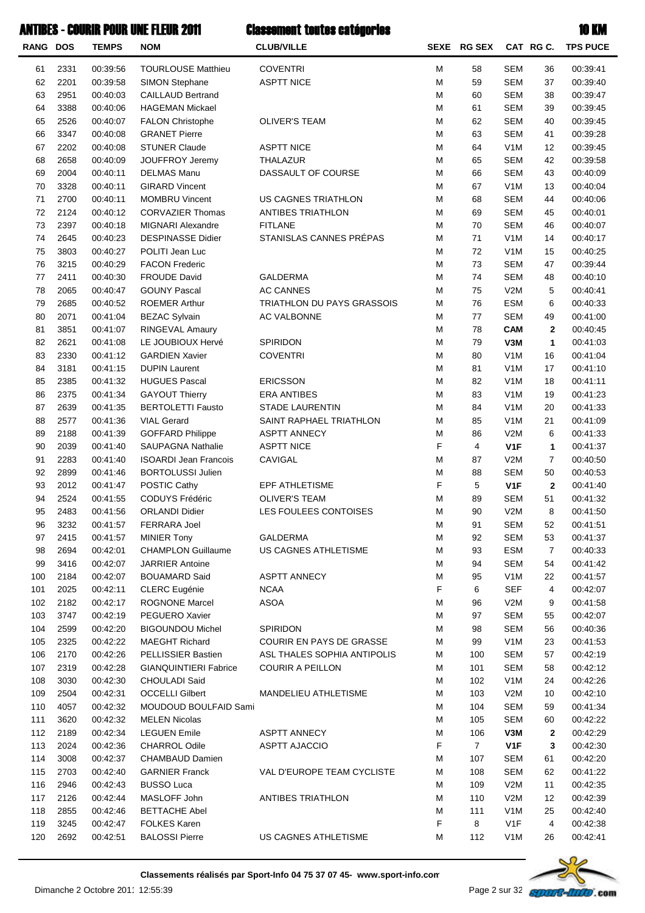# ANTIBES - COURIR POUR UNE FLEUR 2011 — Classement toutes catégories — 10 KM

| RANG | DOS | TEMPS | NOM | CLUB/VILLE | SEXE | RG SEX | CAT | RG C. | TPS PUCE |
|---|---|---|---|---|---|---|---|---|---|
| 61 | 2331 | 00:39:56 | TOURLOUSE Matthieu | COVENTRI | M | 58 | SEM | 36 | 00:39:41 |
| 62 | 2201 | 00:39:58 | SIMON Stephane | ASPTT NICE | M | 59 | SEM | 37 | 00:39:40 |
| 63 | 2951 | 00:40:03 | CAILLAUD Bertrand | | M | 60 | SEM | 38 | 00:39:47 |
| 64 | 3388 | 00:40:06 | HAGEMAN Mickael | | M | 61 | SEM | 39 | 00:39:45 |
| 65 | 2526 | 00:40:07 | FALON Christophe | OLIVER'S TEAM | M | 62 | SEM | 40 | 00:39:45 |
| 66 | 3347 | 00:40:08 | GRANET Pierre | | M | 63 | SEM | 41 | 00:39:28 |
| 67 | 2202 | 00:40:08 | STUNER Claude | ASPTT NICE | M | 64 | V1M | 12 | 00:39:45 |
| 68 | 2658 | 00:40:09 | JOUFFROY Jeremy | THALAZUR | M | 65 | SEM | 42 | 00:39:58 |
| 69 | 2004 | 00:40:11 | DELMAS Manu | DASSAULT OF COURSE | M | 66 | SEM | 43 | 00:40:09 |
| 70 | 3328 | 00:40:11 | GIRARD Vincent | | M | 67 | V1M | 13 | 00:40:04 |
| 71 | 2700 | 00:40:11 | MOMBRU Vincent | US CAGNES TRIATHLON | M | 68 | SEM | 44 | 00:40:06 |
| 72 | 2124 | 00:40:12 | CORVAZIER Thomas | ANTIBES TRIATHLON | M | 69 | SEM | 45 | 00:40:01 |
| 73 | 2397 | 00:40:18 | MIGNARI Alexandre | FITLANE | M | 70 | SEM | 46 | 00:40:07 |
| 74 | 2645 | 00:40:23 | DESPINASSE Didier | STANISLAS CANNES PRÉPAS | M | 71 | V1M | 14 | 00:40:17 |
| 75 | 3803 | 00:40:27 | POLITI Jean Luc | | M | 72 | V1M | 15 | 00:40:25 |
| 76 | 3215 | 00:40:29 | FACON Frederic | | M | 73 | SEM | 47 | 00:39:44 |
| 77 | 2411 | 00:40:30 | FROUDE David | GALDERMA | M | 74 | SEM | 48 | 00:40:10 |
| 78 | 2065 | 00:40:47 | GOUNY Pascal | AC CANNES | M | 75 | V2M | 5 | 00:40:41 |
| 79 | 2685 | 00:40:52 | ROEMER Arthur | TRIATHLON DU PAYS GRASSOIS | M | 76 | ESM | 6 | 00:40:33 |
| 80 | 2071 | 00:41:04 | BEZAC Sylvain | AC VALBONNE | M | 77 | SEM | 49 | 00:41:00 |
| 81 | 3851 | 00:41:07 | RINGEVAL Amaury | | M | 78 | **CAM** | **2** | 00:40:45 |
| 82 | 2621 | 00:41:08 | LE JOUBIOUX Hervé | SPIRIDON | M | 79 | **V3M** | **1** | 00:41:03 |
| 83 | 2330 | 00:41:12 | GARDIEN Xavier | COVENTRI | M | 80 | V1M | 16 | 00:41:04 |
| 84 | 3181 | 00:41:15 | DUPIN Laurent | | M | 81 | V1M | 17 | 00:41:10 |
| 85 | 2385 | 00:41:32 | HUGUES Pascal | ERICSSON | M | 82 | V1M | 18 | 00:41:11 |
| 86 | 2375 | 00:41:34 | GAYOUT Thierry | ERA ANTIBES | M | 83 | V1M | 19 | 00:41:23 |
| 87 | 2639 | 00:41:35 | BERTOLETTI Fausto | STADE LAURENTIN | M | 84 | V1M | 20 | 00:41:33 |
| 88 | 2577 | 00:41:36 | VIAL Gerard | SAINT RAPHAEL TRIATHLON | M | 85 | V1M | 21 | 00:41:09 |
| 89 | 2188 | 00:41:39 | GOFFARD Philippe | ASPTT ANNECY | M | 86 | V2M | 6 | 00:41:33 |
| 90 | 2039 | 00:41:40 | SAUPAGNA Nathalie | ASPTT NICE | F | 4 | **V1F** | **1** | 00:41:37 |
| 91 | 2283 | 00:41:40 | ISOARDI Jean Francois | CAVIGAL | M | 87 | V2M | 7 | 00:40:50 |
| 92 | 2899 | 00:41:46 | BORTOLUSSI Julien | | M | 88 | SEM | 50 | 00:40:53 |
| 93 | 2012 | 00:41:47 | POSTIC Cathy | EPF ATHLETISME | F | 5 | **V1F** | **2** | 00:41:40 |
| 94 | 2524 | 00:41:55 | CODUYS Frédéric | OLIVER'S TEAM | M | 89 | SEM | 51 | 00:41:32 |
| 95 | 2483 | 00:41:56 | ORLANDI Didier | LES FOULEES CONTOISES | M | 90 | V2M | 8 | 00:41:50 |
| 96 | 3232 | 00:41:57 | FERRARA Joel | | M | 91 | SEM | 52 | 00:41:51 |
| 97 | 2415 | 00:41:57 | MINIER Tony | GALDERMA | M | 92 | SEM | 53 | 00:41:37 |
| 98 | 2694 | 00:42:01 | CHAMPLON Guillaume | US CAGNES ATHLETISME | M | 93 | ESM | 7 | 00:40:33 |
| 99 | 3416 | 00:42:07 | JARRIER Antoine | | M | 94 | SEM | 54 | 00:41:42 |
| 100 | 2184 | 00:42:07 | BOUAMARD Said | ASPTT ANNECY | M | 95 | V1M | 22 | 00:41:57 |
| 101 | 2025 | 00:42:11 | CLERC Eugénie | NCAA | F | 6 | SEF | 4 | 00:42:07 |
| 102 | 2182 | 00:42:17 | ROGNONE Marcel | ASOA | M | 96 | V2M | 9 | 00:41:58 |
| 103 | 3747 | 00:42:19 | PEGUERO Xavier | | M | 97 | SEM | 55 | 00:42:07 |
| 104 | 2599 | 00:42:20 | BIGOUNDOU Michel | SPIRIDON | M | 98 | SEM | 56 | 00:40:36 |
| 105 | 2325 | 00:42:22 | MAEGHT Richard | COURIR EN PAYS DE GRASSE | M | 99 | V1M | 23 | 00:41:53 |
| 106 | 2170 | 00:42:26 | PELLISSIER Bastien | ASL THALES SOPHIA ANTIPOLIS | M | 100 | SEM | 57 | 00:42:19 |
| 107 | 2319 | 00:42:28 | GIANQUINTIERI Fabrice | COURIR A PEILLON | M | 101 | SEM | 58 | 00:42:12 |
| 108 | 3030 | 00:42:30 | CHOULADI Said | | M | 102 | V1M | 24 | 00:42:26 |
| 109 | 2504 | 00:42:31 | OCCELLI Gilbert | MANDELIEU ATHLETISME | M | 103 | V2M | 10 | 00:42:10 |
| 110 | 4057 | 00:42:32 | MOUDOUD BOULFAID Sami | | M | 104 | SEM | 59 | 00:41:34 |
| 111 | 3620 | 00:42:32 | MELEN Nicolas | | M | 105 | SEM | 60 | 00:42:22 |
| 112 | 2189 | 00:42:34 | LEGUEN Emile | ASPTT ANNECY | M | 106 | **V3M** | **2** | 00:42:29 |
| 113 | 2024 | 00:42:36 | CHARROL Odile | ASPTT AJACCIO | F | 7 | **V1F** | **3** | 00:42:30 |
| 114 | 3008 | 00:42:37 | CHAMBAUD Damien | | M | 107 | SEM | 61 | 00:42:20 |
| 115 | 2703 | 00:42:40 | GARNIER Franck | VAL D'EUROPE TEAM CYCLISTE | M | 108 | SEM | 62 | 00:41:22 |
| 116 | 2946 | 00:42:43 | BUSSO Luca | | M | 109 | V2M | 11 | 00:42:35 |
| 117 | 2126 | 00:42:44 | MASLOFF John | ANTIBES TRIATHLON | M | 110 | V2M | 12 | 00:42:39 |
| 118 | 2855 | 00:42:46 | BETTACHE Abel | | M | 111 | V1M | 25 | 00:42:40 |
| 119 | 3245 | 00:42:47 | FOLKES Karen | | F | 8 | V1F | 4 | 00:42:38 |
| 120 | 2692 | 00:42:51 | BALOSSI Pierre | US CAGNES ATHLETISME | M | 112 | V1M | 26 | 00:42:41 |

**Classements réalisés par Sport-Info 04 75 37 07 45- www.sport-info.com**

Dimanche 2 Octobre 2011 12:55:39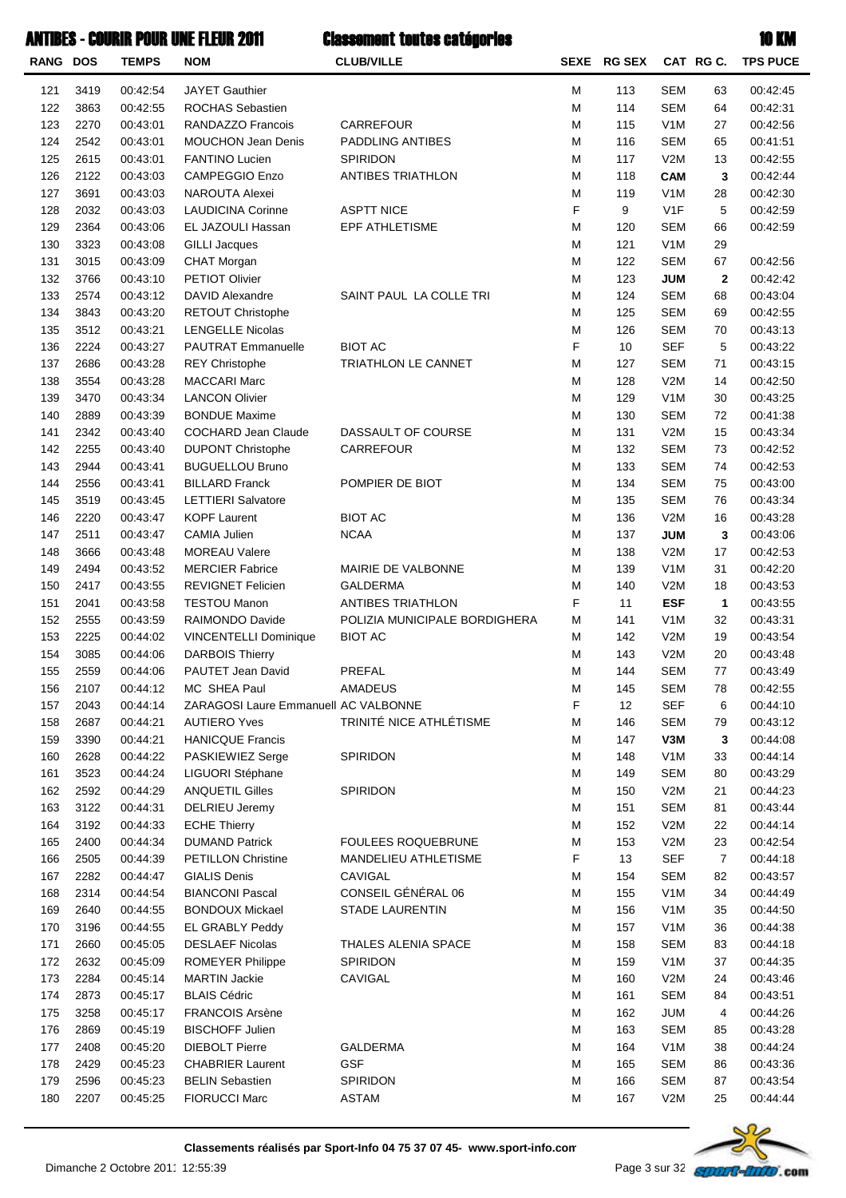# ANTIBES - COURIR POUR UNE FLEUR 2011 — Classement toutes catégories — 10 KM

| RANG | DOS | TEMPS | NOM | CLUB/VILLE | SEXE | RG SEX | CAT | RG C. | TPS PUCE |
|---|---|---|---|---|---|---|---|---|---|
| 121 | 3419 | 00:42:54 | JAYET Gauthier | | M | 113 | SEM | 63 | 00:42:45 |
| 122 | 3863 | 00:42:55 | ROCHAS Sebastien | | M | 114 | SEM | 64 | 00:42:31 |
| 123 | 2270 | 00:43:01 | RANDAZZO Francois | CARREFOUR | M | 115 | V1M | 27 | 00:42:56 |
| 124 | 2542 | 00:43:01 | MOUCHON Jean Denis | PADDLING ANTIBES | M | 116 | SEM | 65 | 00:41:51 |
| 125 | 2615 | 00:43:01 | FANTINO Lucien | SPIRIDON | M | 117 | V2M | 13 | 00:42:55 |
| 126 | 2122 | 00:43:03 | CAMPEGGIO Enzo | ANTIBES TRIATHLON | M | 118 | **CAM** | **3** | 00:42:44 |
| 127 | 3691 | 00:43:03 | NAROUTA Alexei | | M | 119 | V1M | 28 | 00:42:30 |
| 128 | 2032 | 00:43:03 | LAUDICINA Corinne | ASPTT NICE | F | 9 | V1F | 5 | 00:42:59 |
| 129 | 2364 | 00:43:06 | EL JAZOULI Hassan | EPF ATHLETISME | M | 120 | SEM | 66 | 00:42:59 |
| 130 | 3323 | 00:43:08 | GILLI Jacques | | M | 121 | V1M | 29 | |
| 131 | 3015 | 00:43:09 | CHAT Morgan | | M | 122 | SEM | 67 | 00:42:56 |
| 132 | 3766 | 00:43:10 | PETIOT Olivier | | M | 123 | **JUM** | **2** | 00:42:42 |
| 133 | 2574 | 00:43:12 | DAVID Alexandre | SAINT PAUL LA COLLE TRI | M | 124 | SEM | 68 | 00:43:04 |
| 134 | 3843 | 00:43:20 | RETOUT Christophe | | M | 125 | SEM | 69 | 00:42:55 |
| 135 | 3512 | 00:43:21 | LENGELLE Nicolas | | M | 126 | SEM | 70 | 00:43:13 |
| 136 | 2224 | 00:43:27 | PAUTRAT Emmanuelle | BIOT AC | F | 10 | SEF | 5 | 00:43:22 |
| 137 | 2686 | 00:43:28 | REY Christophe | TRIATHLON LE CANNET | M | 127 | SEM | 71 | 00:43:15 |
| 138 | 3554 | 00:43:28 | MACCARI Marc | | M | 128 | V2M | 14 | 00:42:50 |
| 139 | 3470 | 00:43:34 | LANCON Olivier | | M | 129 | V1M | 30 | 00:43:25 |
| 140 | 2889 | 00:43:39 | BONDUE Maxime | | M | 130 | SEM | 72 | 00:41:38 |
| 141 | 2342 | 00:43:40 | COCHARD Jean Claude | DASSAULT OF COURSE | M | 131 | V2M | 15 | 00:43:34 |
| 142 | 2255 | 00:43:40 | DUPONT Christophe | CARREFOUR | M | 132 | SEM | 73 | 00:42:52 |
| 143 | 2944 | 00:43:41 | BUGUELLOU Bruno | | M | 133 | SEM | 74 | 00:42:53 |
| 144 | 2556 | 00:43:41 | BILLARD Franck | POMPIER DE BIOT | M | 134 | SEM | 75 | 00:43:00 |
| 145 | 3519 | 00:43:45 | LETTIERI Salvatore | | M | 135 | SEM | 76 | 00:43:34 |
| 146 | 2220 | 00:43:47 | KOPF Laurent | BIOT AC | M | 136 | V2M | 16 | 00:43:28 |
| 147 | 2511 | 00:43:47 | CAMIA Julien | NCAA | M | 137 | **JUM** | **3** | 00:43:06 |
| 148 | 3666 | 00:43:48 | MOREAU Valere | | M | 138 | V2M | 17 | 00:42:53 |
| 149 | 2494 | 00:43:52 | MERCIER Fabrice | MAIRIE DE VALBONNE | M | 139 | V1M | 31 | 00:42:20 |
| 150 | 2417 | 00:43:55 | REVIGNET Felicien | GALDERMA | M | 140 | V2M | 18 | 00:43:53 |
| 151 | 2041 | 00:43:58 | TESTOU Manon | ANTIBES TRIATHLON | F | 11 | **ESF** | **1** | 00:43:55 |
| 152 | 2555 | 00:43:59 | RAIMONDO Davide | POLIZIA MUNICIPALE BORDIGHERA | M | 141 | V1M | 32 | 00:43:31 |
| 153 | 2225 | 00:44:02 | VINCENTELLI Dominique | BIOT AC | M | 142 | V2M | 19 | 00:43:54 |
| 154 | 3085 | 00:44:06 | DARBOIS Thierry | | M | 143 | V2M | 20 | 00:43:48 |
| 155 | 2559 | 00:44:06 | PAUTET Jean David | PREFAL | M | 144 | SEM | 77 | 00:43:49 |
| 156 | 2107 | 00:44:12 | MC SHEA Paul | AMADEUS | M | 145 | SEM | 78 | 00:42:55 |
| 157 | 2043 | 00:44:14 | ZARAGOSI Laure Emmanuell | AC VALBONNE | F | 12 | SEF | 6 | 00:44:10 |
| 158 | 2687 | 00:44:21 | AUTIERO Yves | TRINITÉ NICE ATHLÉTISME | M | 146 | SEM | 79 | 00:43:12 |
| 159 | 3390 | 00:44:21 | HANICQUE Francis | | M | 147 | **V3M** | **3** | 00:44:08 |
| 160 | 2628 | 00:44:22 | PASKIEWIEZ Serge | SPIRIDON | M | 148 | V1M | 33 | 00:44:14 |
| 161 | 3523 | 00:44:24 | LIGUORI Stéphane | | M | 149 | SEM | 80 | 00:43:29 |
| 162 | 2592 | 00:44:29 | ANQUETIL Gilles | SPIRIDON | M | 150 | V2M | 21 | 00:44:23 |
| 163 | 3122 | 00:44:31 | DELRIEU Jeremy | | M | 151 | SEM | 81 | 00:43:44 |
| 164 | 3192 | 00:44:33 | ECHE Thierry | | M | 152 | V2M | 22 | 00:44:14 |
| 165 | 2400 | 00:44:34 | DUMAND Patrick | FOULEES ROQUEBRUNE | M | 153 | V2M | 23 | 00:42:54 |
| 166 | 2505 | 00:44:39 | PETILLON Christine | MANDELIEU ATHLETISME | F | 13 | SEF | 7 | 00:44:18 |
| 167 | 2282 | 00:44:47 | GIALIS Denis | CAVIGAL | M | 154 | SEM | 82 | 00:43:57 |
| 168 | 2314 | 00:44:54 | BIANCONI Pascal | CONSEIL GÉNÉRAL 06 | M | 155 | V1M | 34 | 00:44:49 |
| 169 | 2640 | 00:44:55 | BONDOUX Mickael | STADE LAURENTIN | M | 156 | V1M | 35 | 00:44:50 |
| 170 | 3196 | 00:44:55 | EL GRABLY Peddy | | M | 157 | V1M | 36 | 00:44:38 |
| 171 | 2660 | 00:45:05 | DESLAEF Nicolas | THALES ALENIA SPACE | M | 158 | SEM | 83 | 00:44:18 |
| 172 | 2632 | 00:45:09 | ROMEYER Philippe | SPIRIDON | M | 159 | V1M | 37 | 00:44:35 |
| 173 | 2284 | 00:45:14 | MARTIN Jackie | CAVIGAL | M | 160 | V2M | 24 | 00:43:46 |
| 174 | 2873 | 00:45:17 | BLAIS Cédric | | M | 161 | SEM | 84 | 00:43:51 |
| 175 | 3258 | 00:45:17 | FRANCOIS Arsène | | M | 162 | JUM | 4 | 00:44:26 |
| 176 | 2869 | 00:45:19 | BISCHOFF Julien | | M | 163 | SEM | 85 | 00:43:28 |
| 177 | 2408 | 00:45:20 | DIEBOLT Pierre | GALDERMA | M | 164 | V1M | 38 | 00:44:24 |
| 178 | 2429 | 00:45:23 | CHABRIER Laurent | GSF | M | 165 | SEM | 86 | 00:43:36 |
| 179 | 2596 | 00:45:23 | BELIN Sebastien | SPIRIDON | M | 166 | SEM | 87 | 00:43:54 |
| 180 | 2207 | 00:45:25 | FIORUCCI Marc | ASTAM | M | 167 | V2M | 25 | 00:44:44 |

**Classements réalisés par Sport-Info 04 75 37 07 45- www.sport-info.com**

Dimanche 2 Octobre 2011 12:55:39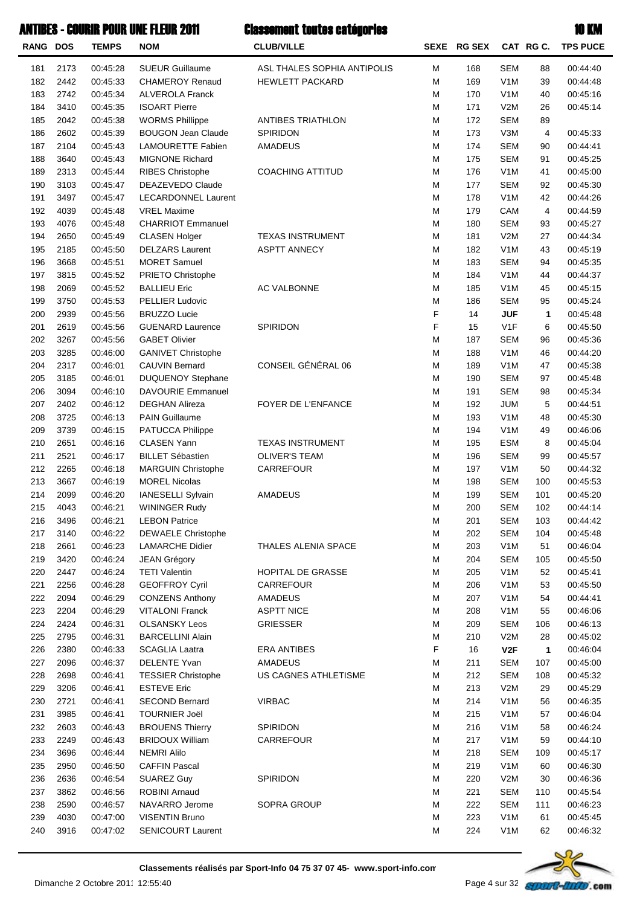# ANTIBES - COURIR POUR UNE FLEUR 2011 — Classement toutes catégories — 10 KM

| RANG | DOS | TEMPS | NOM | CLUB/VILLE | SEXE | RG SEX | CAT | RG C. | TPS PUCE |
|---|---|---|---|---|---|---|---|---|---|
| 181 | 2173 | 00:45:28 | SUEUR Guillaume | ASL THALES SOPHIA ANTIPOLIS | M | 168 | SEM | 88 | 00:44:40 |
| 182 | 2442 | 00:45:33 | CHAMEROY Renaud | HEWLETT PACKARD | M | 169 | V1M | 39 | 00:44:48 |
| 183 | 2742 | 00:45:34 | ALVEROLA Franck | | M | 170 | V1M | 40 | 00:45:16 |
| 184 | 3410 | 00:45:35 | ISOART Pierre | | M | 171 | V2M | 26 | 00:45:14 |
| 185 | 2042 | 00:45:38 | WORMS Phillippe | ANTIBES TRIATHLON | M | 172 | SEM | 89 | |
| 186 | 2602 | 00:45:39 | BOUGON Jean Claude | SPIRIDON | M | 173 | V3M | 4 | 00:45:33 |
| 187 | 2104 | 00:45:43 | LAMOURETTE Fabien | AMADEUS | M | 174 | SEM | 90 | 00:44:41 |
| 188 | 3640 | 00:45:43 | MIGNONE Richard | | M | 175 | SEM | 91 | 00:45:25 |
| 189 | 2313 | 00:45:44 | RIBES Christophe | COACHING ATTITUD | M | 176 | V1M | 41 | 00:45:00 |
| 190 | 3103 | 00:45:47 | DEAZEVEDO Claude | | M | 177 | SEM | 92 | 00:45:30 |
| 191 | 3497 | 00:45:47 | LECARDONNEL Laurent | | M | 178 | V1M | 42 | 00:44:26 |
| 192 | 4039 | 00:45:48 | VREL Maxime | | M | 179 | CAM | 4 | 00:44:59 |
| 193 | 4076 | 00:45:48 | CHARRIOT Emmanuel | | M | 180 | SEM | 93 | 00:45:27 |
| 194 | 2650 | 00:45:49 | CLASEN Holger | TEXAS INSTRUMENT | M | 181 | V2M | 27 | 00:44:34 |
| 195 | 2185 | 00:45:50 | DELZARS Laurent | ASPTT ANNECY | M | 182 | V1M | 43 | 00:45:19 |
| 196 | 3668 | 00:45:51 | MORET Samuel | | M | 183 | SEM | 94 | 00:45:35 |
| 197 | 3815 | 00:45:52 | PRIETO Christophe | | M | 184 | V1M | 44 | 00:44:37 |
| 198 | 2069 | 00:45:52 | BALLIEU Eric | AC VALBONNE | M | 185 | V1M | 45 | 00:45:15 |
| 199 | 3750 | 00:45:53 | PELLIER Ludovic | | M | 186 | SEM | 95 | 00:45:24 |
| 200 | 2939 | 00:45:56 | BRUZZO Lucie | | F | 14 | **JUF** | **1** | 00:45:48 |
| 201 | 2619 | 00:45:56 | GUENARD Laurence | SPIRIDON | F | 15 | V1F | 6 | 00:45:50 |
| 202 | 3267 | 00:45:56 | GABET Olivier | | M | 187 | SEM | 96 | 00:45:36 |
| 203 | 3285 | 00:46:00 | GANIVET Christophe | | M | 188 | V1M | 46 | 00:44:20 |
| 204 | 2317 | 00:46:01 | CAUVIN Bernard | CONSEIL GÉNÉRAL 06 | M | 189 | V1M | 47 | 00:45:38 |
| 205 | 3185 | 00:46:01 | DUQUENOY Stephane | | M | 190 | SEM | 97 | 00:45:48 |
| 206 | 3094 | 00:46:10 | DAVOURIE Emmanuel | | M | 191 | SEM | 98 | 00:45:34 |
| 207 | 2402 | 00:46:12 | DEGHAN Alireza | FOYER DE L'ENFANCE | M | 192 | JUM | 5 | 00:44:51 |
| 208 | 3725 | 00:46:13 | PAIN Guillaume | | M | 193 | V1M | 48 | 00:45:30 |
| 209 | 3739 | 00:46:15 | PATUCCA Philippe | | M | 194 | V1M | 49 | 00:46:06 |
| 210 | 2651 | 00:46:16 | CLASEN Yann | TEXAS INSTRUMENT | M | 195 | ESM | 8 | 00:45:04 |
| 211 | 2521 | 00:46:17 | BILLET Sébastien | OLIVER'S TEAM | M | 196 | SEM | 99 | 00:45:57 |
| 212 | 2265 | 00:46:18 | MARGUIN Christophe | CARREFOUR | M | 197 | V1M | 50 | 00:44:32 |
| 213 | 3667 | 00:46:19 | MOREL Nicolas | | M | 198 | SEM | 100 | 00:45:53 |
| 214 | 2099 | 00:46:20 | IANESELLI Sylvain | AMADEUS | M | 199 | SEM | 101 | 00:45:20 |
| 215 | 4043 | 00:46:21 | WININGER Rudy | | M | 200 | SEM | 102 | 00:44:14 |
| 216 | 3496 | 00:46:21 | LEBON Patrice | | M | 201 | SEM | 103 | 00:44:42 |
| 217 | 3140 | 00:46:22 | DEWAELE Christophe | | M | 202 | SEM | 104 | 00:45:48 |
| 218 | 2661 | 00:46:23 | LAMARCHE Didier | THALES ALENIA SPACE | M | 203 | V1M | 51 | 00:46:04 |
| 219 | 3420 | 00:46:24 | JEAN Grégory | | M | 204 | SEM | 105 | 00:45:50 |
| 220 | 2447 | 00:46:24 | TETI Valentin | HOPITAL DE GRASSE | M | 205 | V1M | 52 | 00:45:41 |
| 221 | 2256 | 00:46:28 | GEOFFROY Cyril | CARREFOUR | M | 206 | V1M | 53 | 00:45:50 |
| 222 | 2094 | 00:46:29 | CONZENS Anthony | AMADEUS | M | 207 | V1M | 54 | 00:44:41 |
| 223 | 2204 | 00:46:29 | VITALONI Franck | ASPTT NICE | M | 208 | V1M | 55 | 00:46:06 |
| 224 | 2424 | 00:46:31 | OLSANSKY Leos | GRIESSER | M | 209 | SEM | 106 | 00:46:13 |
| 225 | 2795 | 00:46:31 | BARCELLINI Alain | | M | 210 | V2M | 28 | 00:45:02 |
| 226 | 2380 | 00:46:33 | SCAGLIA Laatra | ERA ANTIBES | F | 16 | **V2F** | **1** | 00:46:04 |
| 227 | 2096 | 00:46:37 | DELENTE Yvan | AMADEUS | M | 211 | SEM | 107 | 00:45:00 |
| 228 | 2698 | 00:46:41 | TESSIER Christophe | US CAGNES ATHLETISME | M | 212 | SEM | 108 | 00:45:32 |
| 229 | 3206 | 00:46:41 | ESTEVE Eric | | M | 213 | V2M | 29 | 00:45:29 |
| 230 | 2721 | 00:46:41 | SECOND Bernard | VIRBAC | M | 214 | V1M | 56 | 00:46:35 |
| 231 | 3985 | 00:46:41 | TOURNIER Joël | | M | 215 | V1M | 57 | 00:46:04 |
| 232 | 2603 | 00:46:43 | BROUENS Thierry | SPIRIDON | M | 216 | V1M | 58 | 00:46:24 |
| 233 | 2249 | 00:46:43 | BRIDOUX William | CARREFOUR | M | 217 | V1M | 59 | 00:44:10 |
| 234 | 3696 | 00:46:44 | NEMRI Alilo | | M | 218 | SEM | 109 | 00:45:17 |
| 235 | 2950 | 00:46:50 | CAFFIN Pascal | | M | 219 | V1M | 60 | 00:46:30 |
| 236 | 2636 | 00:46:54 | SUAREZ Guy | SPIRIDON | M | 220 | V2M | 30 | 00:46:36 |
| 237 | 3862 | 00:46:56 | ROBINI Arnaud | | M | 221 | SEM | 110 | 00:45:54 |
| 238 | 2590 | 00:46:57 | NAVARRO Jerome | SOPRA GROUP | M | 222 | SEM | 111 | 00:46:23 |
| 239 | 4030 | 00:47:00 | VISENTIN Bruno | | M | 223 | V1M | 61 | 00:45:45 |
| 240 | 3916 | 00:47:02 | SENICOURT Laurent | | M | 224 | V1M | 62 | 00:46:32 |

**Classements réalisés par Sport-Info 04 75 37 07 45- www.sport-info.com**

Dimanche 2 Octobre 2011 12:55:40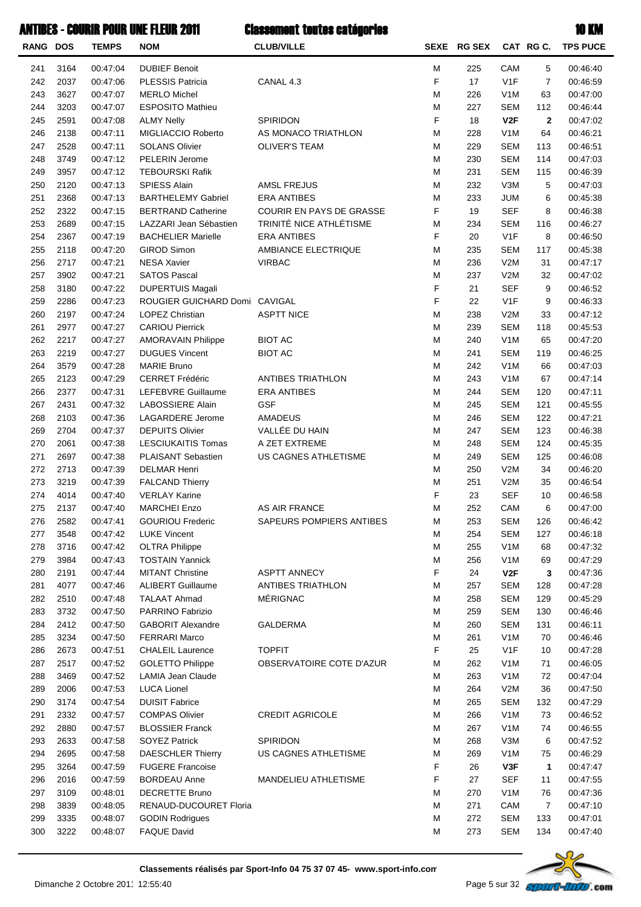# ANTIBES - COURIR POUR UNE FLEUR 2011 — Classement toutes catégories — 10 KM

| RANG | DOS | TEMPS | NOM | CLUB/VILLE | SEXE | RG SEX | CAT | RG C. | TPS PUCE |
|---|---|---|---|---|---|---|---|---|---|
| 241 | 3164 | 00:47:04 | DUBIEF Benoit | | M | 225 | CAM | 5 | 00:46:40 |
| 242 | 2037 | 00:47:06 | PLESSIS Patricia | CANAL 4.3 | F | 17 | V1F | 7 | 00:46:59 |
| 243 | 3627 | 00:47:07 | MERLO Michel | | M | 226 | V1M | 63 | 00:47:00 |
| 244 | 3203 | 00:47:07 | ESPOSITO Mathieu | | M | 227 | SEM | 112 | 00:46:44 |
| 245 | 2591 | 00:47:08 | ALMY Nelly | SPIRIDON | F | 18 | **V2F** | **2** | 00:47:02 |
| 246 | 2138 | 00:47:11 | MIGLIACCIO Roberto | AS MONACO TRIATHLON | M | 228 | V1M | 64 | 00:46:21 |
| 247 | 2528 | 00:47:11 | SOLANS Olivier | OLIVER'S TEAM | M | 229 | SEM | 113 | 00:46:51 |
| 248 | 3749 | 00:47:12 | PELERIN Jerome | | M | 230 | SEM | 114 | 00:47:03 |
| 249 | 3957 | 00:47:12 | TEBOURSKI Rafik | | M | 231 | SEM | 115 | 00:46:39 |
| 250 | 2120 | 00:47:13 | SPIESS Alain | AMSL FREJUS | M | 232 | V3M | 5 | 00:47:03 |
| 251 | 2368 | 00:47:13 | BARTHELEMY Gabriel | ERA ANTIBES | M | 233 | JUM | 6 | 00:45:38 |
| 252 | 2322 | 00:47:15 | BERTRAND Catherine | COURIR EN PAYS DE GRASSE | F | 19 | SEF | 8 | 00:46:38 |
| 253 | 2689 | 00:47:15 | LAZZARI Jean Sébastien | TRINITÉ NICE ATHLÉTISME | M | 234 | SEM | 116 | 00:46:27 |
| 254 | 2367 | 00:47:19 | BACHELIER Marielle | ERA ANTIBES | F | 20 | V1F | 8 | 00:46:50 |
| 255 | 2118 | 00:47:20 | GIROD Simon | AMBIANCE ELECTRIQUE | M | 235 | SEM | 117 | 00:45:38 |
| 256 | 2717 | 00:47:21 | NESA Xavier | VIRBAC | M | 236 | V2M | 31 | 00:47:17 |
| 257 | 3902 | 00:47:21 | SATOS Pascal | | M | 237 | V2M | 32 | 00:47:02 |
| 258 | 3180 | 00:47:22 | DUPERTUIS Magali | | F | 21 | SEF | 9 | 00:46:52 |
| 259 | 2286 | 00:47:23 | ROUGIER GUICHARD Domi | CAVIGAL | F | 22 | V1F | 9 | 00:46:33 |
| 260 | 2197 | 00:47:24 | LOPEZ Christian | ASPTT NICE | M | 238 | V2M | 33 | 00:47:12 |
| 261 | 2977 | 00:47:27 | CARIOU Pierrick | | M | 239 | SEM | 118 | 00:45:53 |
| 262 | 2217 | 00:47:27 | AMORAVAIN Philippe | BIOT AC | M | 240 | V1M | 65 | 00:47:20 |
| 263 | 2219 | 00:47:27 | DUGUES Vincent | BIOT AC | M | 241 | SEM | 119 | 00:46:25 |
| 264 | 3579 | 00:47:28 | MARIE Bruno | | M | 242 | V1M | 66 | 00:47:03 |
| 265 | 2123 | 00:47:29 | CERRET Frédéric | ANTIBES TRIATHLON | M | 243 | V1M | 67 | 00:47:14 |
| 266 | 2377 | 00:47:31 | LEFEBVRE Guillaume | ERA ANTIBES | M | 244 | SEM | 120 | 00:47:11 |
| 267 | 2431 | 00:47:32 | LABOSSIERE Alain | GSF | M | 245 | SEM | 121 | 00:45:55 |
| 268 | 2103 | 00:47:36 | LAGARDERE Jerome | AMADEUS | M | 246 | SEM | 122 | 00:47:21 |
| 269 | 2704 | 00:47:37 | DEPUITS Olivier | VALLÉE DU HAIN | M | 247 | SEM | 123 | 00:46:38 |
| 270 | 2061 | 00:47:38 | LESCIUKAITIS Tomas | A ZET EXTREME | M | 248 | SEM | 124 | 00:45:35 |
| 271 | 2697 | 00:47:38 | PLAISANT Sebastien | US CAGNES ATHLETISME | M | 249 | SEM | 125 | 00:46:08 |
| 272 | 2713 | 00:47:39 | DELMAR Henri | | M | 250 | V2M | 34 | 00:46:20 |
| 273 | 3219 | 00:47:39 | FALCAND Thierry | | M | 251 | V2M | 35 | 00:46:54 |
| 274 | 4014 | 00:47:40 | VERLAY Karine | | F | 23 | SEF | 10 | 00:46:58 |
| 275 | 2137 | 00:47:40 | MARCHEI Enzo | AS AIR FRANCE | M | 252 | CAM | 6 | 00:47:00 |
| 276 | 2582 | 00:47:41 | GOURIOU Frederic | SAPEURS POMPIERS ANTIBES | M | 253 | SEM | 126 | 00:46:42 |
| 277 | 3548 | 00:47:42 | LUKE Vincent | | M | 254 | SEM | 127 | 00:46:18 |
| 278 | 3716 | 00:47:42 | OLTRA Philippe | | M | 255 | V1M | 68 | 00:47:32 |
| 279 | 3984 | 00:47:43 | TOSTAIN Yannick | | M | 256 | V1M | 69 | 00:47:29 |
| 280 | 2191 | 00:47:44 | MITANT Christine | ASPTT ANNECY | F | 24 | **V2F** | **3** | 00:47:36 |
| 281 | 4077 | 00:47:46 | ALIBERT Guillaume | ANTIBES TRIATHLON | M | 257 | SEM | 128 | 00:47:28 |
| 282 | 2510 | 00:47:48 | TALAAT Ahmad | MÉRIGNAC | M | 258 | SEM | 129 | 00:45:29 |
| 283 | 3732 | 00:47:50 | PARRINO Fabrizio | | M | 259 | SEM | 130 | 00:46:46 |
| 284 | 2412 | 00:47:50 | GABORIT Alexandre | GALDERMA | M | 260 | SEM | 131 | 00:46:11 |
| 285 | 3234 | 00:47:50 | FERRARI Marco | | M | 261 | V1M | 70 | 00:46:46 |
| 286 | 2673 | 00:47:51 | CHALEIL Laurence | TOPFIT | F | 25 | V1F | 10 | 00:47:28 |
| 287 | 2517 | 00:47:52 | GOLETTO Philippe | OBSERVATOIRE COTE D'AZUR | M | 262 | V1M | 71 | 00:46:05 |
| 288 | 3469 | 00:47:52 | LAMIA Jean Claude | | M | 263 | V1M | 72 | 00:47:04 |
| 289 | 2006 | 00:47:53 | LUCA Lionel | | M | 264 | V2M | 36 | 00:47:50 |
| 290 | 3174 | 00:47:54 | DUISIT Fabrice | | M | 265 | SEM | 132 | 00:47:29 |
| 291 | 2332 | 00:47:57 | COMPAS Olivier | CREDIT AGRICOLE | M | 266 | V1M | 73 | 00:46:52 |
| 292 | 2880 | 00:47:57 | BLOSSIER Franck | | M | 267 | V1M | 74 | 00:46:55 |
| 293 | 2633 | 00:47:58 | SOYEZ Patrick | SPIRIDON | M | 268 | V3M | 6 | 00:47:52 |
| 294 | 2695 | 00:47:58 | DAESCHLER Thierry | US CAGNES ATHLETISME | M | 269 | V1M | 75 | 00:46:29 |
| 295 | 3264 | 00:47:59 | FUGERE Francoise | | F | 26 | **V3F** | **1** | 00:47:47 |
| 296 | 2016 | 00:47:59 | BORDEAU Anne | MANDELIEU ATHLETISME | F | 27 | SEF | 11 | 00:47:55 |
| 297 | 3109 | 00:48:01 | DECRETTE Bruno | | M | 270 | V1M | 76 | 00:47:36 |
| 298 | 3839 | 00:48:05 | RENAUD-DUCOURET Floria | | M | 271 | CAM | 7 | 00:47:10 |
| 299 | 3335 | 00:48:07 | GODIN Rodrigues | | M | 272 | SEM | 133 | 00:47:01 |
| 300 | 3222 | 00:48:07 | FAQUE David | | M | 273 | SEM | 134 | 00:47:40 |

**Classements réalisés par Sport-Info 04 75 37 07 45- www.sport-info.com**

Dimanche 2 Octobre 2011 12:55:40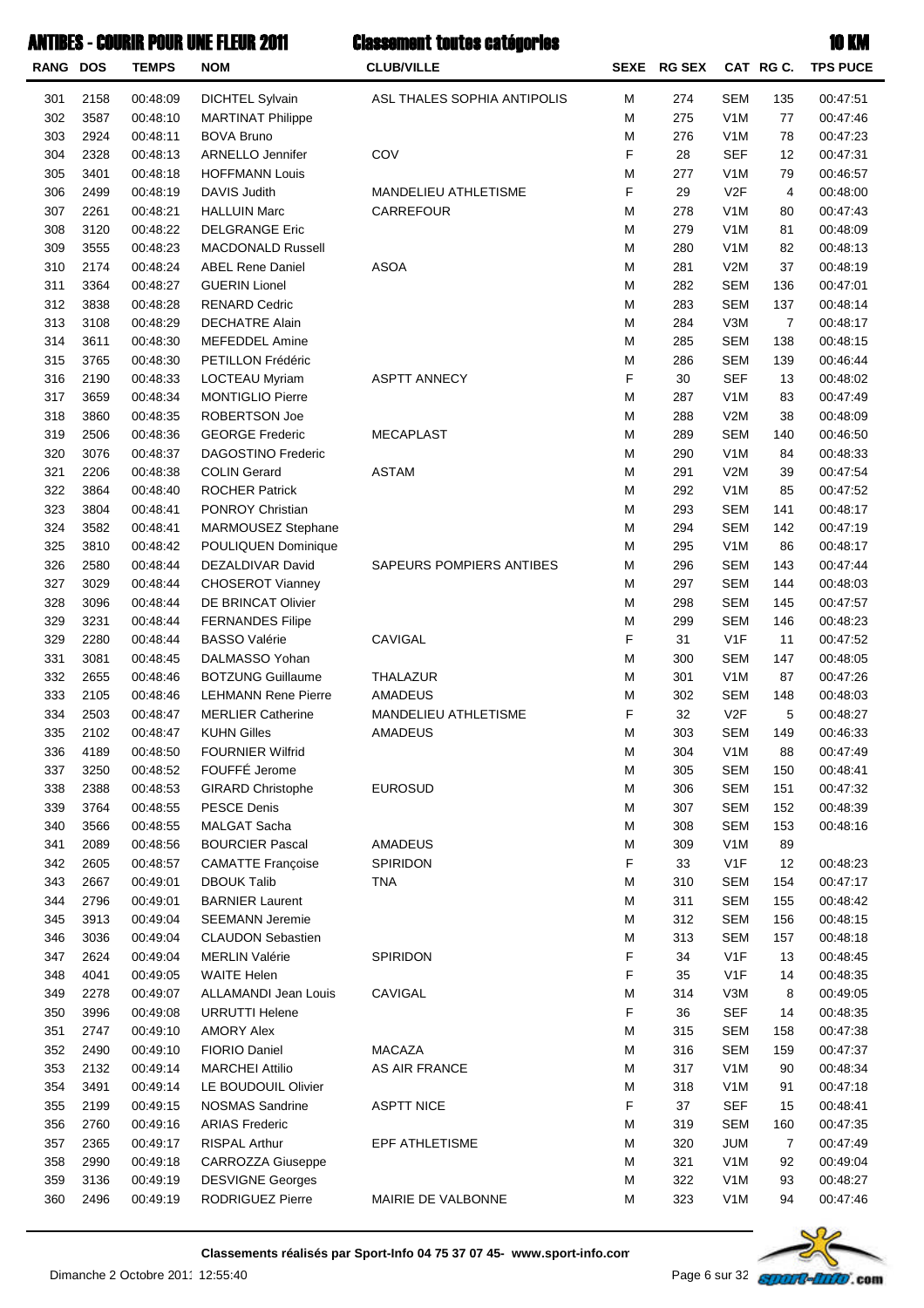# ANTIBES - COURIR POUR UNE FLEUR 2011

## Classement toutes catégories

## 10 KM

| RANG | DOS | TEMPS | NOM | CLUB/VILLE | SEXE | RG SEX | CAT | RG C. | TPS PUCE |
|---|---|---|---|---|---|---|---|---|---|
| 301 | 2158 | 00:48:09 | DICHTEL Sylvain | ASL THALES SOPHIA ANTIPOLIS | M | 274 | SEM | 135 | 00:47:51 |
| 302 | 3587 | 00:48:10 | MARTINAT Philippe | | M | 275 | V1M | 77 | 00:47:46 |
| 303 | 2924 | 00:48:11 | BOVA Bruno | | M | 276 | V1M | 78 | 00:47:23 |
| 304 | 2328 | 00:48:13 | ARNELLO Jennifer | COV | F | 28 | SEF | 12 | 00:47:31 |
| 305 | 3401 | 00:48:18 | HOFFMANN Louis | | M | 277 | V1M | 79 | 00:46:57 |
| 306 | 2499 | 00:48:19 | DAVIS Judith | MANDELIEU ATHLETISME | F | 29 | V2F | 4 | 00:48:00 |
| 307 | 2261 | 00:48:21 | HALLUIN Marc | CARREFOUR | M | 278 | V1M | 80 | 00:47:43 |
| 308 | 3120 | 00:48:22 | DELGRANGE Eric | | M | 279 | V1M | 81 | 00:48:09 |
| 309 | 3555 | 00:48:23 | MACDONALD Russell | | M | 280 | V1M | 82 | 00:48:13 |
| 310 | 2174 | 00:48:24 | ABEL Rene Daniel | ASOA | M | 281 | V2M | 37 | 00:48:19 |
| 311 | 3364 | 00:48:27 | GUERIN Lionel | | M | 282 | SEM | 136 | 00:47:01 |
| 312 | 3838 | 00:48:28 | RENARD Cedric | | M | 283 | SEM | 137 | 00:48:14 |
| 313 | 3108 | 00:48:29 | DECHATRE Alain | | M | 284 | V3M | 7 | 00:48:17 |
| 314 | 3611 | 00:48:30 | MEFEDDEL Amine | | M | 285 | SEM | 138 | 00:48:15 |
| 315 | 3765 | 00:48:30 | PETILLON Frédéric | | M | 286 | SEM | 139 | 00:46:44 |
| 316 | 2190 | 00:48:33 | LOCTEAU Myriam | ASPTT ANNECY | F | 30 | SEF | 13 | 00:48:02 |
| 317 | 3659 | 00:48:34 | MONTIGLIO Pierre | | M | 287 | V1M | 83 | 00:47:49 |
| 318 | 3860 | 00:48:35 | ROBERTSON Joe | | M | 288 | V2M | 38 | 00:48:09 |
| 319 | 2506 | 00:48:36 | GEORGE Frederic | MECAPLAST | M | 289 | SEM | 140 | 00:46:50 |
| 320 | 3076 | 00:48:37 | DAGOSTINO Frederic | | M | 290 | V1M | 84 | 00:48:33 |
| 321 | 2206 | 00:48:38 | COLIN Gerard | ASTAM | M | 291 | V2M | 39 | 00:47:54 |
| 322 | 3864 | 00:48:40 | ROCHER Patrick | | M | 292 | V1M | 85 | 00:47:52 |
| 323 | 3804 | 00:48:41 | PONROY Christian | | M | 293 | SEM | 141 | 00:48:17 |
| 324 | 3582 | 00:48:41 | MARMOUSEZ Stephane | | M | 294 | SEM | 142 | 00:47:19 |
| 325 | 3810 | 00:48:42 | POULIQUEN Dominique | | M | 295 | V1M | 86 | 00:48:17 |
| 326 | 2580 | 00:48:44 | DEZALDIVAR David | SAPEURS POMPIERS ANTIBES | M | 296 | SEM | 143 | 00:47:44 |
| 327 | 3029 | 00:48:44 | CHOSEROT Vianney | | M | 297 | SEM | 144 | 00:48:03 |
| 328 | 3096 | 00:48:44 | DE BRINCAT Olivier | | M | 298 | SEM | 145 | 00:47:57 |
| 329 | 3231 | 00:48:44 | FERNANDES Filipe | | M | 299 | SEM | 146 | 00:48:23 |
| 329 | 2280 | 00:48:44 | BASSO Valérie | CAVIGAL | F | 31 | V1F | 11 | 00:47:52 |
| 331 | 3081 | 00:48:45 | DALMASSO Yohan | | M | 300 | SEM | 147 | 00:48:05 |
| 332 | 2655 | 00:48:46 | BOTZUNG Guillaume | THALAZUR | M | 301 | V1M | 87 | 00:47:26 |
| 333 | 2105 | 00:48:46 | LEHMANN Rene Pierre | AMADEUS | M | 302 | SEM | 148 | 00:48:03 |
| 334 | 2503 | 00:48:47 | MERLIER Catherine | MANDELIEU ATHLETISME | F | 32 | V2F | 5 | 00:48:27 |
| 335 | 2102 | 00:48:47 | KUHN Gilles | AMADEUS | M | 303 | SEM | 149 | 00:46:33 |
| 336 | 4189 | 00:48:50 | FOURNIER Wilfrid | | M | 304 | V1M | 88 | 00:47:49 |
| 337 | 3250 | 00:48:52 | FOUFFÉ Jerome | | M | 305 | SEM | 150 | 00:48:41 |
| 338 | 2388 | 00:48:53 | GIRARD Christophe | EUROSUD | M | 306 | SEM | 151 | 00:47:32 |
| 339 | 3764 | 00:48:55 | PESCE Denis | | M | 307 | SEM | 152 | 00:48:39 |
| 340 | 3566 | 00:48:55 | MALGAT Sacha | | M | 308 | SEM | 153 | 00:48:16 |
| 341 | 2089 | 00:48:56 | BOURCIER Pascal | AMADEUS | M | 309 | V1M | 89 | |
| 342 | 2605 | 00:48:57 | CAMATTE Françoise | SPIRIDON | F | 33 | V1F | 12 | 00:48:23 |
| 343 | 2667 | 00:49:01 | DBOUK Talib | TNA | M | 310 | SEM | 154 | 00:47:17 |
| 344 | 2796 | 00:49:01 | BARNIER Laurent | | M | 311 | SEM | 155 | 00:48:42 |
| 345 | 3913 | 00:49:04 | SEEMANN Jeremie | | M | 312 | SEM | 156 | 00:48:15 |
| 346 | 3036 | 00:49:04 | CLAUDON Sebastien | | M | 313 | SEM | 157 | 00:48:18 |
| 347 | 2624 | 00:49:04 | MERLIN Valérie | SPIRIDON | F | 34 | V1F | 13 | 00:48:45 |
| 348 | 4041 | 00:49:05 | WAITE Helen | | F | 35 | V1F | 14 | 00:48:35 |
| 349 | 2278 | 00:49:07 | ALLAMANDI Jean Louis | CAVIGAL | M | 314 | V3M | 8 | 00:49:05 |
| 350 | 3996 | 00:49:08 | URRUTTI Helene | | F | 36 | SEF | 14 | 00:48:35 |
| 351 | 2747 | 00:49:10 | AMORY Alex | | M | 315 | SEM | 158 | 00:47:38 |
| 352 | 2490 | 00:49:10 | FIORIO Daniel | MACAZA | M | 316 | SEM | 159 | 00:47:37 |
| 353 | 2132 | 00:49:14 | MARCHEI Attilio | AS AIR FRANCE | M | 317 | V1M | 90 | 00:48:34 |
| 354 | 3491 | 00:49:14 | LE BOUDOUIL Olivier | | M | 318 | V1M | 91 | 00:47:18 |
| 355 | 2199 | 00:49:15 | NOSMAS Sandrine | ASPTT NICE | F | 37 | SEF | 15 | 00:48:41 |
| 356 | 2760 | 00:49:16 | ARIAS Frederic | | M | 319 | SEM | 160 | 00:47:35 |
| 357 | 2365 | 00:49:17 | RISPAL Arthur | EPF ATHLETISME | M | 320 | JUM | 7 | 00:47:49 |
| 358 | 2990 | 00:49:18 | CARROZZA Giuseppe | | M | 321 | V1M | 92 | 00:49:04 |
| 359 | 3136 | 00:49:19 | DESVIGNE Georges | | M | 322 | V1M | 93 | 00:48:27 |
| 360 | 2496 | 00:49:19 | RODRIGUEZ Pierre | MAIRIE DE VALBONNE | M | 323 | V1M | 94 | 00:47:46 |

**Classements réalisés par Sport-Info 04 75 37 07 45- www.sport-info.com**

Dimanche 2 Octobre 2011 12:55:40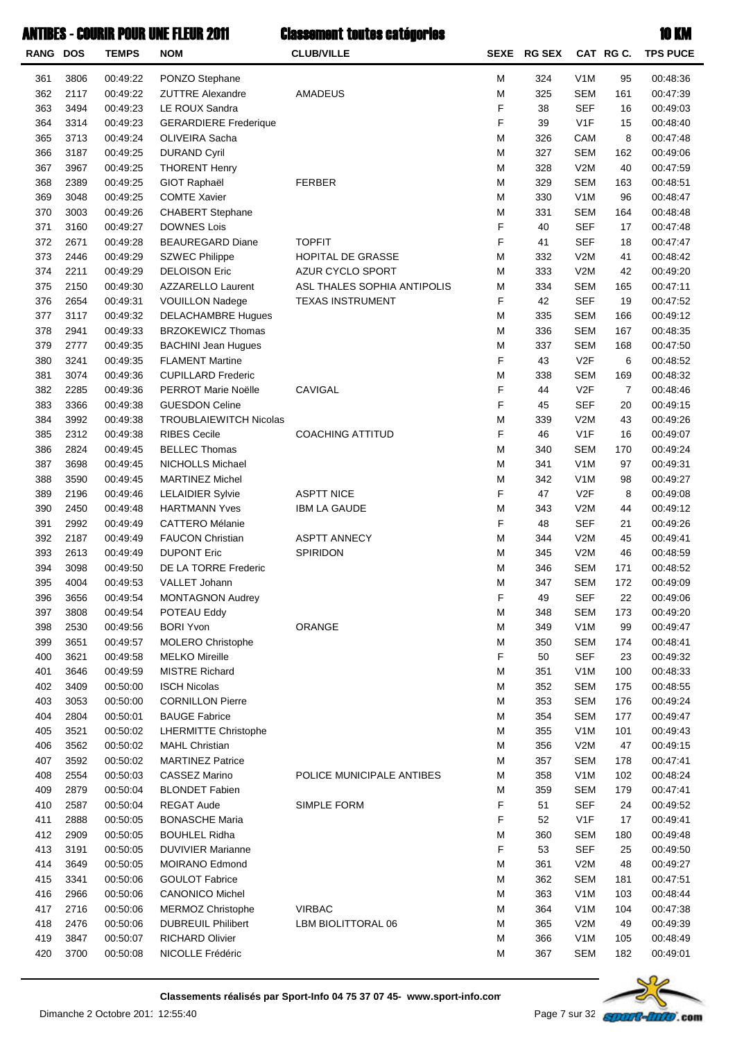# ANTIBES - COURIR POUR UNE FLEUR 2011 — Classement toutes catégories — 10 KM

| RANG | DOS | TEMPS | NOM | CLUB/VILLE | SEXE | RG SEX | CAT | RG C. | TPS PUCE |
|---|---|---|---|---|---|---|---|---|---|
| 361 | 3806 | 00:49:22 | PONZO Stephane | | M | 324 | V1M | 95 | 00:48:36 |
| 362 | 2117 | 00:49:22 | ZUTTRE Alexandre | AMADEUS | M | 325 | SEM | 161 | 00:47:39 |
| 363 | 3494 | 00:49:23 | LE ROUX Sandra | | F | 38 | SEF | 16 | 00:49:03 |
| 364 | 3314 | 00:49:23 | GERARDIERE Frederique | | F | 39 | V1F | 15 | 00:48:40 |
| 365 | 3713 | 00:49:24 | OLIVEIRA Sacha | | M | 326 | CAM | 8 | 00:47:48 |
| 366 | 3187 | 00:49:25 | DURAND Cyril | | M | 327 | SEM | 162 | 00:49:06 |
| 367 | 3967 | 00:49:25 | THORENT Henry | | M | 328 | V2M | 40 | 00:47:59 |
| 368 | 2389 | 00:49:25 | GIOT Raphaël | FERBER | M | 329 | SEM | 163 | 00:48:51 |
| 369 | 3048 | 00:49:25 | COMTE Xavier | | M | 330 | V1M | 96 | 00:48:47 |
| 370 | 3003 | 00:49:26 | CHABERT Stephane | | M | 331 | SEM | 164 | 00:48:48 |
| 371 | 3160 | 00:49:27 | DOWNES Lois | | F | 40 | SEF | 17 | 00:47:48 |
| 372 | 2671 | 00:49:28 | BEAUREGARD Diane | TOPFIT | F | 41 | SEF | 18 | 00:47:47 |
| 373 | 2446 | 00:49:29 | SZWEC Philippe | HOPITAL DE GRASSE | M | 332 | V2M | 41 | 00:48:42 |
| 374 | 2211 | 00:49:29 | DELOISON Eric | AZUR CYCLO SPORT | M | 333 | V2M | 42 | 00:49:20 |
| 375 | 2150 | 00:49:30 | AZZARELLO Laurent | ASL THALES SOPHIA ANTIPOLIS | M | 334 | SEM | 165 | 00:47:11 |
| 376 | 2654 | 00:49:31 | VOUILLON Nadege | TEXAS INSTRUMENT | F | 42 | SEF | 19 | 00:47:52 |
| 377 | 3117 | 00:49:32 | DELACHAMBRE Hugues | | M | 335 | SEM | 166 | 00:49:12 |
| 378 | 2941 | 00:49:33 | BRZOKEWICZ Thomas | | M | 336 | SEM | 167 | 00:48:35 |
| 379 | 2777 | 00:49:35 | BACHINI Jean Hugues | | M | 337 | SEM | 168 | 00:47:50 |
| 380 | 3241 | 00:49:35 | FLAMENT Martine | | F | 43 | V2F | 6 | 00:48:52 |
| 381 | 3074 | 00:49:36 | CUPILLARD Frederic | | M | 338 | SEM | 169 | 00:48:32 |
| 382 | 2285 | 00:49:36 | PERROT Marie Noëlle | CAVIGAL | F | 44 | V2F | 7 | 00:48:46 |
| 383 | 3366 | 00:49:38 | GUESDON Celine | | F | 45 | SEF | 20 | 00:49:15 |
| 384 | 3992 | 00:49:38 | TROUBLAIEWITCH Nicolas | | M | 339 | V2M | 43 | 00:49:26 |
| 385 | 2312 | 00:49:38 | RIBES Cecile | COACHING ATTITUD | F | 46 | V1F | 16 | 00:49:07 |
| 386 | 2824 | 00:49:45 | BELLEC Thomas | | M | 340 | SEM | 170 | 00:49:24 |
| 387 | 3698 | 00:49:45 | NICHOLLS Michael | | M | 341 | V1M | 97 | 00:49:31 |
| 388 | 3590 | 00:49:45 | MARTINEZ Michel | | M | 342 | V1M | 98 | 00:49:27 |
| 389 | 2196 | 00:49:46 | LELAIDIER Sylvie | ASPTT NICE | F | 47 | V2F | 8 | 00:49:08 |
| 390 | 2450 | 00:49:48 | HARTMANN Yves | IBM LA GAUDE | M | 343 | V2M | 44 | 00:49:12 |
| 391 | 2992 | 00:49:49 | CATTERO Mélanie | | F | 48 | SEF | 21 | 00:49:26 |
| 392 | 2187 | 00:49:49 | FAUCON Christian | ASPTT ANNECY | M | 344 | V2M | 45 | 00:49:41 |
| 393 | 2613 | 00:49:49 | DUPONT Eric | SPIRIDON | M | 345 | V2M | 46 | 00:48:59 |
| 394 | 3098 | 00:49:50 | DE LA TORRE Frederic | | M | 346 | SEM | 171 | 00:48:52 |
| 395 | 4004 | 00:49:53 | VALLET Johann | | M | 347 | SEM | 172 | 00:49:09 |
| 396 | 3656 | 00:49:54 | MONTAGNON Audrey | | F | 49 | SEF | 22 | 00:49:06 |
| 397 | 3808 | 00:49:54 | POTEAU Eddy | | M | 348 | SEM | 173 | 00:49:20 |
| 398 | 2530 | 00:49:56 | BORI Yvon | ORANGE | M | 349 | V1M | 99 | 00:49:47 |
| 399 | 3651 | 00:49:57 | MOLERO Christophe | | M | 350 | SEM | 174 | 00:48:41 |
| 400 | 3621 | 00:49:58 | MELKO Mireille | | F | 50 | SEF | 23 | 00:49:32 |
| 401 | 3646 | 00:49:59 | MISTRE Richard | | M | 351 | V1M | 100 | 00:48:33 |
| 402 | 3409 | 00:50:00 | ISCH Nicolas | | M | 352 | SEM | 175 | 00:48:55 |
| 403 | 3053 | 00:50:00 | CORNILLON Pierre | | M | 353 | SEM | 176 | 00:49:24 |
| 404 | 2804 | 00:50:01 | BAUGE Fabrice | | M | 354 | SEM | 177 | 00:49:47 |
| 405 | 3521 | 00:50:02 | LHERMITTE Christophe | | M | 355 | V1M | 101 | 00:49:43 |
| 406 | 3562 | 00:50:02 | MAHL Christian | | M | 356 | V2M | 47 | 00:49:15 |
| 407 | 3592 | 00:50:02 | MARTINEZ Patrice | | M | 357 | SEM | 178 | 00:47:41 |
| 408 | 2554 | 00:50:03 | CASSEZ Marino | POLICE MUNICIPALE ANTIBES | M | 358 | V1M | 102 | 00:48:24 |
| 409 | 2879 | 00:50:04 | BLONDET Fabien | | M | 359 | SEM | 179 | 00:47:41 |
| 410 | 2587 | 00:50:04 | REGAT Aude | SIMPLE FORM | F | 51 | SEF | 24 | 00:49:52 |
| 411 | 2888 | 00:50:05 | BONASCHE Maria | | F | 52 | V1F | 17 | 00:49:41 |
| 412 | 2909 | 00:50:05 | BOUHLEL Ridha | | M | 360 | SEM | 180 | 00:49:48 |
| 413 | 3191 | 00:50:05 | DUVIVIER Marianne | | F | 53 | SEF | 25 | 00:49:50 |
| 414 | 3649 | 00:50:05 | MOIRANO Edmond | | M | 361 | V2M | 48 | 00:49:27 |
| 415 | 3341 | 00:50:06 | GOULOT Fabrice | | M | 362 | SEM | 181 | 00:47:51 |
| 416 | 2966 | 00:50:06 | CANONICO Michel | | M | 363 | V1M | 103 | 00:48:44 |
| 417 | 2716 | 00:50:06 | MERMOZ Christophe | VIRBAC | M | 364 | V1M | 104 | 00:47:38 |
| 418 | 2476 | 00:50:06 | DUBREUIL Philibert | LBM BIOLITTORAL 06 | M | 365 | V2M | 49 | 00:49:39 |
| 419 | 3847 | 00:50:07 | RICHARD Olivier | | M | 366 | V1M | 105 | 00:48:49 |
| 420 | 3700 | 00:50:08 | NICOLLE Frédéric | | M | 367 | SEM | 182 | 00:49:01 |

**Classements réalisés par Sport-Info 04 75 37 07 45- www.sport-info.com**

Dimanche 2 Octobre 2011 12:55:40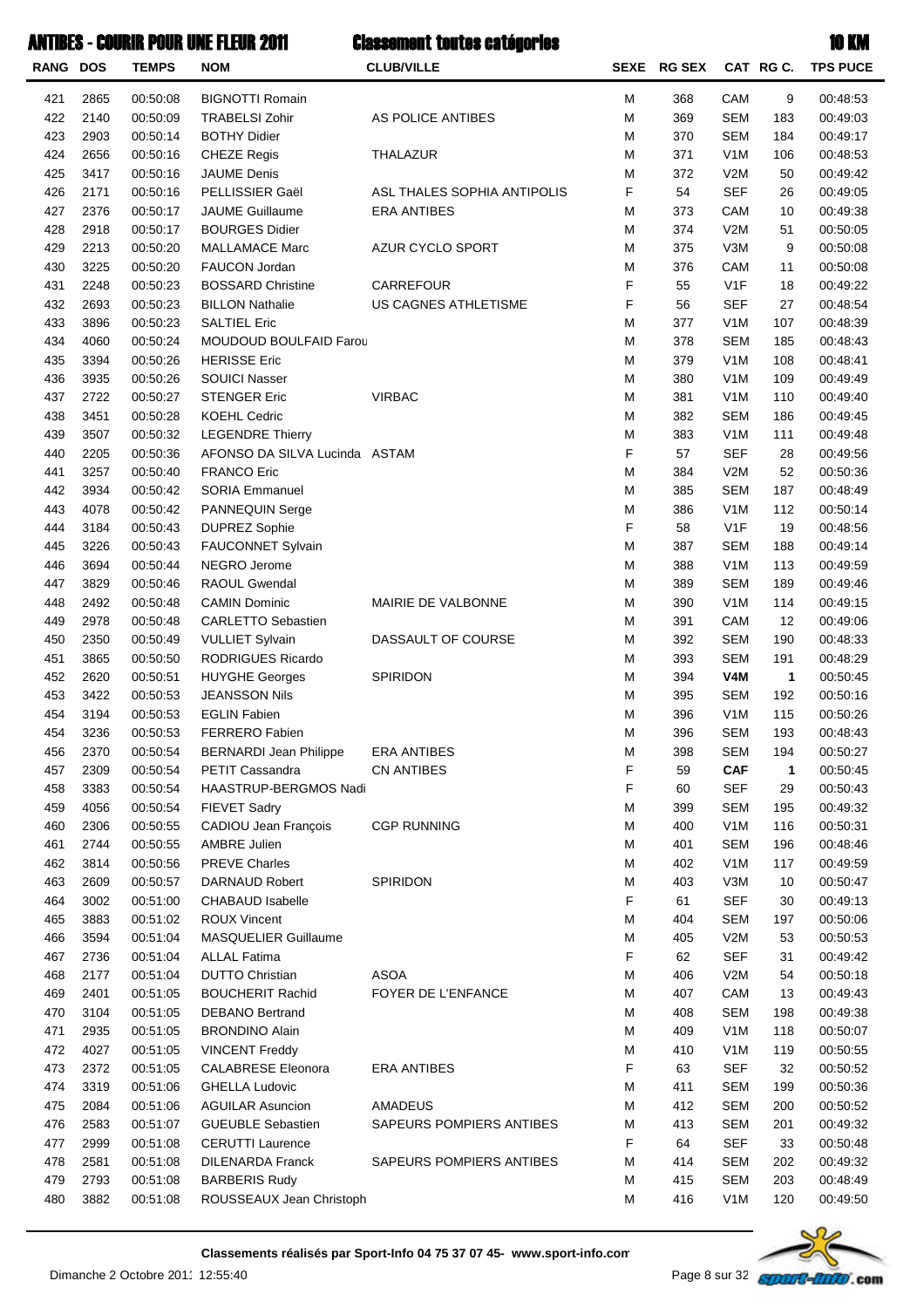# ANTIBES - COURIR POUR UNE FLEUR 2011 — Classement toutes catégories — 10 KM

| RANG | DOS | TEMPS | NOM | CLUB/VILLE | SEXE | RG SEX | CAT | RG C. | TPS PUCE |
|---|---|---|---|---|---|---|---|---|---|
| 421 | 2865 | 00:50:08 | BIGNOTTI Romain | | M | 368 | CAM | 9 | 00:48:53 |
| 422 | 2140 | 00:50:09 | TRABELSI Zohir | AS POLICE ANTIBES | M | 369 | SEM | 183 | 00:49:03 |
| 423 | 2903 | 00:50:14 | BOTHY Didier | | M | 370 | SEM | 184 | 00:49:17 |
| 424 | 2656 | 00:50:16 | CHEZE Regis | THALAZUR | M | 371 | V1M | 106 | 00:48:53 |
| 425 | 3417 | 00:50:16 | JAUME Denis | | M | 372 | V2M | 50 | 00:49:42 |
| 426 | 2171 | 00:50:16 | PELLISSIER Gaël | ASL THALES SOPHIA ANTIPOLIS | F | 54 | SEF | 26 | 00:49:05 |
| 427 | 2376 | 00:50:17 | JAUME Guillaume | ERA ANTIBES | M | 373 | CAM | 10 | 00:49:38 |
| 428 | 2918 | 00:50:17 | BOURGES Didier | | M | 374 | V2M | 51 | 00:50:05 |
| 429 | 2213 | 00:50:20 | MALLAMACE Marc | AZUR CYCLO SPORT | M | 375 | V3M | 9 | 00:50:08 |
| 430 | 3225 | 00:50:20 | FAUCON Jordan | | M | 376 | CAM | 11 | 00:50:08 |
| 431 | 2248 | 00:50:23 | BOSSARD Christine | CARREFOUR | F | 55 | V1F | 18 | 00:49:22 |
| 432 | 2693 | 00:50:23 | BILLON Nathalie | US CAGNES ATHLETISME | F | 56 | SEF | 27 | 00:48:54 |
| 433 | 3896 | 00:50:23 | SALTIEL Eric | | M | 377 | V1M | 107 | 00:48:39 |
| 434 | 4060 | 00:50:24 | MOUDOUD BOULFAID Farou | | M | 378 | SEM | 185 | 00:48:43 |
| 435 | 3394 | 00:50:26 | HERISSE Eric | | M | 379 | V1M | 108 | 00:48:41 |
| 436 | 3935 | 00:50:26 | SOUICI Nasser | | M | 380 | V1M | 109 | 00:49:49 |
| 437 | 2722 | 00:50:27 | STENGER Eric | VIRBAC | M | 381 | V1M | 110 | 00:49:40 |
| 438 | 3451 | 00:50:28 | KOEHL Cedric | | M | 382 | SEM | 186 | 00:49:45 |
| 439 | 3507 | 00:50:32 | LEGENDRE Thierry | | M | 383 | V1M | 111 | 00:49:48 |
| 440 | 2205 | 00:50:36 | AFONSO DA SILVA Lucinda | ASTAM | F | 57 | SEF | 28 | 00:49:56 |
| 441 | 3257 | 00:50:40 | FRANCO Eric | | M | 384 | V2M | 52 | 00:50:36 |
| 442 | 3934 | 00:50:42 | SORIA Emmanuel | | M | 385 | SEM | 187 | 00:48:49 |
| 443 | 4078 | 00:50:42 | PANNEQUIN Serge | | M | 386 | V1M | 112 | 00:50:14 |
| 444 | 3184 | 00:50:43 | DUPREZ Sophie | | F | 58 | V1F | 19 | 00:48:56 |
| 445 | 3226 | 00:50:43 | FAUCONNET Sylvain | | M | 387 | SEM | 188 | 00:49:14 |
| 446 | 3694 | 00:50:44 | NEGRO Jerome | | M | 388 | V1M | 113 | 00:49:59 |
| 447 | 3829 | 00:50:46 | RAOUL Gwendal | | M | 389 | SEM | 189 | 00:49:46 |
| 448 | 2492 | 00:50:48 | CAMIN Dominic | MAIRIE DE VALBONNE | M | 390 | V1M | 114 | 00:49:15 |
| 449 | 2978 | 00:50:48 | CARLETTO Sebastien | | M | 391 | CAM | 12 | 00:49:06 |
| 450 | 2350 | 00:50:49 | VULLIET Sylvain | DASSAULT OF COURSE | M | 392 | SEM | 190 | 00:48:33 |
| 451 | 3865 | 00:50:50 | RODRIGUES Ricardo | | M | 393 | SEM | 191 | 00:48:29 |
| 452 | 2620 | 00:50:51 | HUYGHE Georges | SPIRIDON | M | 394 | **V4M** | **1** | 00:50:45 |
| 453 | 3422 | 00:50:53 | JEANSSON Nils | | M | 395 | SEM | 192 | 00:50:16 |
| 454 | 3194 | 00:50:53 | EGLIN Fabien | | M | 396 | V1M | 115 | 00:50:26 |
| 454 | 3236 | 00:50:53 | FERRERO Fabien | | M | 396 | SEM | 193 | 00:48:43 |
| 456 | 2370 | 00:50:54 | BERNARDI Jean Philippe | ERA ANTIBES | M | 398 | SEM | 194 | 00:50:27 |
| 457 | 2309 | 00:50:54 | PETIT Cassandra | CN ANTIBES | F | 59 | **CAF** | **1** | 00:50:45 |
| 458 | 3383 | 00:50:54 | HAASTRUP-BERGMOS Nadi | | F | 60 | SEF | 29 | 00:50:43 |
| 459 | 4056 | 00:50:54 | FIEVET Sadry | | M | 399 | SEM | 195 | 00:49:32 |
| 460 | 2306 | 00:50:55 | CADIOU Jean François | CGP RUNNING | M | 400 | V1M | 116 | 00:50:31 |
| 461 | 2744 | 00:50:55 | AMBRE Julien | | M | 401 | SEM | 196 | 00:48:46 |
| 462 | 3814 | 00:50:56 | PREVE Charles | | M | 402 | V1M | 117 | 00:49:59 |
| 463 | 2609 | 00:50:57 | DARNAUD Robert | SPIRIDON | M | 403 | V3M | 10 | 00:50:47 |
| 464 | 3002 | 00:51:00 | CHABAUD Isabelle | | F | 61 | SEF | 30 | 00:49:13 |
| 465 | 3883 | 00:51:02 | ROUX Vincent | | M | 404 | SEM | 197 | 00:50:06 |
| 466 | 3594 | 00:51:04 | MASQUELIER Guillaume | | M | 405 | V2M | 53 | 00:50:53 |
| 467 | 2736 | 00:51:04 | ALLAL Fatima | | F | 62 | SEF | 31 | 00:49:42 |
| 468 | 2177 | 00:51:04 | DUTTO Christian | ASOA | M | 406 | V2M | 54 | 00:50:18 |
| 469 | 2401 | 00:51:05 | BOUCHERIT Rachid | FOYER DE L'ENFANCE | M | 407 | CAM | 13 | 00:49:43 |
| 470 | 3104 | 00:51:05 | DEBANO Bertrand | | M | 408 | SEM | 198 | 00:49:38 |
| 471 | 2935 | 00:51:05 | BRONDINO Alain | | M | 409 | V1M | 118 | 00:50:07 |
| 472 | 4027 | 00:51:05 | VINCENT Freddy | | M | 410 | V1M | 119 | 00:50:55 |
| 473 | 2372 | 00:51:05 | CALABRESE Eleonora | ERA ANTIBES | F | 63 | SEF | 32 | 00:50:52 |
| 474 | 3319 | 00:51:06 | GHELLA Ludovic | | M | 411 | SEM | 199 | 00:50:36 |
| 475 | 2084 | 00:51:06 | AGUILAR Asuncion | AMADEUS | M | 412 | SEM | 200 | 00:50:52 |
| 476 | 2583 | 00:51:07 | GUEUBLE Sebastien | SAPEURS POMPIERS ANTIBES | M | 413 | SEM | 201 | 00:49:32 |
| 477 | 2999 | 00:51:08 | CERUTTI Laurence | | F | 64 | SEF | 33 | 00:50:48 |
| 478 | 2581 | 00:51:08 | DILENARDA Franck | SAPEURS POMPIERS ANTIBES | M | 414 | SEM | 202 | 00:49:32 |
| 479 | 2793 | 00:51:08 | BARBERIS Rudy | | M | 415 | SEM | 203 | 00:48:49 |
| 480 | 3882 | 00:51:08 | ROUSSEAUX Jean Christoph | | M | 416 | V1M | 120 | 00:49:50 |

**Classements réalisés par Sport-Info 04 75 37 07 45- www.sport-info.com**

Dimanche 2 Octobre 2011 12:55:40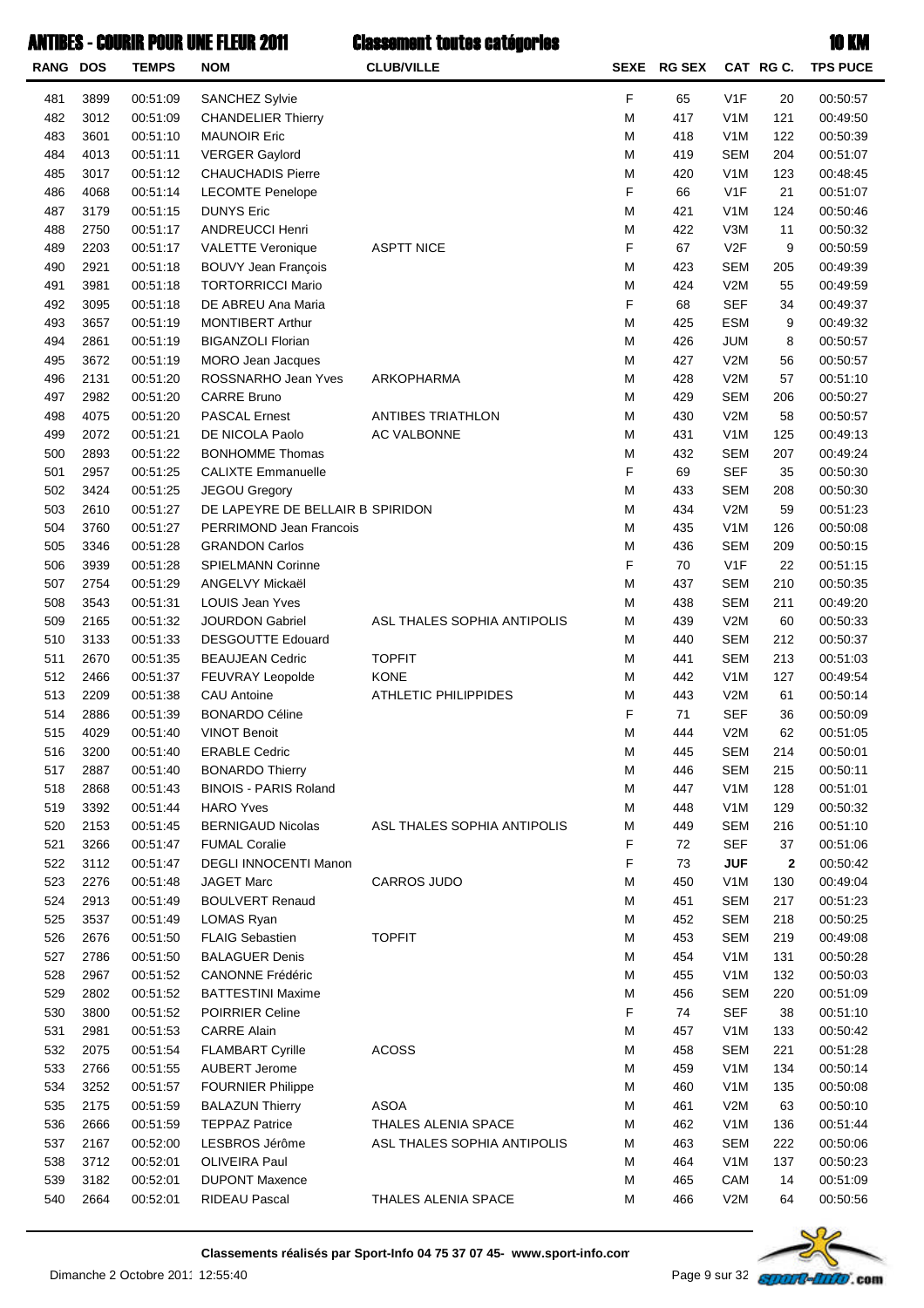# ANTIBES - COURIR POUR UNE FLEUR 2011 — Classement toutes catégories — 10 KM

| RANG | DOS | TEMPS | NOM | CLUB/VILLE | SEXE | RG SEX | CAT | RG C. | TPS PUCE |
|---|---|---|---|---|---|---|---|---|---|
| 481 | 3899 | 00:51:09 | SANCHEZ Sylvie | | F | 65 | V1F | 20 | 00:50:57 |
| 482 | 3012 | 00:51:09 | CHANDELIER Thierry | | M | 417 | V1M | 121 | 00:49:50 |
| 483 | 3601 | 00:51:10 | MAUNOIR Eric | | M | 418 | V1M | 122 | 00:50:39 |
| 484 | 4013 | 00:51:11 | VERGER Gaylord | | M | 419 | SEM | 204 | 00:51:07 |
| 485 | 3017 | 00:51:12 | CHAUCHADIS Pierre | | M | 420 | V1M | 123 | 00:48:45 |
| 486 | 4068 | 00:51:14 | LECOMTE Penelope | | F | 66 | V1F | 21 | 00:51:07 |
| 487 | 3179 | 00:51:15 | DUNYS Eric | | M | 421 | V1M | 124 | 00:50:46 |
| 488 | 2750 | 00:51:17 | ANDREUCCI Henri | | M | 422 | V3M | 11 | 00:50:32 |
| 489 | 2203 | 00:51:17 | VALETTE Veronique | ASPTT NICE | F | 67 | V2F | 9 | 00:50:59 |
| 490 | 2921 | 00:51:18 | BOUVY Jean François | | M | 423 | SEM | 205 | 00:49:39 |
| 491 | 3981 | 00:51:18 | TORTORRICCI Mario | | M | 424 | V2M | 55 | 00:49:59 |
| 492 | 3095 | 00:51:18 | DE ABREU Ana Maria | | F | 68 | SEF | 34 | 00:49:37 |
| 493 | 3657 | 00:51:19 | MONTIBERT Arthur | | M | 425 | ESM | 9 | 00:49:32 |
| 494 | 2861 | 00:51:19 | BIGANZOLI Florian | | M | 426 | JUM | 8 | 00:50:57 |
| 495 | 3672 | 00:51:19 | MORO Jean Jacques | | M | 427 | V2M | 56 | 00:50:57 |
| 496 | 2131 | 00:51:20 | ROSSNARHO Jean Yves | ARKOPHARMA | M | 428 | V2M | 57 | 00:51:10 |
| 497 | 2982 | 00:51:20 | CARRE Bruno | | M | 429 | SEM | 206 | 00:50:27 |
| 498 | 4075 | 00:51:20 | PASCAL Ernest | ANTIBES TRIATHLON | M | 430 | V2M | 58 | 00:50:57 |
| 499 | 2072 | 00:51:21 | DE NICOLA Paolo | AC VALBONNE | M | 431 | V1M | 125 | 00:49:13 |
| 500 | 2893 | 00:51:22 | BONHOMME Thomas | | M | 432 | SEM | 207 | 00:49:24 |
| 501 | 2957 | 00:51:25 | CALIXTE Emmanuelle | | F | 69 | SEF | 35 | 00:50:30 |
| 502 | 3424 | 00:51:25 | JEGOU Gregory | | M | 433 | SEM | 208 | 00:50:30 |
| 503 | 2610 | 00:51:27 | DE LAPEYRE DE BELLAIR B SPIRIDON | | M | 434 | V2M | 59 | 00:51:23 |
| 504 | 3760 | 00:51:27 | PERRIMOND Jean Francois | | M | 435 | V1M | 126 | 00:50:08 |
| 505 | 3346 | 00:51:28 | GRANDON Carlos | | M | 436 | SEM | 209 | 00:50:15 |
| 506 | 3939 | 00:51:28 | SPIELMANN Corinne | | F | 70 | V1F | 22 | 00:51:15 |
| 507 | 2754 | 00:51:29 | ANGELVY Mickaël | | M | 437 | SEM | 210 | 00:50:35 |
| 508 | 3543 | 00:51:31 | LOUIS Jean Yves | | M | 438 | SEM | 211 | 00:49:20 |
| 509 | 2165 | 00:51:32 | JOURDON Gabriel | ASL THALES SOPHIA ANTIPOLIS | M | 439 | V2M | 60 | 00:50:33 |
| 510 | 3133 | 00:51:33 | DESGOUTTE Edouard | | M | 440 | SEM | 212 | 00:50:37 |
| 511 | 2670 | 00:51:35 | BEAUJEAN Cedric | TOPFIT | M | 441 | SEM | 213 | 00:51:03 |
| 512 | 2466 | 00:51:37 | FEUVRAY Leopolde | KONE | M | 442 | V1M | 127 | 00:49:54 |
| 513 | 2209 | 00:51:38 | CAU Antoine | ATHLETIC PHILIPPIDES | M | 443 | V2M | 61 | 00:50:14 |
| 514 | 2886 | 00:51:39 | BONARDO Céline | | F | 71 | SEF | 36 | 00:50:09 |
| 515 | 4029 | 00:51:40 | VINOT Benoit | | M | 444 | V2M | 62 | 00:51:05 |
| 516 | 3200 | 00:51:40 | ERABLE Cedric | | M | 445 | SEM | 214 | 00:50:01 |
| 517 | 2887 | 00:51:40 | BONARDO Thierry | | M | 446 | SEM | 215 | 00:50:11 |
| 518 | 2868 | 00:51:43 | BINOIS - PARIS Roland | | M | 447 | V1M | 128 | 00:51:01 |
| 519 | 3392 | 00:51:44 | HARO Yves | | M | 448 | V1M | 129 | 00:50:32 |
| 520 | 2153 | 00:51:45 | BERNIGAUD Nicolas | ASL THALES SOPHIA ANTIPOLIS | M | 449 | SEM | 216 | 00:51:10 |
| 521 | 3266 | 00:51:47 | FUMAL Coralie | | F | 72 | SEF | 37 | 00:51:06 |
| 522 | 3112 | 00:51:47 | DEGLI INNOCENTI Manon | | F | 73 | **JUF** | **2** | 00:50:42 |
| 523 | 2276 | 00:51:48 | JAGET Marc | CARROS JUDO | M | 450 | V1M | 130 | 00:49:04 |
| 524 | 2913 | 00:51:49 | BOULVERT Renaud | | M | 451 | SEM | 217 | 00:51:23 |
| 525 | 3537 | 00:51:49 | LOMAS Ryan | | M | 452 | SEM | 218 | 00:50:25 |
| 526 | 2676 | 00:51:50 | FLAIG Sebastien | TOPFIT | M | 453 | SEM | 219 | 00:49:08 |
| 527 | 2786 | 00:51:50 | BALAGUER Denis | | M | 454 | V1M | 131 | 00:50:28 |
| 528 | 2967 | 00:51:52 | CANONNE Frédéric | | M | 455 | V1M | 132 | 00:50:03 |
| 529 | 2802 | 00:51:52 | BATTESTINI Maxime | | M | 456 | SEM | 220 | 00:51:09 |
| 530 | 3800 | 00:51:52 | POIRRIER Celine | | F | 74 | SEF | 38 | 00:51:10 |
| 531 | 2981 | 00:51:53 | CARRE Alain | | M | 457 | V1M | 133 | 00:50:42 |
| 532 | 2075 | 00:51:54 | FLAMBART Cyrille | ACOSS | M | 458 | SEM | 221 | 00:51:28 |
| 533 | 2766 | 00:51:55 | AUBERT Jerome | | M | 459 | V1M | 134 | 00:50:14 |
| 534 | 3252 | 00:51:57 | FOURNIER Philippe | | M | 460 | V1M | 135 | 00:50:08 |
| 535 | 2175 | 00:51:59 | BALAZUN Thierry | ASOA | M | 461 | V2M | 63 | 00:50:10 |
| 536 | 2666 | 00:51:59 | TEPPAZ Patrice | THALES ALENIA SPACE | M | 462 | V1M | 136 | 00:51:44 |
| 537 | 2167 | 00:52:00 | LESBROS Jérôme | ASL THALES SOPHIA ANTIPOLIS | M | 463 | SEM | 222 | 00:50:06 |
| 538 | 3712 | 00:52:01 | OLIVEIRA Paul | | M | 464 | V1M | 137 | 00:50:23 |
| 539 | 3182 | 00:52:01 | DUPONT Maxence | | M | 465 | CAM | 14 | 00:51:09 |
| 540 | 2664 | 00:52:01 | RIDEAU Pascal | THALES ALENIA SPACE | M | 466 | V2M | 64 | 00:50:56 |

**Classements réalisés par Sport-Info 04 75 37 07 45- www.sport-info.com**

Dimanche 2 Octobre 2011 12:55:40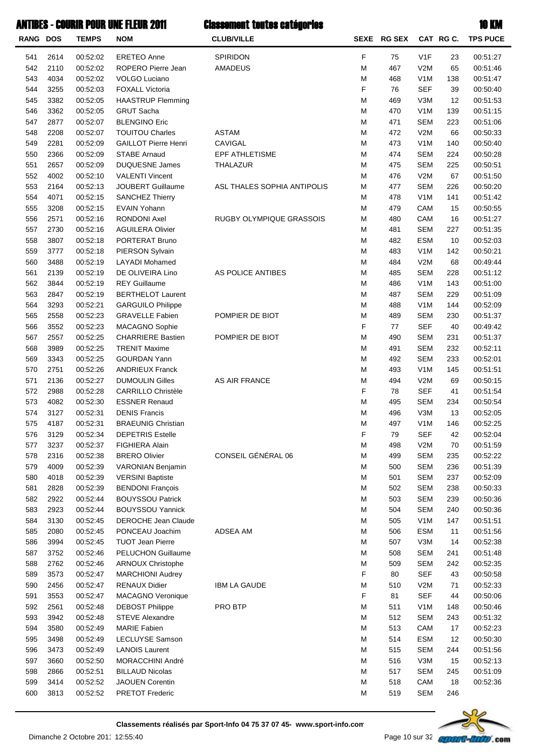# ANTIBES - COURIR POUR UNE FLEUR 2011 — Classement toutes catégories — 10 KM

| RANG | DOS | TEMPS | NOM | CLUB/VILLE | SEXE | RG SEX | CAT | RG C. | TPS PUCE |
|---|---|---|---|---|---|---|---|---|---|
| 541 | 2614 | 00:52:02 | ERETEO Anne | SPIRIDON | F | 75 | V1F | 23 | 00:51:27 |
| 542 | 2110 | 00:52:02 | ROPERO Pierre Jean | AMADEUS | M | 467 | V2M | 65 | 00:51:46 |
| 543 | 4034 | 00:52:02 | VOLGO Luciano | | M | 468 | V1M | 138 | 00:51:47 |
| 544 | 3255 | 00:52:03 | FOXALL Victoria | | F | 76 | SEF | 39 | 00:50:40 |
| 545 | 3382 | 00:52:05 | HAASTRUP Flemming | | M | 469 | V3M | 12 | 00:51:53 |
| 546 | 3362 | 00:52:05 | GRUT Sacha | | M | 470 | V1M | 139 | 00:51:15 |
| 547 | 2877 | 00:52:07 | BLENGINO Eric | | M | 471 | SEM | 223 | 00:51:06 |
| 548 | 2208 | 00:52:07 | TOUITOU Charles | ASTAM | M | 472 | V2M | 66 | 00:50:33 |
| 549 | 2281 | 00:52:09 | GAILLOT Pierre Henri | CAVIGAL | M | 473 | V1M | 140 | 00:50:40 |
| 550 | 2366 | 00:52:09 | STABE Arnaud | EPF ATHLETISME | M | 474 | SEM | 224 | 00:50:28 |
| 551 | 2657 | 00:52:09 | DUQUESNE James | THALAZUR | M | 475 | SEM | 225 | 00:50:51 |
| 552 | 4002 | 00:52:10 | VALENTI Vincent | | M | 476 | V2M | 67 | 00:51:50 |
| 553 | 2164 | 00:52:13 | JOUBERT Guillaume | ASL THALES SOPHIA ANTIPOLIS | M | 477 | SEM | 226 | 00:50:20 |
| 554 | 4071 | 00:52:15 | SANCHEZ Thierry | | M | 478 | V1M | 141 | 00:51:42 |
| 555 | 3208 | 00:52:15 | EVAIN Yohann | | M | 479 | CAM | 15 | 00:50:55 |
| 556 | 2571 | 00:52:16 | RONDONI Axel | RUGBY OLYMPIQUE GRASSOIS | M | 480 | CAM | 16 | 00:51:27 |
| 557 | 2730 | 00:52:16 | AGUILERA Olivier | | M | 481 | SEM | 227 | 00:51:35 |
| 558 | 3807 | 00:52:18 | PORTERAT Bruno | | M | 482 | ESM | 10 | 00:52:03 |
| 559 | 3777 | 00:52:18 | PIERSON Sylvain | | M | 483 | V1M | 142 | 00:50:21 |
| 560 | 3488 | 00:52:19 | LAYADI Mohamed | | M | 484 | V2M | 68 | 00:49:44 |
| 561 | 2139 | 00:52:19 | DE OLIVEIRA Lino | AS POLICE ANTIBES | M | 485 | SEM | 228 | 00:51:12 |
| 562 | 3844 | 00:52:19 | REY Guillaume | | M | 486 | V1M | 143 | 00:51:00 |
| 563 | 2847 | 00:52:19 | BERTHELOT Laurent | | M | 487 | SEM | 229 | 00:51:09 |
| 564 | 3293 | 00:52:21 | GARGUILO Philippe | | M | 488 | V1M | 144 | 00:52:09 |
| 565 | 2558 | 00:52:23 | GRAVELLE Fabien | POMPIER DE BIOT | M | 489 | SEM | 230 | 00:51:37 |
| 566 | 3552 | 00:52:23 | MACAGNO Sophie | | F | 77 | SEF | 40 | 00:49:42 |
| 567 | 2557 | 00:52:25 | CHARRIERE Bastien | POMPIER DE BIOT | M | 490 | SEM | 231 | 00:51:37 |
| 568 | 3989 | 00:52:25 | TRENIT Maxime | | M | 491 | SEM | 232 | 00:52:11 |
| 569 | 3343 | 00:52:25 | GOURDAN Yann | | M | 492 | SEM | 233 | 00:52:01 |
| 570 | 2751 | 00:52:26 | ANDRIEUX Franck | | M | 493 | V1M | 145 | 00:51:51 |
| 571 | 2136 | 00:52:27 | DUMOULIN Gilles | AS AIR FRANCE | M | 494 | V2M | 69 | 00:50:15 |
| 572 | 2988 | 00:52:28 | CARRILLO Christèle | | F | 78 | SEF | 41 | 00:51:54 |
| 573 | 4082 | 00:52:30 | ESSNER Renaud | | M | 495 | SEM | 234 | 00:50:54 |
| 574 | 3127 | 00:52:31 | DENIS Francis | | M | 496 | V3M | 13 | 00:52:05 |
| 575 | 4187 | 00:52:31 | BRAEUNIG Christian | | M | 497 | V1M | 146 | 00:52:25 |
| 576 | 3129 | 00:52:34 | DEPETRIS Estelle | | F | 79 | SEF | 42 | 00:52:04 |
| 577 | 3237 | 00:52:37 | FIGHIERA Alain | | M | 498 | V2M | 70 | 00:51:59 |
| 578 | 2316 | 00:52:38 | BRERO Olivier | CONSEIL GÉNÉRAL 06 | M | 499 | SEM | 235 | 00:52:22 |
| 579 | 4009 | 00:52:39 | VARONIAN Benjamin | | M | 500 | SEM | 236 | 00:51:39 |
| 580 | 4018 | 00:52:39 | VERSINI Baptiste | | M | 501 | SEM | 237 | 00:52:09 |
| 581 | 2828 | 00:52:39 | BENDONI François | | M | 502 | SEM | 238 | 00:50:33 |
| 582 | 2922 | 00:52:44 | BOUYSSOU Patrick | | M | 503 | SEM | 239 | 00:50:36 |
| 583 | 2923 | 00:52:44 | BOUYSSOU Yannick | | M | 504 | SEM | 240 | 00:50:36 |
| 584 | 3130 | 00:52:45 | DEROCHE Jean Claude | | M | 505 | V1M | 147 | 00:51:51 |
| 585 | 2080 | 00:52:45 | PONCEAU Joachim | ADSEA AM | M | 506 | ESM | 11 | 00:51:56 |
| 586 | 3994 | 00:52:45 | TUOT Jean Pierre | | M | 507 | V3M | 14 | 00:52:38 |
| 587 | 3752 | 00:52:46 | PELUCHON Guillaume | | M | 508 | SEM | 241 | 00:51:48 |
| 588 | 2762 | 00:52:46 | ARNOUX Christophe | | M | 509 | SEM | 242 | 00:52:35 |
| 589 | 3573 | 00:52:47 | MARCHIONI Audrey | | F | 80 | SEF | 43 | 00:50:58 |
| 590 | 2456 | 00:52:47 | RENAUX Didier | IBM LA GAUDE | M | 510 | V2M | 71 | 00:52:33 |
| 591 | 3553 | 00:52:47 | MACAGNO Veronique | | F | 81 | SEF | 44 | 00:50:06 |
| 592 | 2561 | 00:52:48 | DEBOST Philippe | PRO BTP | M | 511 | V1M | 148 | 00:50:46 |
| 593 | 3942 | 00:52:48 | STEVE Alexandre | | M | 512 | SEM | 243 | 00:51:32 |
| 594 | 3580 | 00:52:49 | MARIE Fabien | | M | 513 | CAM | 17 | 00:52:23 |
| 595 | 3498 | 00:52:49 | LECLUYSE Samson | | M | 514 | ESM | 12 | 00:50:30 |
| 596 | 3473 | 00:52:49 | LANOIS Laurent | | M | 515 | SEM | 244 | 00:51:56 |
| 597 | 3660 | 00:52:50 | MORACCHINI André | | M | 516 | V3M | 15 | 00:52:13 |
| 598 | 2866 | 00:52:51 | BILLAUD Nicolas | | M | 517 | SEM | 245 | 00:51:09 |
| 599 | 3414 | 00:52:52 | JAOUEN Corentin | | M | 518 | CAM | 18 | 00:52:36 |
| 600 | 3813 | 00:52:52 | PRETOT Frederic | | M | 519 | SEM | 246 | |

**Classements réalisés par Sport-Info 04 75 37 07 45- www.sport-info.com**

Dimanche 2 Octobre 2011 12:55:40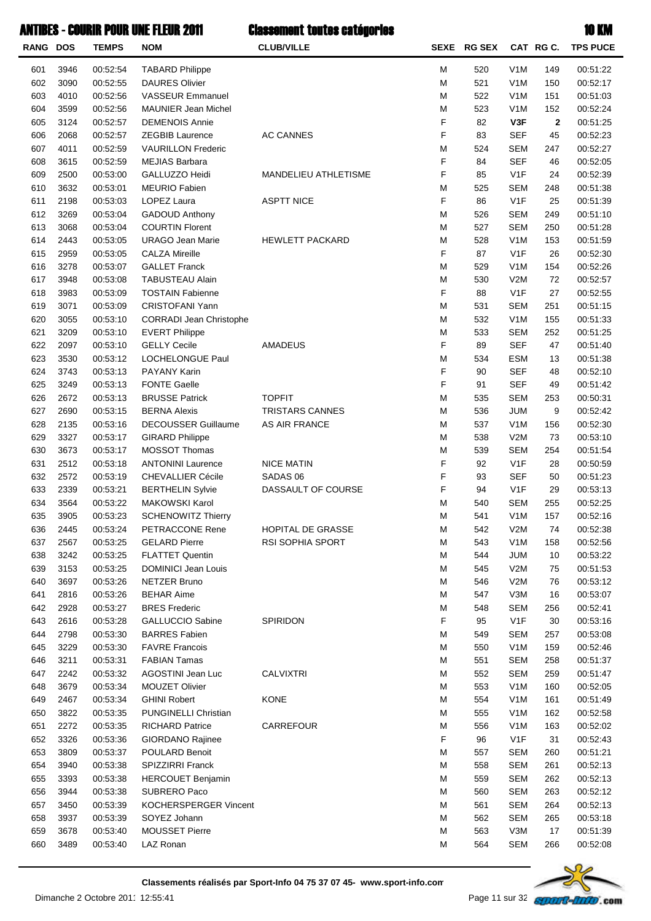# ANTIBES - COURIR POUR UNE FLEUR 2011 — Classement toutes catégories — 10 KM

| RANG | DOS | TEMPS | NOM | CLUB/VILLE | SEXE | RG SEX | CAT | RG C. | TPS PUCE |
|---|---|---|---|---|---|---|---|---|---|
| 601 | 3946 | 00:52:54 | TABARD Philippe | | M | 520 | V1M | 149 | 00:51:22 |
| 602 | 3090 | 00:52:55 | DAURES Olivier | | M | 521 | V1M | 150 | 00:52:17 |
| 603 | 4010 | 00:52:56 | VASSEUR Emmanuel | | M | 522 | V1M | 151 | 00:51:03 |
| 604 | 3599 | 00:52:56 | MAUNIER Jean Michel | | M | 523 | V1M | 152 | 00:52:24 |
| 605 | 3124 | 00:52:57 | DEMENOIS Annie | | F | 82 | **V3F** | **2** | 00:51:25 |
| 606 | 2068 | 00:52:57 | ZEGBIB Laurence | AC CANNES | F | 83 | SEF | 45 | 00:52:23 |
| 607 | 4011 | 00:52:59 | VAURILLON Frederic | | M | 524 | SEM | 247 | 00:52:27 |
| 608 | 3615 | 00:52:59 | MEJIAS Barbara | | F | 84 | SEF | 46 | 00:52:05 |
| 609 | 2500 | 00:53:00 | GALLUZZO Heidi | MANDELIEU ATHLETISME | F | 85 | V1F | 24 | 00:52:39 |
| 610 | 3632 | 00:53:01 | MEURIO Fabien | | M | 525 | SEM | 248 | 00:51:38 |
| 611 | 2198 | 00:53:03 | LOPEZ Laura | ASPTT NICE | F | 86 | V1F | 25 | 00:51:39 |
| 612 | 3269 | 00:53:04 | GADOUD Anthony | | M | 526 | SEM | 249 | 00:51:10 |
| 613 | 3068 | 00:53:04 | COURTIN Florent | | M | 527 | SEM | 250 | 00:51:28 |
| 614 | 2443 | 00:53:05 | URAGO Jean Marie | HEWLETT PACKARD | M | 528 | V1M | 153 | 00:51:59 |
| 615 | 2959 | 00:53:05 | CALZA Mireille | | F | 87 | V1F | 26 | 00:52:30 |
| 616 | 3278 | 00:53:07 | GALLET Franck | | M | 529 | V1M | 154 | 00:52:26 |
| 617 | 3948 | 00:53:08 | TABUSTEAU Alain | | M | 530 | V2M | 72 | 00:52:57 |
| 618 | 3983 | 00:53:09 | TOSTAIN Fabienne | | F | 88 | V1F | 27 | 00:52:55 |
| 619 | 3071 | 00:53:09 | CRISTOFANI Yann | | M | 531 | SEM | 251 | 00:51:15 |
| 620 | 3055 | 00:53:10 | CORRADI Jean Christophe | | M | 532 | V1M | 155 | 00:51:33 |
| 621 | 3209 | 00:53:10 | EVERT Philippe | | M | 533 | SEM | 252 | 00:51:25 |
| 622 | 2097 | 00:53:10 | GELLY Cecile | AMADEUS | F | 89 | SEF | 47 | 00:51:40 |
| 623 | 3530 | 00:53:12 | LOCHELONGUE Paul | | M | 534 | ESM | 13 | 00:51:38 |
| 624 | 3743 | 00:53:13 | PAYANY Karin | | F | 90 | SEF | 48 | 00:52:10 |
| 625 | 3249 | 00:53:13 | FONTE Gaelle | | F | 91 | SEF | 49 | 00:51:42 |
| 626 | 2672 | 00:53:13 | BRUSSE Patrick | TOPFIT | M | 535 | SEM | 253 | 00:50:31 |
| 627 | 2690 | 00:53:15 | BERNA Alexis | TRISTARS CANNES | M | 536 | JUM | 9 | 00:52:42 |
| 628 | 2135 | 00:53:16 | DECOUSSER Guillaume | AS AIR FRANCE | M | 537 | V1M | 156 | 00:52:30 |
| 629 | 3327 | 00:53:17 | GIRARD Philippe | | M | 538 | V2M | 73 | 00:53:10 |
| 630 | 3673 | 00:53:17 | MOSSOT Thomas | | M | 539 | SEM | 254 | 00:51:54 |
| 631 | 2512 | 00:53:18 | ANTONINI Laurence | NICE MATIN | F | 92 | V1F | 28 | 00:50:59 |
| 632 | 2572 | 00:53:19 | CHEVALLIER Cécile | SADAS 06 | F | 93 | SEF | 50 | 00:51:23 |
| 633 | 2339 | 00:53:21 | BERTHELIN Sylvie | DASSAULT OF COURSE | F | 94 | V1F | 29 | 00:53:13 |
| 634 | 3564 | 00:53:22 | MAKOWSKI Karol | | M | 540 | SEM | 255 | 00:52:25 |
| 635 | 3905 | 00:53:23 | SCHENOWITZ Thierry | | M | 541 | V1M | 157 | 00:52:16 |
| 636 | 2445 | 00:53:24 | PETRACCONE Rene | HOPITAL DE GRASSE | M | 542 | V2M | 74 | 00:52:38 |
| 637 | 2567 | 00:53:25 | GELARD Pierre | RSI SOPHIA SPORT | M | 543 | V1M | 158 | 00:52:56 |
| 638 | 3242 | 00:53:25 | FLATTET Quentin | | M | 544 | JUM | 10 | 00:53:22 |
| 639 | 3153 | 00:53:25 | DOMINICI Jean Louis | | M | 545 | V2M | 75 | 00:51:53 |
| 640 | 3697 | 00:53:26 | NETZER Bruno | | M | 546 | V2M | 76 | 00:53:12 |
| 641 | 2816 | 00:53:26 | BEHAR Aime | | M | 547 | V3M | 16 | 00:53:07 |
| 642 | 2928 | 00:53:27 | BRES Frederic | | M | 548 | SEM | 256 | 00:52:41 |
| 643 | 2616 | 00:53:28 | GALLUCCIO Sabine | SPIRIDON | F | 95 | V1F | 30 | 00:53:16 |
| 644 | 2798 | 00:53:30 | BARRES Fabien | | M | 549 | SEM | 257 | 00:53:08 |
| 645 | 3229 | 00:53:30 | FAVRE Francois | | M | 550 | V1M | 159 | 00:52:46 |
| 646 | 3211 | 00:53:31 | FABIAN Tamas | | M | 551 | SEM | 258 | 00:51:37 |
| 647 | 2242 | 00:53:32 | AGOSTINI Jean Luc | CALVIXTRI | M | 552 | SEM | 259 | 00:51:47 |
| 648 | 3679 | 00:53:34 | MOUZET Olivier | | M | 553 | V1M | 160 | 00:52:05 |
| 649 | 2467 | 00:53:34 | GHINI Robert | KONE | M | 554 | V1M | 161 | 00:51:49 |
| 650 | 3822 | 00:53:35 | PUNGINELLI Christian | | M | 555 | V1M | 162 | 00:52:58 |
| 651 | 2272 | 00:53:35 | RICHARD Patrice | CARREFOUR | M | 556 | V1M | 163 | 00:52:02 |
| 652 | 3326 | 00:53:36 | GIORDANO Rajinee | | F | 96 | V1F | 31 | 00:52:43 |
| 653 | 3809 | 00:53:37 | POULARD Benoit | | M | 557 | SEM | 260 | 00:51:21 |
| 654 | 3940 | 00:53:38 | SPIZZIRRI Franck | | M | 558 | SEM | 261 | 00:52:13 |
| 655 | 3393 | 00:53:38 | HERCOUET Benjamin | | M | 559 | SEM | 262 | 00:52:13 |
| 656 | 3944 | 00:53:38 | SUBRERO Paco | | M | 560 | SEM | 263 | 00:52:12 |
| 657 | 3450 | 00:53:39 | KOCHERSPERGER Vincent | | M | 561 | SEM | 264 | 00:52:13 |
| 658 | 3937 | 00:53:39 | SOYEZ Johann | | M | 562 | SEM | 265 | 00:53:18 |
| 659 | 3678 | 00:53:40 | MOUSSET Pierre | | M | 563 | V3M | 17 | 00:51:39 |
| 660 | 3489 | 00:53:40 | LAZ Ronan | | M | 564 | SEM | 266 | 00:52:08 |

**Classements réalisés par Sport-Info 04 75 37 07 45- www.sport-info.com**

Dimanche 2 Octobre 2011 12:55:41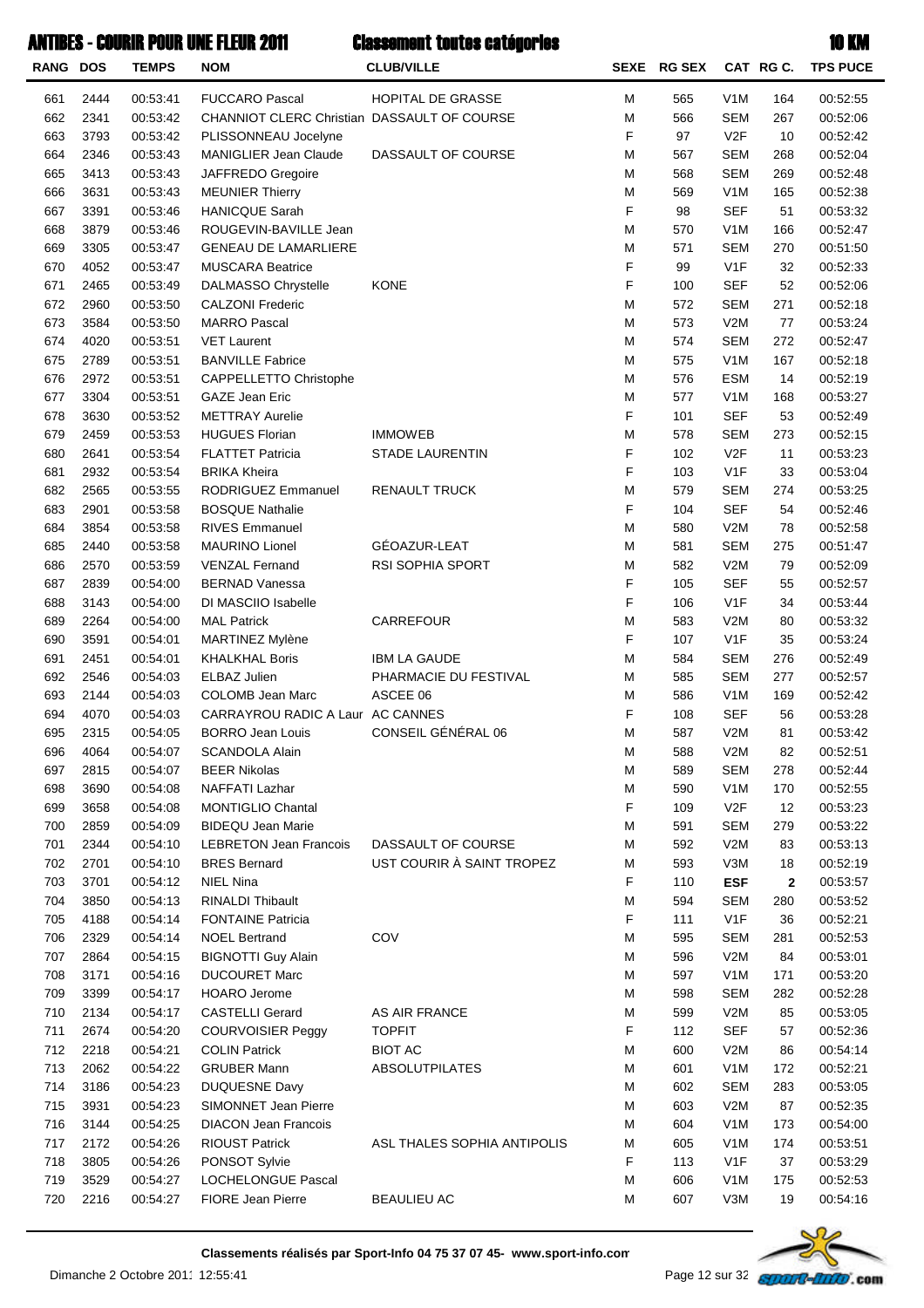# ANTIBES - COURIR POUR UNE FLEUR 2011 — Classement toutes catégories — 10 KM

| RANG | DOS | TEMPS | NOM | CLUB/VILLE | SEXE | RG SEX | CAT | RG C. | TPS PUCE |
|---|---|---|---|---|---|---|---|---|---|
| 661 | 2444 | 00:53:41 | FUCCARO Pascal | HOPITAL DE GRASSE | M | 565 | V1M | 164 | 00:52:55 |
| 662 | 2341 | 00:53:42 | CHANNIOT CLERC Christian | DASSAULT OF COURSE | M | 566 | SEM | 267 | 00:52:06 |
| 663 | 3793 | 00:53:42 | PLISSONNEAU Jocelyne | | F | 97 | V2F | 10 | 00:52:42 |
| 664 | 2346 | 00:53:43 | MANIGLIER Jean Claude | DASSAULT OF COURSE | M | 567 | SEM | 268 | 00:52:04 |
| 665 | 3413 | 00:53:43 | JAFFREDO Gregoire | | M | 568 | SEM | 269 | 00:52:48 |
| 666 | 3631 | 00:53:43 | MEUNIER Thierry | | M | 569 | V1M | 165 | 00:52:38 |
| 667 | 3391 | 00:53:46 | HANICQUE Sarah | | F | 98 | SEF | 51 | 00:53:32 |
| 668 | 3879 | 00:53:46 | ROUGEVIN-BAVILLE Jean | | M | 570 | V1M | 166 | 00:52:47 |
| 669 | 3305 | 00:53:47 | GENEAU DE LAMARLIERE | | M | 571 | SEM | 270 | 00:51:50 |
| 670 | 4052 | 00:53:47 | MUSCARA Beatrice | | F | 99 | V1F | 32 | 00:52:33 |
| 671 | 2465 | 00:53:49 | DALMASSO Chrystelle | KONE | F | 100 | SEF | 52 | 00:52:06 |
| 672 | 2960 | 00:53:50 | CALZONI Frederic | | M | 572 | SEM | 271 | 00:52:18 |
| 673 | 3584 | 00:53:50 | MARRO Pascal | | M | 573 | V2M | 77 | 00:53:24 |
| 674 | 4020 | 00:53:51 | VET Laurent | | M | 574 | SEM | 272 | 00:52:47 |
| 675 | 2789 | 00:53:51 | BANVILLE Fabrice | | M | 575 | V1M | 167 | 00:52:18 |
| 676 | 2972 | 00:53:51 | CAPPELLETTO Christophe | | M | 576 | ESM | 14 | 00:52:19 |
| 677 | 3304 | 00:53:51 | GAZE Jean Eric | | M | 577 | V1M | 168 | 00:53:27 |
| 678 | 3630 | 00:53:52 | METTRAY Aurelie | | F | 101 | SEF | 53 | 00:52:49 |
| 679 | 2459 | 00:53:53 | HUGUES Florian | IMMOWEB | M | 578 | SEM | 273 | 00:52:15 |
| 680 | 2641 | 00:53:54 | FLATTET Patricia | STADE LAURENTIN | F | 102 | V2F | 11 | 00:53:23 |
| 681 | 2932 | 00:53:54 | BRIKA Kheira | | F | 103 | V1F | 33 | 00:53:04 |
| 682 | 2565 | 00:53:55 | RODRIGUEZ Emmanuel | RENAULT TRUCK | M | 579 | SEM | 274 | 00:53:25 |
| 683 | 2901 | 00:53:58 | BOSQUE Nathalie | | F | 104 | SEF | 54 | 00:52:46 |
| 684 | 3854 | 00:53:58 | RIVES Emmanuel | | M | 580 | V2M | 78 | 00:52:58 |
| 685 | 2440 | 00:53:58 | MAURINO Lionel | GÉOAZUR-LEAT | M | 581 | SEM | 275 | 00:51:47 |
| 686 | 2570 | 00:53:59 | VENZAL Fernand | RSI SOPHIA SPORT | M | 582 | V2M | 79 | 00:52:09 |
| 687 | 2839 | 00:54:00 | BERNAD Vanessa | | F | 105 | SEF | 55 | 00:52:57 |
| 688 | 3143 | 00:54:00 | DI MASCIIO Isabelle | | F | 106 | V1F | 34 | 00:53:44 |
| 689 | 2264 | 00:54:00 | MAL Patrick | CARREFOUR | M | 583 | V2M | 80 | 00:53:32 |
| 690 | 3591 | 00:54:01 | MARTINEZ Mylène | | F | 107 | V1F | 35 | 00:53:24 |
| 691 | 2451 | 00:54:01 | KHALKHAL Boris | IBM LA GAUDE | M | 584 | SEM | 276 | 00:52:49 |
| 692 | 2546 | 00:54:03 | ELBAZ Julien | PHARMACIE DU FESTIVAL | M | 585 | SEM | 277 | 00:52:57 |
| 693 | 2144 | 00:54:03 | COLOMB Jean Marc | ASCEE 06 | M | 586 | V1M | 169 | 00:52:42 |
| 694 | 4070 | 00:54:03 | CARRAYROU RADIC A Laur | AC CANNES | F | 108 | SEF | 56 | 00:53:28 |
| 695 | 2315 | 00:54:05 | BORRO Jean Louis | CONSEIL GÉNÉRAL 06 | M | 587 | V2M | 81 | 00:53:42 |
| 696 | 4064 | 00:54:07 | SCANDOLA Alain | | M | 588 | V2M | 82 | 00:52:51 |
| 697 | 2815 | 00:54:07 | BEER Nikolas | | M | 589 | SEM | 278 | 00:52:44 |
| 698 | 3690 | 00:54:08 | NAFFATI Lazhar | | M | 590 | V1M | 170 | 00:52:55 |
| 699 | 3658 | 00:54:08 | MONTIGLIO Chantal | | F | 109 | V2F | 12 | 00:53:23 |
| 700 | 2859 | 00:54:09 | BIDEQU Jean Marie | | M | 591 | SEM | 279 | 00:53:22 |
| 701 | 2344 | 00:54:10 | LEBRETON Jean Francois | DASSAULT OF COURSE | M | 592 | V2M | 83 | 00:53:13 |
| 702 | 2701 | 00:54:10 | BRES Bernard | UST COURIR À SAINT TROPEZ | M | 593 | V3M | 18 | 00:52:19 |
| 703 | 3701 | 00:54:12 | NIEL Nina | | F | 110 | **ESF** | **2** | 00:53:57 |
| 704 | 3850 | 00:54:13 | RINALDI Thibault | | M | 594 | SEM | 280 | 00:53:52 |
| 705 | 4188 | 00:54:14 | FONTAINE Patricia | | F | 111 | V1F | 36 | 00:52:21 |
| 706 | 2329 | 00:54:14 | NOEL Bertrand | COV | M | 595 | SEM | 281 | 00:52:53 |
| 707 | 2864 | 00:54:15 | BIGNOTTI Guy Alain | | M | 596 | V2M | 84 | 00:53:01 |
| 708 | 3171 | 00:54:16 | DUCOURET Marc | | M | 597 | V1M | 171 | 00:53:20 |
| 709 | 3399 | 00:54:17 | HOARO Jerome | | M | 598 | SEM | 282 | 00:52:28 |
| 710 | 2134 | 00:54:17 | CASTELLI Gerard | AS AIR FRANCE | M | 599 | V2M | 85 | 00:53:05 |
| 711 | 2674 | 00:54:20 | COURVOISIER Peggy | TOPFIT | F | 112 | SEF | 57 | 00:52:36 |
| 712 | 2218 | 00:54:21 | COLIN Patrick | BIOT AC | M | 600 | V2M | 86 | 00:54:14 |
| 713 | 2062 | 00:54:22 | GRUBER Mann | ABSOLUTPILATES | M | 601 | V1M | 172 | 00:52:21 |
| 714 | 3186 | 00:54:23 | DUQUESNE Davy | | M | 602 | SEM | 283 | 00:53:05 |
| 715 | 3931 | 00:54:23 | SIMONNET Jean Pierre | | M | 603 | V2M | 87 | 00:52:35 |
| 716 | 3144 | 00:54:25 | DIACON Jean Francois | | M | 604 | V1M | 173 | 00:54:00 |
| 717 | 2172 | 00:54:26 | RIOUST Patrick | ASL THALES SOPHIA ANTIPOLIS | M | 605 | V1M | 174 | 00:53:51 |
| 718 | 3805 | 00:54:26 | PONSOT Sylvie | | F | 113 | V1F | 37 | 00:53:29 |
| 719 | 3529 | 00:54:27 | LOCHELONGUE Pascal | | M | 606 | V1M | 175 | 00:52:53 |
| 720 | 2216 | 00:54:27 | FIORE Jean Pierre | BEAULIEU AC | M | 607 | V3M | 19 | 00:54:16 |

**Classements réalisés par Sport-Info 04 75 37 07 45- www.sport-info.com**

Dimanche 2 Octobre 2011 12:55:41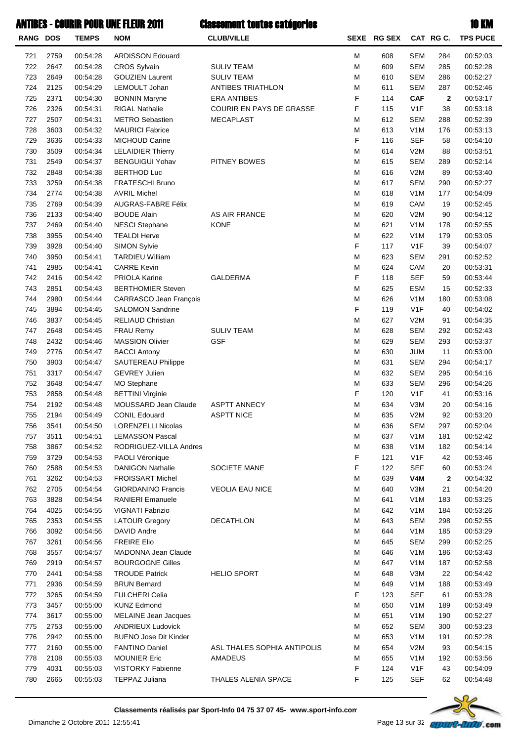# ANTIBES - COURIR POUR UNE FLEUR 2011 — Classement toutes catégories — 10 KM

| RANG | DOS | TEMPS | NOM | CLUB/VILLE | SEXE | RG SEX | CAT | RG C. | TPS PUCE |
|---|---|---|---|---|---|---|---|---|---|
| 721 | 2759 | 00:54:28 | ARDISSON Edouard | | M | 608 | SEM | 284 | 00:52:03 |
| 722 | 2647 | 00:54:28 | CROS Sylvain | SULIV TEAM | M | 609 | SEM | 285 | 00:52:28 |
| 723 | 2649 | 00:54:28 | GOUZIEN Laurent | SULIV TEAM | M | 610 | SEM | 286 | 00:52:27 |
| 724 | 2125 | 00:54:29 | LEMOULT Johan | ANTIBES TRIATHLON | M | 611 | SEM | 287 | 00:52:46 |
| 725 | 2371 | 00:54:30 | BONNIN Maryne | ERA ANTIBES | F | 114 | **CAF** | **2** | 00:53:17 |
| 726 | 2326 | 00:54:31 | RIGAL Nathalie | COURIR EN PAYS DE GRASSE | F | 115 | V1F | 38 | 00:53:18 |
| 727 | 2507 | 00:54:31 | METRO Sebastien | MECAPLAST | M | 612 | SEM | 288 | 00:52:39 |
| 728 | 3603 | 00:54:32 | MAURICI Fabrice | | M | 613 | V1M | 176 | 00:53:13 |
| 729 | 3636 | 00:54:33 | MICHOUD Carine | | F | 116 | SEF | 58 | 00:54:10 |
| 730 | 3509 | 00:54:34 | LELAIDIER Thierry | | M | 614 | V2M | 88 | 00:53:51 |
| 731 | 2549 | 00:54:37 | BENGUIGUI Yohav | PITNEY BOWES | M | 615 | SEM | 289 | 00:52:14 |
| 732 | 2848 | 00:54:38 | BERTHOD Luc | | M | 616 | V2M | 89 | 00:53:40 |
| 733 | 3259 | 00:54:38 | FRATESCHI Bruno | | M | 617 | SEM | 290 | 00:52:27 |
| 734 | 2774 | 00:54:38 | AVRIL Michel | | M | 618 | V1M | 177 | 00:54:09 |
| 735 | 2769 | 00:54:39 | AUGRAS-FABRE Félix | | M | 619 | CAM | 19 | 00:52:45 |
| 736 | 2133 | 00:54:40 | BOUDE Alain | AS AIR FRANCE | M | 620 | V2M | 90 | 00:54:12 |
| 737 | 2469 | 00:54:40 | NESCI Stephane | KONE | M | 621 | V1M | 178 | 00:52:55 |
| 738 | 3955 | 00:54:40 | TEALDI Herve | | M | 622 | V1M | 179 | 00:53:05 |
| 739 | 3928 | 00:54:40 | SIMON Sylvie | | F | 117 | V1F | 39 | 00:54:07 |
| 740 | 3950 | 00:54:41 | TARDIEU William | | M | 623 | SEM | 291 | 00:52:52 |
| 741 | 2985 | 00:54:41 | CARRE Kevin | | M | 624 | CAM | 20 | 00:53:31 |
| 742 | 2416 | 00:54:42 | PRIOLA Karine | GALDERMA | F | 118 | SEF | 59 | 00:53:44 |
| 743 | 2851 | 00:54:43 | BERTHOMIER Steven | | M | 625 | ESM | 15 | 00:52:33 |
| 744 | 2980 | 00:54:44 | CARRASCO Jean François | | M | 626 | V1M | 180 | 00:53:08 |
| 745 | 3894 | 00:54:45 | SALOMON Sandrine | | F | 119 | V1F | 40 | 00:54:02 |
| 746 | 3837 | 00:54:45 | RELIAUD Christian | | M | 627 | V2M | 91 | 00:54:35 |
| 747 | 2648 | 00:54:45 | FRAU Remy | SULIV TEAM | M | 628 | SEM | 292 | 00:52:43 |
| 748 | 2432 | 00:54:46 | MASSION Olivier | GSF | M | 629 | SEM | 293 | 00:53:37 |
| 749 | 2776 | 00:54:47 | BACCI Antony | | M | 630 | JUM | 11 | 00:53:00 |
| 750 | 3903 | 00:54:47 | SAUTEREAU Philippe | | M | 631 | SEM | 294 | 00:54:17 |
| 751 | 3317 | 00:54:47 | GEVREY Julien | | M | 632 | SEM | 295 | 00:54:16 |
| 752 | 3648 | 00:54:47 | MO Stephane | | M | 633 | SEM | 296 | 00:54:26 |
| 753 | 2858 | 00:54:48 | BETTINI Virginie | | F | 120 | V1F | 41 | 00:53:16 |
| 754 | 2192 | 00:54:48 | MOUSSARD Jean Claude | ASPTT ANNECY | M | 634 | V3M | 20 | 00:54:16 |
| 755 | 2194 | 00:54:49 | CONIL Edouard | ASPTT NICE | M | 635 | V2M | 92 | 00:53:20 |
| 756 | 3541 | 00:54:50 | LORENZELLI Nicolas | | M | 636 | SEM | 297 | 00:52:04 |
| 757 | 3511 | 00:54:51 | LEMASSON Pascal | | M | 637 | V1M | 181 | 00:52:42 |
| 758 | 3867 | 00:54:52 | RODRIGUEZ-VILLA Andres | | M | 638 | V1M | 182 | 00:54:14 |
| 759 | 3729 | 00:54:53 | PAOLI Véronique | | F | 121 | V1F | 42 | 00:53:46 |
| 760 | 2588 | 00:54:53 | DANIGON Nathalie | SOCIETE MANE | F | 122 | SEF | 60 | 00:53:24 |
| 761 | 3262 | 00:54:53 | FROISSART Michel | | M | 639 | **V4M** | **2** | 00:54:32 |
| 762 | 2705 | 00:54:54 | GIORDANINO Francis | VEOLIA EAU NICE | M | 640 | V3M | 21 | 00:54:20 |
| 763 | 3828 | 00:54:54 | RANIERI Emanuele | | M | 641 | V1M | 183 | 00:53:25 |
| 764 | 4025 | 00:54:55 | VIGNATI Fabrizio | | M | 642 | V1M | 184 | 00:53:26 |
| 765 | 2353 | 00:54:55 | LATOUR Gregory | DECATHLON | M | 643 | SEM | 298 | 00:52:55 |
| 766 | 3092 | 00:54:56 | DAVID Andre | | M | 644 | V1M | 185 | 00:53:29 |
| 767 | 3261 | 00:54:56 | FREIRE Elio | | M | 645 | SEM | 299 | 00:52:25 |
| 768 | 3557 | 00:54:57 | MADONNA Jean Claude | | M | 646 | V1M | 186 | 00:53:43 |
| 769 | 2919 | 00:54:57 | BOURGOGNE Gilles | | M | 647 | V1M | 187 | 00:52:58 |
| 770 | 2441 | 00:54:58 | TROUDE Patrick | HELIO SPORT | M | 648 | V3M | 22 | 00:54:42 |
| 771 | 2936 | 00:54:59 | BRUN Bernard | | M | 649 | V1M | 188 | 00:53:49 |
| 772 | 3265 | 00:54:59 | FULCHERI Celia | | F | 123 | SEF | 61 | 00:53:28 |
| 773 | 3457 | 00:55:00 | KUNZ Edmond | | M | 650 | V1M | 189 | 00:53:49 |
| 774 | 3617 | 00:55:00 | MELAINE Jean Jacques | | M | 651 | V1M | 190 | 00:52:27 |
| 775 | 2753 | 00:55:00 | ANDRIEUX Ludovick | | M | 652 | SEM | 300 | 00:53:23 |
| 776 | 2942 | 00:55:00 | BUENO Jose Dit Kinder | | M | 653 | V1M | 191 | 00:52:28 |
| 777 | 2160 | 00:55:00 | FANTINO Daniel | ASL THALES SOPHIA ANTIPOLIS | M | 654 | V2M | 93 | 00:54:15 |
| 778 | 2108 | 00:55:03 | MOUNIER Eric | AMADEUS | M | 655 | V1M | 192 | 00:53:56 |
| 779 | 4031 | 00:55:03 | VISTORKY Fabienne | | F | 124 | V1F | 43 | 00:54:09 |
| 780 | 2665 | 00:55:03 | TEPPAZ Juliana | THALES ALENIA SPACE | F | 125 | SEF | 62 | 00:54:48 |

**Classements réalisés par Sport-Info 04 75 37 07 45- www.sport-info.com**

Dimanche 2 Octobre 2011 12:55:41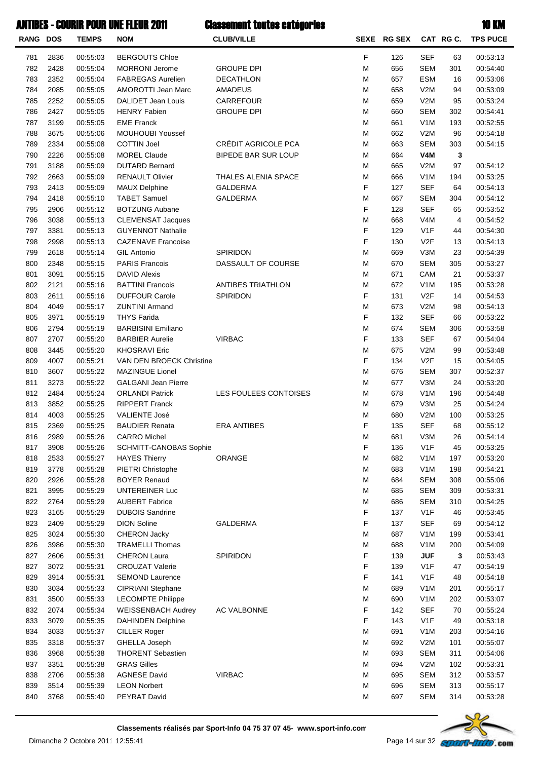# ANTIBES - COURIR POUR UNE FLEUR 2011 — Classement toutes catégories — 10 KM

| RANG | DOS | TEMPS | NOM | CLUB/VILLE | SEXE | RG SEX | CAT | RG C. | TPS PUCE |
|---|---|---|---|---|---|---|---|---|---|
| 781 | 2836 | 00:55:03 | BERGOUTS Chloe | | F | 126 | SEF | 63 | 00:53:13 |
| 782 | 2428 | 00:55:04 | MORRONI Jerome | GROUPE DPI | M | 656 | SEM | 301 | 00:54:40 |
| 783 | 2352 | 00:55:04 | FABREGAS Aurelien | DECATHLON | M | 657 | ESM | 16 | 00:53:06 |
| 784 | 2085 | 00:55:05 | AMOROTTI Jean Marc | AMADEUS | M | 658 | V2M | 94 | 00:53:09 |
| 785 | 2252 | 00:55:05 | DALIDET Jean Louis | CARREFOUR | M | 659 | V2M | 95 | 00:53:24 |
| 786 | 2427 | 00:55:05 | HENRY Fabien | GROUPE DPI | M | 660 | SEM | 302 | 00:54:41 |
| 787 | 3199 | 00:55:05 | EME Franck | | M | 661 | V1M | 193 | 00:52:55 |
| 788 | 3675 | 00:55:06 | MOUHOUBI Youssef | | M | 662 | V2M | 96 | 00:54:18 |
| 789 | 2334 | 00:55:08 | COTTIN Joel | CRÉDIT AGRICOLE PCA | M | 663 | SEM | 303 | 00:54:15 |
| 790 | 2226 | 00:55:08 | MOREL Claude | BIPEDE BAR SUR LOUP | M | 664 | **V4M** | **3** | |
| 791 | 3188 | 00:55:09 | DUTARD Bernard | | M | 665 | V2M | 97 | 00:54:12 |
| 792 | 2663 | 00:55:09 | RENAULT Olivier | THALES ALENIA SPACE | M | 666 | V1M | 194 | 00:53:25 |
| 793 | 2413 | 00:55:09 | MAUX Delphine | GALDERMA | F | 127 | SEF | 64 | 00:54:13 |
| 794 | 2418 | 00:55:10 | TABET Samuel | GALDERMA | M | 667 | SEM | 304 | 00:54:12 |
| 795 | 2906 | 00:55:12 | BOTZUNG Aubane | | F | 128 | SEF | 65 | 00:53:52 |
| 796 | 3038 | 00:55:13 | CLEMENSAT Jacques | | M | 668 | V4M | 4 | 00:54:52 |
| 797 | 3381 | 00:55:13 | GUYENNOT Nathalie | | F | 129 | V1F | 44 | 00:54:30 |
| 798 | 2998 | 00:55:13 | CAZENAVE Francoise | | F | 130 | V2F | 13 | 00:54:13 |
| 799 | 2618 | 00:55:14 | GIL Antonio | SPIRIDON | M | 669 | V3M | 23 | 00:54:39 |
| 800 | 2348 | 00:55:15 | PARIS Francois | DASSAULT OF COURSE | M | 670 | SEM | 305 | 00:53:27 |
| 801 | 3091 | 00:55:15 | DAVID Alexis | | M | 671 | CAM | 21 | 00:53:37 |
| 802 | 2121 | 00:55:16 | BATTINI Francois | ANTIBES TRIATHLON | M | 672 | V1M | 195 | 00:53:28 |
| 803 | 2611 | 00:55:16 | DUFFOUR Carole | SPIRIDON | F | 131 | V2F | 14 | 00:54:53 |
| 804 | 4049 | 00:55:17 | ZUNTINI Armand | | M | 673 | V2M | 98 | 00:54:13 |
| 805 | 3971 | 00:55:19 | THYS Farida | | F | 132 | SEF | 66 | 00:53:22 |
| 806 | 2794 | 00:55:19 | BARBISINI Emiliano | | M | 674 | SEM | 306 | 00:53:58 |
| 807 | 2707 | 00:55:20 | BARBIER Aurelie | VIRBAC | F | 133 | SEF | 67 | 00:54:04 |
| 808 | 3445 | 00:55:20 | KHOSRAVI Eric | | M | 675 | V2M | 99 | 00:53:48 |
| 809 | 4007 | 00:55:21 | VAN DEN BROECK Christine | | F | 134 | V2F | 15 | 00:54:05 |
| 810 | 3607 | 00:55:22 | MAZINGUE Lionel | | M | 676 | SEM | 307 | 00:52:37 |
| 811 | 3273 | 00:55:22 | GALGANI Jean Pierre | | M | 677 | V3M | 24 | 00:53:20 |
| 812 | 2484 | 00:55:24 | ORLANDI Patrick | LES FOULEES CONTOISES | M | 678 | V1M | 196 | 00:54:48 |
| 813 | 3852 | 00:55:25 | RIPPERT Franck | | M | 679 | V3M | 25 | 00:54:24 |
| 814 | 4003 | 00:55:25 | VALIENTE José | | M | 680 | V2M | 100 | 00:53:25 |
| 815 | 2369 | 00:55:25 | BAUDIER Renata | ERA ANTIBES | F | 135 | SEF | 68 | 00:55:12 |
| 816 | 2989 | 00:55:26 | CARRO Michel | | M | 681 | V3M | 26 | 00:54:14 |
| 817 | 3908 | 00:55:26 | SCHMITT-CANOBAS Sophie | | F | 136 | V1F | 45 | 00:53:25 |
| 818 | 2533 | 00:55:27 | HAYES Thierry | ORANGE | M | 682 | V1M | 197 | 00:53:20 |
| 819 | 3778 | 00:55:28 | PIETRI Christophe | | M | 683 | V1M | 198 | 00:54:21 |
| 820 | 2926 | 00:55:28 | BOYER Renaud | | M | 684 | SEM | 308 | 00:55:06 |
| 821 | 3995 | 00:55:29 | UNTEREINER Luc | | M | 685 | SEM | 309 | 00:53:31 |
| 822 | 2764 | 00:55:29 | AUBERT Fabrice | | M | 686 | SEM | 310 | 00:54:25 |
| 823 | 3165 | 00:55:29 | DUBOIS Sandrine | | F | 137 | V1F | 46 | 00:53:45 |
| 823 | 2409 | 00:55:29 | DION Soline | GALDERMA | F | 137 | SEF | 69 | 00:54:12 |
| 825 | 3024 | 00:55:30 | CHERON Jacky | | M | 687 | V1M | 199 | 00:53:41 |
| 826 | 3986 | 00:55:30 | TRAMELLI Thomas | | M | 688 | V1M | 200 | 00:54:09 |
| 827 | 2606 | 00:55:31 | CHERON Laura | SPIRIDON | F | 139 | **JUF** | **3** | 00:53:43 |
| 827 | 3072 | 00:55:31 | CROUZAT Valerie | | F | 139 | V1F | 47 | 00:54:19 |
| 829 | 3914 | 00:55:31 | SEMOND Laurence | | F | 141 | V1F | 48 | 00:54:18 |
| 830 | 3034 | 00:55:33 | CIPRIANI Stephane | | M | 689 | V1M | 201 | 00:55:17 |
| 831 | 3500 | 00:55:33 | LECOMPTE Philippe | | M | 690 | V1M | 202 | 00:53:07 |
| 832 | 2074 | 00:55:34 | WEISSENBACH Audrey | AC VALBONNE | F | 142 | SEF | 70 | 00:55:24 |
| 833 | 3079 | 00:55:35 | DAHINDEN Delphine | | F | 143 | V1F | 49 | 00:53:18 |
| 834 | 3033 | 00:55:37 | CILLER Roger | | M | 691 | V1M | 203 | 00:54:16 |
| 835 | 3318 | 00:55:37 | GHELLA Joseph | | M | 692 | V2M | 101 | 00:55:07 |
| 836 | 3968 | 00:55:38 | THORENT Sebastien | | M | 693 | SEM | 311 | 00:54:06 |
| 837 | 3351 | 00:55:38 | GRAS Gilles | | M | 694 | V2M | 102 | 00:53:31 |
| 838 | 2706 | 00:55:38 | AGNESE David | VIRBAC | M | 695 | SEM | 312 | 00:53:57 |
| 839 | 3514 | 00:55:39 | LEON Norbert | | M | 696 | SEM | 313 | 00:55:17 |
| 840 | 3768 | 00:55:40 | PEYRAT David | | M | 697 | SEM | 314 | 00:53:28 |

**Classements réalisés par Sport-Info 04 75 37 07 45- www.sport-info.com**

Dimanche 2 Octobre 2011 12:55:41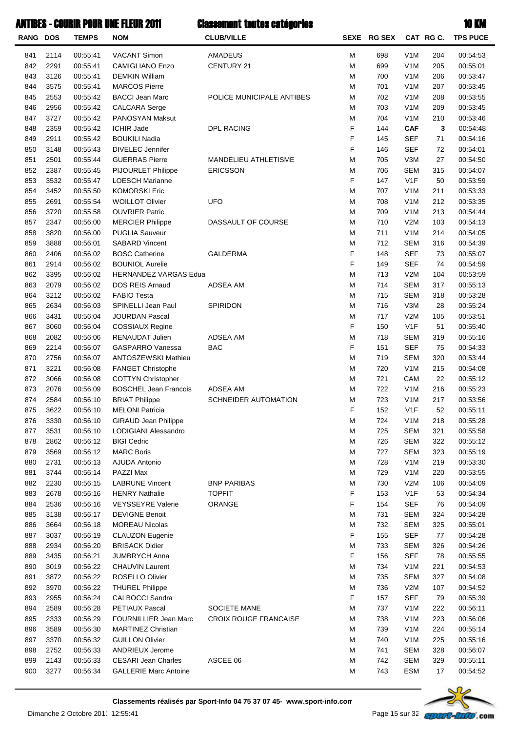# ANTIBES - COURIR POUR UNE FLEUR 2011 — Classement toutes catégories — 10 KM

| RANG | DOS | TEMPS | NOM | CLUB/VILLE | SEXE | RG SEX | CAT | RG C. | TPS PUCE |
|---|---|---|---|---|---|---|---|---|---|
| 841 | 2114 | 00:55:41 | VACANT Simon | AMADEUS | M | 698 | V1M | 204 | 00:54:53 |
| 842 | 2291 | 00:55:41 | CAMIGLIANO Enzo | CENTURY 21 | M | 699 | V1M | 205 | 00:55:01 |
| 843 | 3126 | 00:55:41 | DEMKIN William | | M | 700 | V1M | 206 | 00:53:47 |
| 844 | 3575 | 00:55:41 | MARCOS Pierre | | M | 701 | V1M | 207 | 00:53:45 |
| 845 | 2553 | 00:55:42 | BACCI Jean Marc | POLICE MUNICIPALE ANTIBES | M | 702 | V1M | 208 | 00:53:55 |
| 846 | 2956 | 00:55:42 | CALCARA Serge | | M | 703 | V1M | 209 | 00:53:45 |
| 847 | 3727 | 00:55:42 | PANOSYAN Maksut | | M | 704 | V1M | 210 | 00:53:46 |
| 848 | 2359 | 00:55:42 | ICHIR Jade | DPL RACING | F | 144 | **CAF** | **3** | 00:54:48 |
| 849 | 2911 | 00:55:42 | BOUKILI Nadia | | F | 145 | SEF | 71 | 00:54:16 |
| 850 | 3148 | 00:55:43 | DIVELEC Jennifer | | F | 146 | SEF | 72 | 00:54:01 |
| 851 | 2501 | 00:55:44 | GUERRAS Pierre | MANDELIEU ATHLETISME | M | 705 | V3M | 27 | 00:54:50 |
| 852 | 2387 | 00:55:45 | PIJOURLET Philippe | ERICSSON | M | 706 | SEM | 315 | 00:54:07 |
| 853 | 3532 | 00:55:47 | LOESCH Marianne | | F | 147 | V1F | 50 | 00:53:59 |
| 854 | 3452 | 00:55:50 | KOMORSKI Eric | | M | 707 | V1M | 211 | 00:53:33 |
| 855 | 2691 | 00:55:54 | WOILLOT Olivier | UFO | M | 708 | V1M | 212 | 00:53:35 |
| 856 | 3720 | 00:55:58 | OUVRIER Patric | | M | 709 | V1M | 213 | 00:54:44 |
| 857 | 2347 | 00:56:00 | MERCIER Philippe | DASSAULT OF COURSE | M | 710 | V2M | 103 | 00:54:13 |
| 858 | 3820 | 00:56:00 | PUGLIA Sauveur | | M | 711 | V1M | 214 | 00:54:05 |
| 859 | 3888 | 00:56:01 | SABARD Vincent | | M | 712 | SEM | 316 | 00:54:39 |
| 860 | 2406 | 00:56:02 | BOSC Catherine | GALDERMA | F | 148 | SEF | 73 | 00:55:07 |
| 861 | 2914 | 00:56:02 | BOUNIOL Aurelie | | F | 149 | SEF | 74 | 00:54:59 |
| 862 | 3395 | 00:56:02 | HERNANDEZ VARGAS Edua | | M | 713 | V2M | 104 | 00:53:59 |
| 863 | 2079 | 00:56:02 | DOS REIS Arnaud | ADSEA AM | M | 714 | SEM | 317 | 00:55:13 |
| 864 | 3212 | 00:56:02 | FABIO Testa | | M | 715 | SEM | 318 | 00:53:28 |
| 865 | 2634 | 00:56:03 | SPINELLI Jean Paul | SPIRIDON | M | 716 | V3M | 28 | 00:55:24 |
| 866 | 3431 | 00:56:04 | JOURDAN Pascal | | M | 717 | V2M | 105 | 00:53:51 |
| 867 | 3060 | 00:56:04 | COSSIAUX Regine | | F | 150 | V1F | 51 | 00:55:40 |
| 868 | 2082 | 00:56:06 | RENAUDAT Julien | ADSEA AM | M | 718 | SEM | 319 | 00:55:16 |
| 869 | 2214 | 00:56:07 | GASPARRO Vanessa | BAC | F | 151 | SEF | 75 | 00:54:33 |
| 870 | 2756 | 00:56:07 | ANTOSZEWSKI Mathieu | | M | 719 | SEM | 320 | 00:53:44 |
| 871 | 3221 | 00:56:08 | FANGET Christophe | | M | 720 | V1M | 215 | 00:54:08 |
| 872 | 3066 | 00:56:08 | COTTYN Christopher | | M | 721 | CAM | 22 | 00:55:12 |
| 873 | 2076 | 00:56:09 | BOSCHEL Jean Francois | ADSEA AM | M | 722 | V1M | 216 | 00:55:23 |
| 874 | 2584 | 00:56:10 | BRIAT Philippe | SCHNEIDER AUTOMATION | M | 723 | V1M | 217 | 00:53:56 |
| 875 | 3622 | 00:56:10 | MELONI Patricia | | F | 152 | V1F | 52 | 00:55:11 |
| 876 | 3330 | 00:56:10 | GIRAUD Jean Philippe | | M | 724 | V1M | 218 | 00:55:28 |
| 877 | 3531 | 00:56:10 | LODIGIANI Alessandro | | M | 725 | SEM | 321 | 00:55:58 |
| 878 | 2862 | 00:56:12 | BIGI Cedric | | M | 726 | SEM | 322 | 00:55:12 |
| 879 | 3569 | 00:56:12 | MARC Boris | | M | 727 | SEM | 323 | 00:55:19 |
| 880 | 2731 | 00:56:13 | AJUDA Antonio | | M | 728 | V1M | 219 | 00:53:30 |
| 881 | 3744 | 00:56:14 | PAZZI Max | | M | 729 | V1M | 220 | 00:53:55 |
| 882 | 2230 | 00:56:15 | LABRUNE Vincent | BNP PARIBAS | M | 730 | V2M | 106 | 00:54:09 |
| 883 | 2678 | 00:56:16 | HENRY Nathalie | TOPFIT | F | 153 | V1F | 53 | 00:54:34 |
| 884 | 2536 | 00:56:16 | VEYSSEYRE Valerie | ORANGE | F | 154 | SEF | 76 | 00:54:09 |
| 885 | 3138 | 00:56:17 | DEVIGNE Benoit | | M | 731 | SEM | 324 | 00:54:28 |
| 886 | 3664 | 00:56:18 | MOREAU Nicolas | | M | 732 | SEM | 325 | 00:55:01 |
| 887 | 3037 | 00:56:19 | CLAUZON Eugenie | | F | 155 | SEF | 77 | 00:54:28 |
| 888 | 2934 | 00:56:20 | BRISACK Didier | | M | 733 | SEM | 326 | 00:54:26 |
| 889 | 3435 | 00:56:21 | JUMBRYCH Anna | | F | 156 | SEF | 78 | 00:55:55 |
| 890 | 3019 | 00:56:22 | CHAUVIN Laurent | | M | 734 | V1M | 221 | 00:54:53 |
| 891 | 3872 | 00:56:22 | ROSELLO Olivier | | M | 735 | SEM | 327 | 00:54:08 |
| 892 | 3970 | 00:56:22 | THUREL Philippe | | M | 736 | V2M | 107 | 00:54:52 |
| 893 | 2955 | 00:56:24 | CALBOCCI Sandra | | F | 157 | SEF | 79 | 00:55:39 |
| 894 | 2589 | 00:56:28 | PETIAUX Pascal | SOCIETE MANE | M | 737 | V1M | 222 | 00:56:11 |
| 895 | 2333 | 00:56:29 | FOURNILLIER Jean Marc | CROIX ROUGE FRANCAISE | M | 738 | V1M | 223 | 00:56:06 |
| 896 | 3589 | 00:56:30 | MARTINEZ Christian | | M | 739 | V1M | 224 | 00:55:14 |
| 897 | 3370 | 00:56:32 | GUILLON Olivier | | M | 740 | V1M | 225 | 00:55:16 |
| 898 | 2752 | 00:56:33 | ANDRIEUX Jerome | | M | 741 | SEM | 328 | 00:56:07 |
| 899 | 2143 | 00:56:33 | CESARI Jean Charles | ASCEE 06 | M | 742 | SEM | 329 | 00:55:11 |
| 900 | 3277 | 00:56:34 | GALLERIE Marc Antoine | | M | 743 | ESM | 17 | 00:54:52 |

Classements réalisés par Sport-Info 04 75 37 07 45- www.sport-info.com

Dimanche 2 Octobre 2011 12:55:41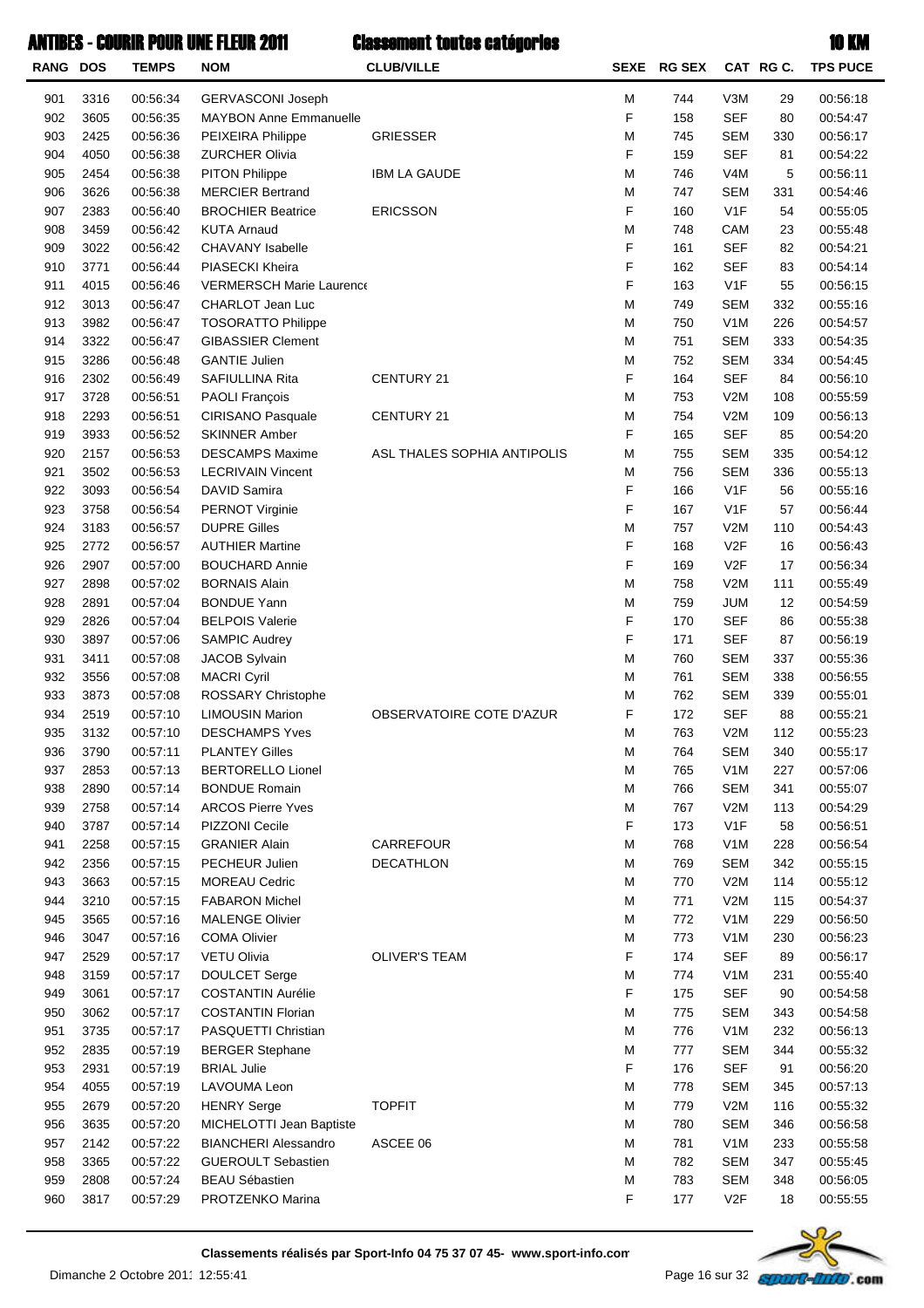# ANTIBES - COURIR POUR UNE FLEUR 2011 — Classement toutes catégories — 10 KM

| RANG | DOS | TEMPS | NOM | CLUB/VILLE | SEXE | RG SEX | CAT | RG C. | TPS PUCE |
|---|---|---|---|---|---|---|---|---|---|
| 901 | 3316 | 00:56:34 | GERVASCONI Joseph | | M | 744 | V3M | 29 | 00:56:18 |
| 902 | 3605 | 00:56:35 | MAYBON Anne Emmanuelle | | F | 158 | SEF | 80 | 00:54:47 |
| 903 | 2425 | 00:56:36 | PEIXEIRA Philippe | GRIESSER | M | 745 | SEM | 330 | 00:56:17 |
| 904 | 4050 | 00:56:38 | ZURCHER Olivia | | F | 159 | SEF | 81 | 00:54:22 |
| 905 | 2454 | 00:56:38 | PITON Philippe | IBM LA GAUDE | M | 746 | V4M | 5 | 00:56:11 |
| 906 | 3626 | 00:56:38 | MERCIER Bertrand | | M | 747 | SEM | 331 | 00:54:46 |
| 907 | 2383 | 00:56:40 | BROCHIER Beatrice | ERICSSON | F | 160 | V1F | 54 | 00:55:05 |
| 908 | 3459 | 00:56:42 | KUTA Arnaud | | M | 748 | CAM | 23 | 00:55:48 |
| 909 | 3022 | 00:56:42 | CHAVANY Isabelle | | F | 161 | SEF | 82 | 00:54:21 |
| 910 | 3771 | 00:56:44 | PIASECKI Kheira | | F | 162 | SEF | 83 | 00:54:14 |
| 911 | 4015 | 00:56:46 | VERMERSCH Marie Laurence | | F | 163 | V1F | 55 | 00:56:15 |
| 912 | 3013 | 00:56:47 | CHARLOT Jean Luc | | M | 749 | SEM | 332 | 00:55:16 |
| 913 | 3982 | 00:56:47 | TOSORATTO Philippe | | M | 750 | V1M | 226 | 00:54:57 |
| 914 | 3322 | 00:56:47 | GIBASSIER Clement | | M | 751 | SEM | 333 | 00:54:35 |
| 915 | 3286 | 00:56:48 | GANTIE Julien | | M | 752 | SEM | 334 | 00:54:45 |
| 916 | 2302 | 00:56:49 | SAFIULLINA Rita | CENTURY 21 | F | 164 | SEF | 84 | 00:56:10 |
| 917 | 3728 | 00:56:51 | PAOLI François | | M | 753 | V2M | 108 | 00:55:59 |
| 918 | 2293 | 00:56:51 | CIRISANO Pasquale | CENTURY 21 | M | 754 | V2M | 109 | 00:56:13 |
| 919 | 3933 | 00:56:52 | SKINNER Amber | | F | 165 | SEF | 85 | 00:54:20 |
| 920 | 2157 | 00:56:53 | DESCAMPS Maxime | ASL THALES SOPHIA ANTIPOLIS | M | 755 | SEM | 335 | 00:54:12 |
| 921 | 3502 | 00:56:53 | LECRIVAIN Vincent | | M | 756 | SEM | 336 | 00:55:13 |
| 922 | 3093 | 00:56:54 | DAVID Samira | | F | 166 | V1F | 56 | 00:55:16 |
| 923 | 3758 | 00:56:54 | PERNOT Virginie | | F | 167 | V1F | 57 | 00:56:44 |
| 924 | 3183 | 00:56:57 | DUPRE Gilles | | M | 757 | V2M | 110 | 00:54:43 |
| 925 | 2772 | 00:56:57 | AUTHIER Martine | | F | 168 | V2F | 16 | 00:56:43 |
| 926 | 2907 | 00:57:00 | BOUCHARD Annie | | F | 169 | V2F | 17 | 00:56:34 |
| 927 | 2898 | 00:57:02 | BORNAIS Alain | | M | 758 | V2M | 111 | 00:55:49 |
| 928 | 2891 | 00:57:04 | BONDUE Yann | | M | 759 | JUM | 12 | 00:54:59 |
| 929 | 2826 | 00:57:04 | BELPOIS Valerie | | F | 170 | SEF | 86 | 00:55:38 |
| 930 | 3897 | 00:57:06 | SAMPIC Audrey | | F | 171 | SEF | 87 | 00:56:19 |
| 931 | 3411 | 00:57:08 | JACOB Sylvain | | M | 760 | SEM | 337 | 00:55:36 |
| 932 | 3556 | 00:57:08 | MACRI Cyril | | M | 761 | SEM | 338 | 00:56:55 |
| 933 | 3873 | 00:57:08 | ROSSARY Christophe | | M | 762 | SEM | 339 | 00:55:01 |
| 934 | 2519 | 00:57:10 | LIMOUSIN Marion | OBSERVATOIRE COTE D'AZUR | F | 172 | SEF | 88 | 00:55:21 |
| 935 | 3132 | 00:57:10 | DESCHAMPS Yves | | M | 763 | V2M | 112 | 00:55:23 |
| 936 | 3790 | 00:57:11 | PLANTEY Gilles | | M | 764 | SEM | 340 | 00:55:17 |
| 937 | 2853 | 00:57:13 | BERTORELLO Lionel | | M | 765 | V1M | 227 | 00:57:06 |
| 938 | 2890 | 00:57:14 | BONDUE Romain | | M | 766 | SEM | 341 | 00:55:07 |
| 939 | 2758 | 00:57:14 | ARCOS Pierre Yves | | M | 767 | V2M | 113 | 00:54:29 |
| 940 | 3787 | 00:57:14 | PIZZONI Cecile | | F | 173 | V1F | 58 | 00:56:51 |
| 941 | 2258 | 00:57:15 | GRANIER Alain | CARREFOUR | M | 768 | V1M | 228 | 00:56:54 |
| 942 | 2356 | 00:57:15 | PECHEUR Julien | DECATHLON | M | 769 | SEM | 342 | 00:55:15 |
| 943 | 3663 | 00:57:15 | MOREAU Cedric | | M | 770 | V2M | 114 | 00:55:12 |
| 944 | 3210 | 00:57:15 | FABARON Michel | | M | 771 | V2M | 115 | 00:54:37 |
| 945 | 3565 | 00:57:16 | MALENGE Olivier | | M | 772 | V1M | 229 | 00:56:50 |
| 946 | 3047 | 00:57:16 | COMA Olivier | | M | 773 | V1M | 230 | 00:56:23 |
| 947 | 2529 | 00:57:17 | VETU Olivia | OLIVER'S TEAM | F | 174 | SEF | 89 | 00:56:17 |
| 948 | 3159 | 00:57:17 | DOULCET Serge | | M | 774 | V1M | 231 | 00:55:40 |
| 949 | 3061 | 00:57:17 | COSTANTIN Aurélie | | F | 175 | SEF | 90 | 00:54:58 |
| 950 | 3062 | 00:57:17 | COSTANTIN Florian | | M | 775 | SEM | 343 | 00:54:58 |
| 951 | 3735 | 00:57:17 | PASQUETTI Christian | | M | 776 | V1M | 232 | 00:56:13 |
| 952 | 2835 | 00:57:19 | BERGER Stephane | | M | 777 | SEM | 344 | 00:55:32 |
| 953 | 2931 | 00:57:19 | BRIAL Julie | | F | 176 | SEF | 91 | 00:56:20 |
| 954 | 4055 | 00:57:19 | LAVOUMA Leon | | M | 778 | SEM | 345 | 00:57:13 |
| 955 | 2679 | 00:57:20 | HENRY Serge | TOPFIT | M | 779 | V2M | 116 | 00:55:32 |
| 956 | 3635 | 00:57:20 | MICHELOTTI Jean Baptiste | | M | 780 | SEM | 346 | 00:56:58 |
| 957 | 2142 | 00:57:22 | BIANCHERI Alessandro | ASCEE 06 | M | 781 | V1M | 233 | 00:55:58 |
| 958 | 3365 | 00:57:22 | GUEROULT Sebastien | | M | 782 | SEM | 347 | 00:55:45 |
| 959 | 2808 | 00:57:24 | BEAU Sébastien | | M | 783 | SEM | 348 | 00:56:05 |
| 960 | 3817 | 00:57:29 | PROTZENKO Marina | | F | 177 | V2F | 18 | 00:55:55 |

Classements réalisés par Sport-Info 04 75 37 07 45- www.sport-info.com

Dimanche 2 Octobre 2011 12:55:41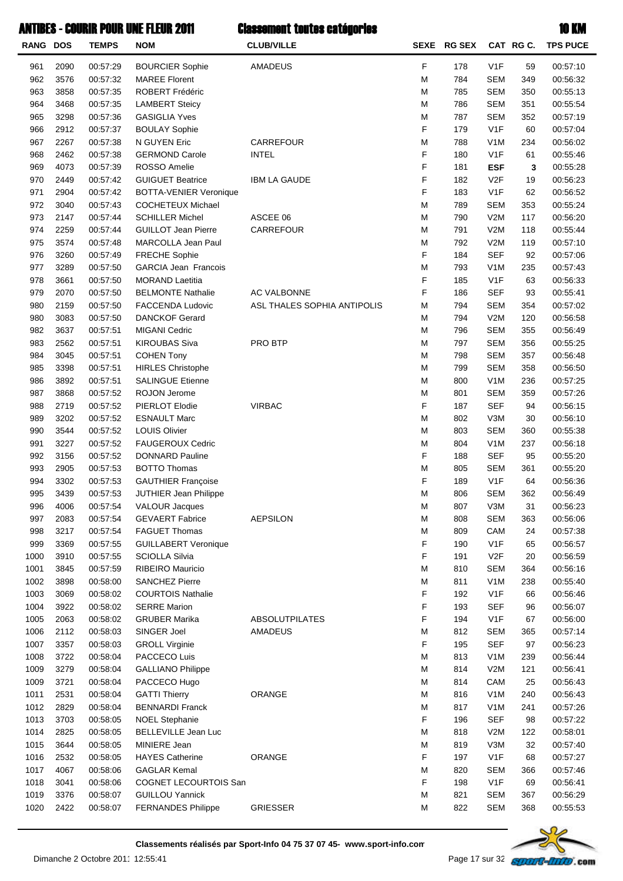# ANTIBES - COURIR POUR UNE FLEUR 2011

## Classement toutes catégories

**10 KM**

| RANG | DOS | TEMPS | NOM | CLUB/VILLE | SEXE | RG SEX | CAT | RG C. | TPS PUCE |
|---|---|---|---|---|---|---|---|---|---|
| 961 | 2090 | 00:57:29 | BOURCIER Sophie | AMADEUS | F | 178 | V1F | 59 | 00:57:10 |
| 962 | 3576 | 00:57:32 | MAREE Florent | | M | 784 | SEM | 349 | 00:56:32 |
| 963 | 3858 | 00:57:35 | ROBERT Frédéric | | M | 785 | SEM | 350 | 00:55:13 |
| 964 | 3468 | 00:57:35 | LAMBERT Steicy | | M | 786 | SEM | 351 | 00:55:54 |
| 965 | 3298 | 00:57:36 | GASIGLIA Yves | | M | 787 | SEM | 352 | 00:57:19 |
| 966 | 2912 | 00:57:37 | BOULAY Sophie | | F | 179 | V1F | 60 | 00:57:04 |
| 967 | 2267 | 00:57:38 | N GUYEN Eric | CARREFOUR | M | 788 | V1M | 234 | 00:56:02 |
| 968 | 2462 | 00:57:38 | GERMOND Carole | INTEL | F | 180 | V1F | 61 | 00:55:46 |
| 969 | 4073 | 00:57:39 | ROSSO Amelie | | F | 181 | **ESF** | **3** | 00:55:28 |
| 970 | 2449 | 00:57:42 | GUIGUET Beatrice | IBM LA GAUDE | F | 182 | V2F | 19 | 00:56:23 |
| 971 | 2904 | 00:57:42 | BOTTA-VENIER Veronique | | F | 183 | V1F | 62 | 00:56:52 |
| 972 | 3040 | 00:57:43 | COCHETEUX Michael | | M | 789 | SEM | 353 | 00:55:24 |
| 973 | 2147 | 00:57:44 | SCHILLER Michel | ASCEE 06 | M | 790 | V2M | 117 | 00:56:20 |
| 974 | 2259 | 00:57:44 | GUILLOT Jean Pierre | CARREFOUR | M | 791 | V2M | 118 | 00:55:44 |
| 975 | 3574 | 00:57:48 | MARCOLLA Jean Paul | | M | 792 | V2M | 119 | 00:57:10 |
| 976 | 3260 | 00:57:49 | FRECHE Sophie | | F | 184 | SEF | 92 | 00:57:06 |
| 977 | 3289 | 00:57:50 | GARCIA Jean Francois | | M | 793 | V1M | 235 | 00:57:43 |
| 978 | 3661 | 00:57:50 | MORAND Laetitia | | F | 185 | V1F | 63 | 00:56:33 |
| 979 | 2070 | 00:57:50 | BELMONTE Nathalie | AC VALBONNE | F | 186 | SEF | 93 | 00:55:41 |
| 980 | 2159 | 00:57:50 | FACCENDA Ludovic | ASL THALES SOPHIA ANTIPOLIS | M | 794 | SEM | 354 | 00:57:02 |
| 980 | 3083 | 00:57:50 | DANCKOF Gerard | | M | 794 | V2M | 120 | 00:56:58 |
| 982 | 3637 | 00:57:51 | MIGANI Cedric | | M | 796 | SEM | 355 | 00:56:49 |
| 983 | 2562 | 00:57:51 | KIROUBAS Siva | PRO BTP | M | 797 | SEM | 356 | 00:55:25 |
| 984 | 3045 | 00:57:51 | COHEN Tony | | M | 798 | SEM | 357 | 00:56:48 |
| 985 | 3398 | 00:57:51 | HIRLES Christophe | | M | 799 | SEM | 358 | 00:56:50 |
| 986 | 3892 | 00:57:51 | SALINGUE Etienne | | M | 800 | V1M | 236 | 00:57:25 |
| 987 | 3868 | 00:57:52 | ROJON Jerome | | M | 801 | SEM | 359 | 00:57:26 |
| 988 | 2719 | 00:57:52 | PIERLOT Elodie | VIRBAC | F | 187 | SEF | 94 | 00:56:15 |
| 989 | 3202 | 00:57:52 | ESNAULT Marc | | M | 802 | V3M | 30 | 00:56:10 |
| 990 | 3544 | 00:57:52 | LOUIS Olivier | | M | 803 | SEM | 360 | 00:55:38 |
| 991 | 3227 | 00:57:52 | FAUGEROUX Cedric | | M | 804 | V1M | 237 | 00:56:18 |
| 992 | 3156 | 00:57:52 | DONNARD Pauline | | F | 188 | SEF | 95 | 00:55:20 |
| 993 | 2905 | 00:57:53 | BOTTO Thomas | | M | 805 | SEM | 361 | 00:55:20 |
| 994 | 3302 | 00:57:53 | GAUTHIER Françoise | | F | 189 | V1F | 64 | 00:56:36 |
| 995 | 3439 | 00:57:53 | JUTHIER Jean Philippe | | M | 806 | SEM | 362 | 00:56:49 |
| 996 | 4006 | 00:57:54 | VALOUR Jacques | | M | 807 | V3M | 31 | 00:56:23 |
| 997 | 2083 | 00:57:54 | GEVAERT Fabrice | AEPSILON | M | 808 | SEM | 363 | 00:56:06 |
| 998 | 3217 | 00:57:54 | FAGUET Thomas | | M | 809 | CAM | 24 | 00:57:38 |
| 999 | 3369 | 00:57:55 | GUILLABERT Veronique | | F | 190 | V1F | 65 | 00:56:57 |
| 1000 | 3910 | 00:57:55 | SCIOLLA Silvia | | F | 191 | V2F | 20 | 00:56:59 |
| 1001 | 3845 | 00:57:59 | RIBEIRO Mauricio | | M | 810 | SEM | 364 | 00:56:16 |
| 1002 | 3898 | 00:58:00 | SANCHEZ Pierre | | M | 811 | V1M | 238 | 00:55:40 |
| 1003 | 3069 | 00:58:02 | COURTOIS Nathalie | | F | 192 | V1F | 66 | 00:56:46 |
| 1004 | 3922 | 00:58:02 | SERRE Marion | | F | 193 | SEF | 96 | 00:56:07 |
| 1005 | 2063 | 00:58:02 | GRUBER Marika | ABSOLUTPILATES | F | 194 | V1F | 67 | 00:56:00 |
| 1006 | 2112 | 00:58:03 | SINGER Joel | AMADEUS | M | 812 | SEM | 365 | 00:57:14 |
| 1007 | 3357 | 00:58:03 | GROLL Virginie | | F | 195 | SEF | 97 | 00:56:23 |
| 1008 | 3722 | 00:58:04 | PACCECO Luis | | M | 813 | V1M | 239 | 00:56:44 |
| 1009 | 3279 | 00:58:04 | GALLIANO Philippe | | M | 814 | V2M | 121 | 00:56:41 |
| 1009 | 3721 | 00:58:04 | PACCECO Hugo | | M | 814 | CAM | 25 | 00:56:43 |
| 1011 | 2531 | 00:58:04 | GATTI Thierry | ORANGE | M | 816 | V1M | 240 | 00:56:43 |
| 1012 | 2829 | 00:58:04 | BENNARDI Franck | | M | 817 | V1M | 241 | 00:57:26 |
| 1013 | 3703 | 00:58:05 | NOEL Stephanie | | F | 196 | SEF | 98 | 00:57:22 |
| 1014 | 2825 | 00:58:05 | BELLEVILLE Jean Luc | | M | 818 | V2M | 122 | 00:58:01 |
| 1015 | 3644 | 00:58:05 | MINIERE Jean | | M | 819 | V3M | 32 | 00:57:40 |
| 1016 | 2532 | 00:58:05 | HAYES Catherine | ORANGE | F | 197 | V1F | 68 | 00:57:27 |
| 1017 | 4067 | 00:58:06 | GAGLAR Kemal | | M | 820 | SEM | 366 | 00:57:46 |
| 1018 | 3041 | 00:58:06 | COGNET LECOURTOIS San | | F | 198 | V1F | 69 | 00:56:41 |
| 1019 | 3376 | 00:58:07 | GUILLOU Yannick | | M | 821 | SEM | 367 | 00:56:29 |
| 1020 | 2422 | 00:58:07 | FERNANDES Philippe | GRIESSER | M | 822 | SEM | 368 | 00:55:53 |

**Classements réalisés par Sport-Info 04 75 37 07 45- www.sport-info.com**

Dimanche 2 Octobre 2011 12:55:41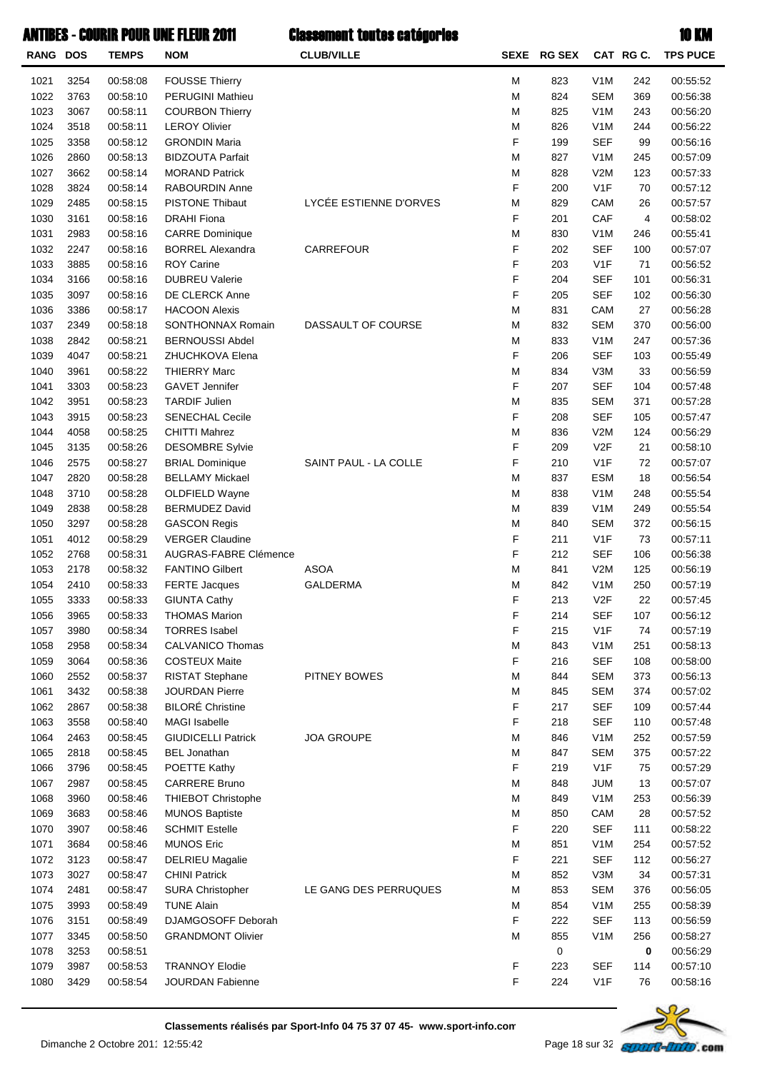# ANTIBES - COURIR POUR UNE FLEUR 2011 — Classement toutes catégories — 10 KM

| RANG | DOS | TEMPS | NOM | CLUB/VILLE | SEXE | RG SEX | CAT | RG C. | TPS PUCE |
|---|---|---|---|---|---|---|---|---|---|
| 1021 | 3254 | 00:58:08 | FOUSSE Thierry | | M | 823 | V1M | 242 | 00:55:52 |
| 1022 | 3763 | 00:58:10 | PERUGINI Mathieu | | M | 824 | SEM | 369 | 00:56:38 |
| 1023 | 3067 | 00:58:11 | COURBON Thierry | | M | 825 | V1M | 243 | 00:56:20 |
| 1024 | 3518 | 00:58:11 | LEROY Olivier | | M | 826 | V1M | 244 | 00:56:22 |
| 1025 | 3358 | 00:58:12 | GRONDIN Maria | | F | 199 | SEF | 99 | 00:56:16 |
| 1026 | 2860 | 00:58:13 | BIDZOUTA Parfait | | M | 827 | V1M | 245 | 00:57:09 |
| 1027 | 3662 | 00:58:14 | MORAND Patrick | | M | 828 | V2M | 123 | 00:57:33 |
| 1028 | 3824 | 00:58:14 | RABOURDIN Anne | | F | 200 | V1F | 70 | 00:57:12 |
| 1029 | 2485 | 00:58:15 | PISTONE Thibaut | LYCÉE ESTIENNE D'ORVES | M | 829 | CAM | 26 | 00:57:57 |
| 1030 | 3161 | 00:58:16 | DRAHI Fiona | | F | 201 | CAF | 4 | 00:58:02 |
| 1031 | 2983 | 00:58:16 | CARRE Dominique | | M | 830 | V1M | 246 | 00:55:41 |
| 1032 | 2247 | 00:58:16 | BORREL Alexandra | CARREFOUR | F | 202 | SEF | 100 | 00:57:07 |
| 1033 | 3885 | 00:58:16 | ROY Carine | | F | 203 | V1F | 71 | 00:56:52 |
| 1034 | 3166 | 00:58:16 | DUBREU Valerie | | F | 204 | SEF | 101 | 00:56:31 |
| 1035 | 3097 | 00:58:16 | DE CLERCK Anne | | F | 205 | SEF | 102 | 00:56:30 |
| 1036 | 3386 | 00:58:17 | HACOON Alexis | | M | 831 | CAM | 27 | 00:56:28 |
| 1037 | 2349 | 00:58:18 | SONTHONNAX Romain | DASSAULT OF COURSE | M | 832 | SEM | 370 | 00:56:00 |
| 1038 | 2842 | 00:58:21 | BERNOUSSI Abdel | | M | 833 | V1M | 247 | 00:57:36 |
| 1039 | 4047 | 00:58:21 | ZHUCHKOVA Elena | | F | 206 | SEF | 103 | 00:55:49 |
| 1040 | 3961 | 00:58:22 | THIERRY Marc | | M | 834 | V3M | 33 | 00:56:59 |
| 1041 | 3303 | 00:58:23 | GAVET Jennifer | | F | 207 | SEF | 104 | 00:57:48 |
| 1042 | 3951 | 00:58:23 | TARDIF Julien | | M | 835 | SEM | 371 | 00:57:28 |
| 1043 | 3915 | 00:58:23 | SENECHAL Cecile | | F | 208 | SEF | 105 | 00:57:47 |
| 1044 | 4058 | 00:58:25 | CHITTI Mahrez | | M | 836 | V2M | 124 | 00:56:29 |
| 1045 | 3135 | 00:58:26 | DESOMBRE Sylvie | | F | 209 | V2F | 21 | 00:58:10 |
| 1046 | 2575 | 00:58:27 | BRIAL Dominique | SAINT PAUL - LA COLLE | F | 210 | V1F | 72 | 00:57:07 |
| 1047 | 2820 | 00:58:28 | BELLAMY Mickael | | M | 837 | ESM | 18 | 00:56:54 |
| 1048 | 3710 | 00:58:28 | OLDFIELD Wayne | | M | 838 | V1M | 248 | 00:55:54 |
| 1049 | 2838 | 00:58:28 | BERMUDEZ David | | M | 839 | V1M | 249 | 00:55:54 |
| 1050 | 3297 | 00:58:28 | GASCON Regis | | M | 840 | SEM | 372 | 00:56:15 |
| 1051 | 4012 | 00:58:29 | VERGER Claudine | | F | 211 | V1F | 73 | 00:57:11 |
| 1052 | 2768 | 00:58:31 | AUGRAS-FABRE Clémence | | F | 212 | SEF | 106 | 00:56:38 |
| 1053 | 2178 | 00:58:32 | FANTINO Gilbert | ASOA | M | 841 | V2M | 125 | 00:56:19 |
| 1054 | 2410 | 00:58:33 | FERTE Jacques | GALDERMA | M | 842 | V1M | 250 | 00:57:19 |
| 1055 | 3333 | 00:58:33 | GIUNTA Cathy | | F | 213 | V2F | 22 | 00:57:45 |
| 1056 | 3965 | 00:58:33 | THOMAS Marion | | F | 214 | SEF | 107 | 00:56:12 |
| 1057 | 3980 | 00:58:34 | TORRES Isabel | | F | 215 | V1F | 74 | 00:57:19 |
| 1058 | 2958 | 00:58:34 | CALVANICO Thomas | | M | 843 | V1M | 251 | 00:58:13 |
| 1059 | 3064 | 00:58:36 | COSTEUX Maite | | F | 216 | SEF | 108 | 00:58:00 |
| 1060 | 2552 | 00:58:37 | RISTAT Stephane | PITNEY BOWES | M | 844 | SEM | 373 | 00:56:13 |
| 1061 | 3432 | 00:58:38 | JOURDAN Pierre | | M | 845 | SEM | 374 | 00:57:02 |
| 1062 | 2867 | 00:58:38 | BILORÉ Christine | | F | 217 | SEF | 109 | 00:57:44 |
| 1063 | 3558 | 00:58:40 | MAGI Isabelle | | F | 218 | SEF | 110 | 00:57:48 |
| 1064 | 2463 | 00:58:45 | GIUDICELLI Patrick | JOA GROUPE | M | 846 | V1M | 252 | 00:57:59 |
| 1065 | 2818 | 00:58:45 | BEL Jonathan | | M | 847 | SEM | 375 | 00:57:22 |
| 1066 | 3796 | 00:58:45 | POETTE Kathy | | F | 219 | V1F | 75 | 00:57:29 |
| 1067 | 2987 | 00:58:45 | CARRERE Bruno | | M | 848 | JUM | 13 | 00:57:07 |
| 1068 | 3960 | 00:58:46 | THIEBOT Christophe | | M | 849 | V1M | 253 | 00:56:39 |
| 1069 | 3683 | 00:58:46 | MUNOS Baptiste | | M | 850 | CAM | 28 | 00:57:52 |
| 1070 | 3907 | 00:58:46 | SCHMIT Estelle | | F | 220 | SEF | 111 | 00:58:22 |
| 1071 | 3684 | 00:58:46 | MUNOS Eric | | M | 851 | V1M | 254 | 00:57:52 |
| 1072 | 3123 | 00:58:47 | DELRIEU Magalie | | F | 221 | SEF | 112 | 00:56:27 |
| 1073 | 3027 | 00:58:47 | CHINI Patrick | | M | 852 | V3M | 34 | 00:57:31 |
| 1074 | 2481 | 00:58:47 | SURA Christopher | LE GANG DES PERRUQUES | M | 853 | SEM | 376 | 00:56:05 |
| 1075 | 3993 | 00:58:49 | TUNE Alain | | M | 854 | V1M | 255 | 00:58:39 |
| 1076 | 3151 | 00:58:49 | DJAMGOSOFF Deborah | | F | 222 | SEF | 113 | 00:56:59 |
| 1077 | 3345 | 00:58:50 | GRANDMONT Olivier | | M | 855 | V1M | 256 | 00:58:27 |
| 1078 | 3253 | 00:58:51 | | | | 0 | | 0 | 00:56:29 |
| 1079 | 3987 | 00:58:53 | TRANNOY Elodie | | F | 223 | SEF | 114 | 00:57:10 |
| 1080 | 3429 | 00:58:54 | JOURDAN Fabienne | | F | 224 | V1F | 76 | 00:58:16 |

**Classements réalisés par Sport-Info 04 75 37 07 45- www.sport-info.com**

Dimanche 2 Octobre 2011 12:55:42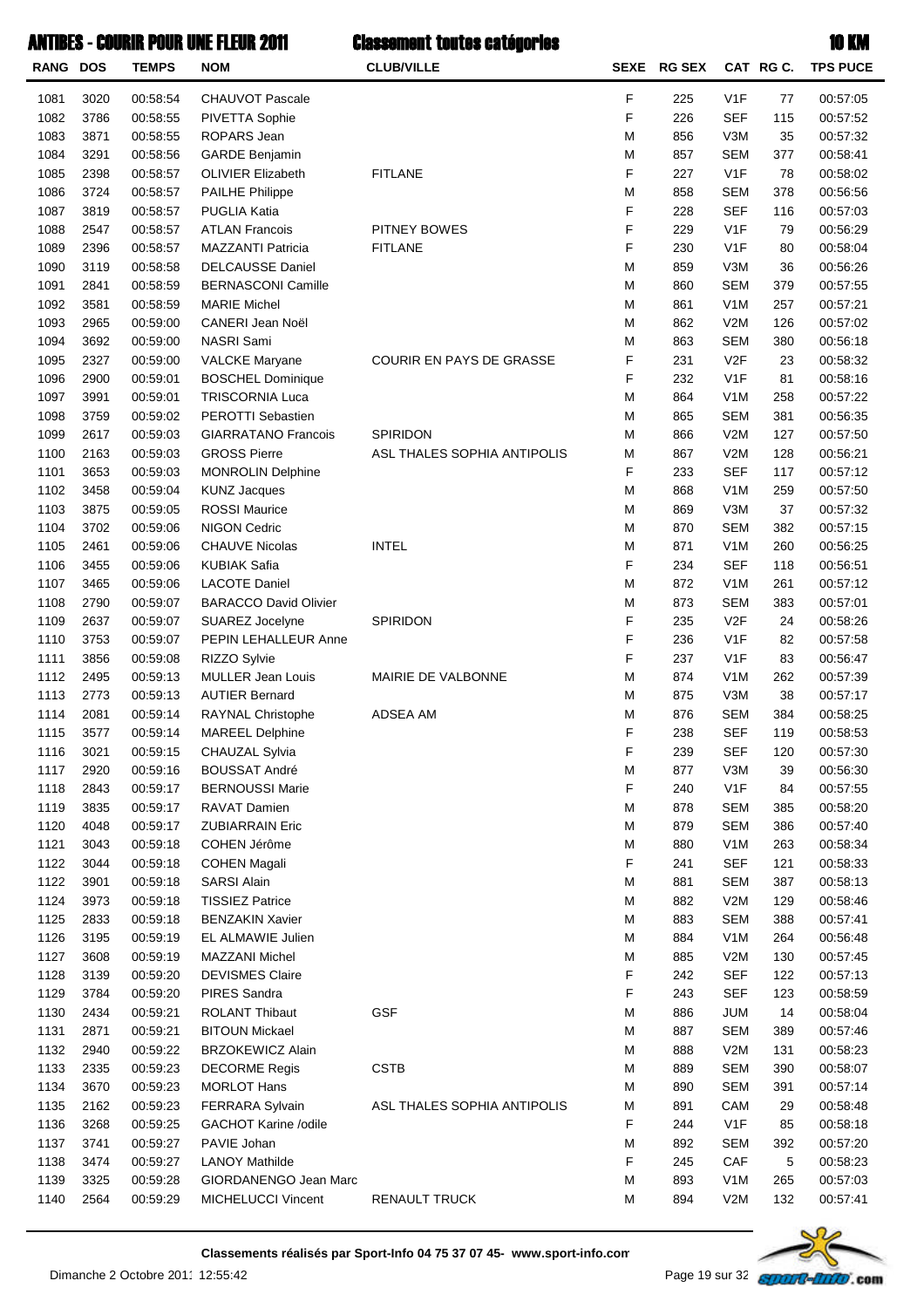# ANTIBES - COURIR POUR UNE FLEUR 2011 — Classement toutes catégories — 10 KM

| RANG | DOS | TEMPS | NOM | CLUB/VILLE | SEXE | RG SEX | CAT | RG C. | TPS PUCE |
|---|---|---|---|---|---|---|---|---|---|
| 1081 | 3020 | 00:58:54 | CHAUVOT Pascale | | F | 225 | V1F | 77 | 00:57:05 |
| 1082 | 3786 | 00:58:55 | PIVETTA Sophie | | F | 226 | SEF | 115 | 00:57:52 |
| 1083 | 3871 | 00:58:55 | ROPARS Jean | | M | 856 | V3M | 35 | 00:57:32 |
| 1084 | 3291 | 00:58:56 | GARDE Benjamin | | M | 857 | SEM | 377 | 00:58:41 |
| 1085 | 2398 | 00:58:57 | OLIVIER Elizabeth | FITLANE | F | 227 | V1F | 78 | 00:58:02 |
| 1086 | 3724 | 00:58:57 | PAILHE Philippe | | M | 858 | SEM | 378 | 00:56:56 |
| 1087 | 3819 | 00:58:57 | PUGLIA Katia | | F | 228 | SEF | 116 | 00:57:03 |
| 1088 | 2547 | 00:58:57 | ATLAN Francois | PITNEY BOWES | F | 229 | V1F | 79 | 00:56:29 |
| 1089 | 2396 | 00:58:57 | MAZZANTI Patricia | FITLANE | F | 230 | V1F | 80 | 00:58:04 |
| 1090 | 3119 | 00:58:58 | DELCAUSSE Daniel | | M | 859 | V3M | 36 | 00:56:26 |
| 1091 | 2841 | 00:58:59 | BERNASCONI Camille | | M | 860 | SEM | 379 | 00:57:55 |
| 1092 | 3581 | 00:58:59 | MARIE Michel | | M | 861 | V1M | 257 | 00:57:21 |
| 1093 | 2965 | 00:59:00 | CANERI Jean Noël | | M | 862 | V2M | 126 | 00:57:02 |
| 1094 | 3692 | 00:59:00 | NASRI Sami | | M | 863 | SEM | 380 | 00:56:18 |
| 1095 | 2327 | 00:59:00 | VALCKE Maryane | COURIR EN PAYS DE GRASSE | F | 231 | V2F | 23 | 00:58:32 |
| 1096 | 2900 | 00:59:01 | BOSCHEL Dominique | | F | 232 | V1F | 81 | 00:58:16 |
| 1097 | 3991 | 00:59:01 | TRISCORNIA Luca | | M | 864 | V1M | 258 | 00:57:22 |
| 1098 | 3759 | 00:59:02 | PEROTTI Sebastien | | M | 865 | SEM | 381 | 00:56:35 |
| 1099 | 2617 | 00:59:03 | GIARRATANO Francois | SPIRIDON | M | 866 | V2M | 127 | 00:57:50 |
| 1100 | 2163 | 00:59:03 | GROSS Pierre | ASL THALES SOPHIA ANTIPOLIS | M | 867 | V2M | 128 | 00:56:21 |
| 1101 | 3653 | 00:59:03 | MONROLIN Delphine | | F | 233 | SEF | 117 | 00:57:12 |
| 1102 | 3458 | 00:59:04 | KUNZ Jacques | | M | 868 | V1M | 259 | 00:57:50 |
| 1103 | 3875 | 00:59:05 | ROSSI Maurice | | M | 869 | V3M | 37 | 00:57:32 |
| 1104 | 3702 | 00:59:06 | NIGON Cedric | | M | 870 | SEM | 382 | 00:57:15 |
| 1105 | 2461 | 00:59:06 | CHAUVE Nicolas | INTEL | M | 871 | V1M | 260 | 00:56:25 |
| 1106 | 3455 | 00:59:06 | KUBIAK Safia | | F | 234 | SEF | 118 | 00:56:51 |
| 1107 | 3465 | 00:59:06 | LACOTE Daniel | | M | 872 | V1M | 261 | 00:57:12 |
| 1108 | 2790 | 00:59:07 | BARACCO David Olivier | | M | 873 | SEM | 383 | 00:57:01 |
| 1109 | 2637 | 00:59:07 | SUAREZ Jocelyne | SPIRIDON | F | 235 | V2F | 24 | 00:58:26 |
| 1110 | 3753 | 00:59:07 | PEPIN LEHALLEUR Anne | | F | 236 | V1F | 82 | 00:57:58 |
| 1111 | 3856 | 00:59:08 | RIZZO Sylvie | | F | 237 | V1F | 83 | 00:56:47 |
| 1112 | 2495 | 00:59:13 | MULLER Jean Louis | MAIRIE DE VALBONNE | M | 874 | V1M | 262 | 00:57:39 |
| 1113 | 2773 | 00:59:13 | AUTIER Bernard | | M | 875 | V3M | 38 | 00:57:17 |
| 1114 | 2081 | 00:59:14 | RAYNAL Christophe | ADSEA AM | M | 876 | SEM | 384 | 00:58:25 |
| 1115 | 3577 | 00:59:14 | MAREEL Delphine | | F | 238 | SEF | 119 | 00:58:53 |
| 1116 | 3021 | 00:59:15 | CHAUZAL Sylvia | | F | 239 | SEF | 120 | 00:57:30 |
| 1117 | 2920 | 00:59:16 | BOUSSAT André | | M | 877 | V3M | 39 | 00:56:30 |
| 1118 | 2843 | 00:59:17 | BERNOUSSI Marie | | F | 240 | V1F | 84 | 00:57:55 |
| 1119 | 3835 | 00:59:17 | RAVAT Damien | | M | 878 | SEM | 385 | 00:58:20 |
| 1120 | 4048 | 00:59:17 | ZUBIARRAIN Eric | | M | 879 | SEM | 386 | 00:57:40 |
| 1121 | 3043 | 00:59:18 | COHEN Jérôme | | M | 880 | V1M | 263 | 00:58:34 |
| 1122 | 3044 | 00:59:18 | COHEN Magali | | F | 241 | SEF | 121 | 00:58:33 |
| 1122 | 3901 | 00:59:18 | SARSI Alain | | M | 881 | SEM | 387 | 00:58:13 |
| 1124 | 3973 | 00:59:18 | TISSIEZ Patrice | | M | 882 | V2M | 129 | 00:58:46 |
| 1125 | 2833 | 00:59:18 | BENZAKIN Xavier | | M | 883 | SEM | 388 | 00:57:41 |
| 1126 | 3195 | 00:59:19 | EL ALMAWIE Julien | | M | 884 | V1M | 264 | 00:56:48 |
| 1127 | 3608 | 00:59:19 | MAZZANI Michel | | M | 885 | V2M | 130 | 00:57:45 |
| 1128 | 3139 | 00:59:20 | DEVISMES Claire | | F | 242 | SEF | 122 | 00:57:13 |
| 1129 | 3784 | 00:59:20 | PIRES Sandra | | F | 243 | SEF | 123 | 00:58:59 |
| 1130 | 2434 | 00:59:21 | ROLANT Thibaut | GSF | M | 886 | JUM | 14 | 00:58:04 |
| 1131 | 2871 | 00:59:21 | BITOUN Mickael | | M | 887 | SEM | 389 | 00:57:46 |
| 1132 | 2940 | 00:59:22 | BRZOKEWICZ Alain | | M | 888 | V2M | 131 | 00:58:23 |
| 1133 | 2335 | 00:59:23 | DECORME Regis | CSTB | M | 889 | SEM | 390 | 00:58:07 |
| 1134 | 3670 | 00:59:23 | MORLOT Hans | | M | 890 | SEM | 391 | 00:57:14 |
| 1135 | 2162 | 00:59:23 | FERRARA Sylvain | ASL THALES SOPHIA ANTIPOLIS | M | 891 | CAM | 29 | 00:58:48 |
| 1136 | 3268 | 00:59:25 | GACHOT Karine /odile | | F | 244 | V1F | 85 | 00:58:18 |
| 1137 | 3741 | 00:59:27 | PAVIE Johan | | M | 892 | SEM | 392 | 00:57:20 |
| 1138 | 3474 | 00:59:27 | LANOY Mathilde | | F | 245 | CAF | 5 | 00:58:23 |
| 1139 | 3325 | 00:59:28 | GIORDANENGO Jean Marc | | M | 893 | V1M | 265 | 00:57:03 |
| 1140 | 2564 | 00:59:29 | MICHELUCCI Vincent | RENAULT TRUCK | M | 894 | V2M | 132 | 00:57:41 |

Classements réalisés par Sport-Info 04 75 37 07 45- www.sport-info.com

Dimanche 2 Octobre 2011 12:55:42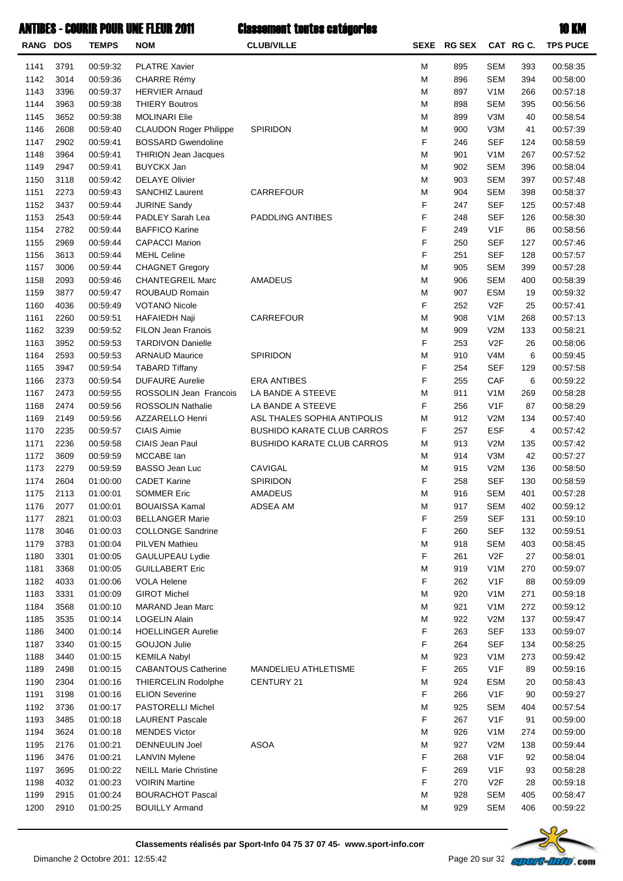# ANTIBES - COURIR POUR UNE FLEUR 2011 — Classement toutes catégories — 10 KM

| RANG | DOS | TEMPS | NOM | CLUB/VILLE | SEXE | RG SEX | CAT | RG C. | TPS PUCE |
|---|---|---|---|---|---|---|---|---|---|
| 1141 | 3791 | 00:59:32 | PLATRE Xavier | | M | 895 | SEM | 393 | 00:58:35 |
| 1142 | 3014 | 00:59:36 | CHARRE Rémy | | M | 896 | SEM | 394 | 00:58:00 |
| 1143 | 3396 | 00:59:37 | HERVIER Arnaud | | M | 897 | V1M | 266 | 00:57:18 |
| 1144 | 3963 | 00:59:38 | THIERY Boutros | | M | 898 | SEM | 395 | 00:56:56 |
| 1145 | 3652 | 00:59:38 | MOLINARI Elie | | M | 899 | V3M | 40 | 00:58:54 |
| 1146 | 2608 | 00:59:40 | CLAUDON Roger Philippe | SPIRIDON | M | 900 | V3M | 41 | 00:57:39 |
| 1147 | 2902 | 00:59:41 | BOSSARD Gwendoline | | F | 246 | SEF | 124 | 00:58:59 |
| 1148 | 3964 | 00:59:41 | THIRION Jean Jacques | | M | 901 | V1M | 267 | 00:57:52 |
| 1149 | 2947 | 00:59:41 | BUYCKX Jan | | M | 902 | SEM | 396 | 00:58:04 |
| 1150 | 3118 | 00:59:42 | DELAYE Olivier | | M | 903 | SEM | 397 | 00:57:48 |
| 1151 | 2273 | 00:59:43 | SANCHIZ Laurent | CARREFOUR | M | 904 | SEM | 398 | 00:58:37 |
| 1152 | 3437 | 00:59:44 | JURINE Sandy | | F | 247 | SEF | 125 | 00:57:48 |
| 1153 | 2543 | 00:59:44 | PADLEY Sarah Lea | PADDLING ANTIBES | F | 248 | SEF | 126 | 00:58:30 |
| 1154 | 2782 | 00:59:44 | BAFFICO Karine | | F | 249 | V1F | 86 | 00:58:56 |
| 1155 | 2969 | 00:59:44 | CAPACCI Marion | | F | 250 | SEF | 127 | 00:57:46 |
| 1156 | 3613 | 00:59:44 | MEHL Celine | | F | 251 | SEF | 128 | 00:57:57 |
| 1157 | 3006 | 00:59:44 | CHAGNET Gregory | | M | 905 | SEM | 399 | 00:57:28 |
| 1158 | 2093 | 00:59:46 | CHANTEGREIL Marc | AMADEUS | M | 906 | SEM | 400 | 00:58:39 |
| 1159 | 3877 | 00:59:47 | ROUBAUD Romain | | M | 907 | ESM | 19 | 00:59:32 |
| 1160 | 4036 | 00:59:49 | VOTANO Nicole | | F | 252 | V2F | 25 | 00:57:41 |
| 1161 | 2260 | 00:59:51 | HAFAIEDH Naji | CARREFOUR | M | 908 | V1M | 268 | 00:57:13 |
| 1162 | 3239 | 00:59:52 | FILON Jean Franois | | M | 909 | V2M | 133 | 00:58:21 |
| 1163 | 3952 | 00:59:53 | TARDIVON Danielle | | F | 253 | V2F | 26 | 00:58:06 |
| 1164 | 2593 | 00:59:53 | ARNAUD Maurice | SPIRIDON | M | 910 | V4M | 6 | 00:59:45 |
| 1165 | 3947 | 00:59:54 | TABARD Tiffany | | F | 254 | SEF | 129 | 00:57:58 |
| 1166 | 2373 | 00:59:54 | DUFAURE Aurelie | ERA ANTIBES | F | 255 | CAF | 6 | 00:59:22 |
| 1167 | 2473 | 00:59:55 | ROSSOLIN Jean Francois | LA BANDE A STEEVE | M | 911 | V1M | 269 | 00:58:28 |
| 1168 | 2474 | 00:59:56 | ROSSOLIN Nathalie | LA BANDE A STEEVE | F | 256 | V1F | 87 | 00:58:29 |
| 1169 | 2149 | 00:59:56 | AZZARELLO Henri | ASL THALES SOPHIA ANTIPOLIS | M | 912 | V2M | 134 | 00:57:40 |
| 1170 | 2235 | 00:59:57 | CIAIS Aimie | BUSHIDO KARATE CLUB CARROS | F | 257 | ESF | 4 | 00:57:42 |
| 1171 | 2236 | 00:59:58 | CIAIS Jean Paul | BUSHIDO KARATE CLUB CARROS | M | 913 | V2M | 135 | 00:57:42 |
| 1172 | 3609 | 00:59:59 | MCCABE Ian | | M | 914 | V3M | 42 | 00:57:27 |
| 1173 | 2279 | 00:59:59 | BASSO Jean Luc | CAVIGAL | M | 915 | V2M | 136 | 00:58:50 |
| 1174 | 2604 | 01:00:00 | CADET Karine | SPIRIDON | F | 258 | SEF | 130 | 00:58:59 |
| 1175 | 2113 | 01:00:01 | SOMMER Eric | AMADEUS | M | 916 | SEM | 401 | 00:57:28 |
| 1176 | 2077 | 01:00:01 | BOUAISSA Kamal | ADSEA AM | M | 917 | SEM | 402 | 00:59:12 |
| 1177 | 2821 | 01:00:03 | BELLANGER Marie | | F | 259 | SEF | 131 | 00:59:10 |
| 1178 | 3046 | 01:00:03 | COLLONGE Sandrine | | F | 260 | SEF | 132 | 00:59:51 |
| 1179 | 3783 | 01:00:04 | PILVEN Mathieu | | M | 918 | SEM | 403 | 00:58:45 |
| 1180 | 3301 | 01:00:05 | GAULUPEAU Lydie | | F | 261 | V2F | 27 | 00:58:01 |
| 1181 | 3368 | 01:00:05 | GUILLABERT Eric | | M | 919 | V1M | 270 | 00:59:07 |
| 1182 | 4033 | 01:00:06 | VOLA Helene | | F | 262 | V1F | 88 | 00:59:09 |
| 1183 | 3331 | 01:00:09 | GIROT Michel | | M | 920 | V1M | 271 | 00:59:18 |
| 1184 | 3568 | 01:00:10 | MARAND Jean Marc | | M | 921 | V1M | 272 | 00:59:12 |
| 1185 | 3535 | 01:00:14 | LOGELIN Alain | | M | 922 | V2M | 137 | 00:59:47 |
| 1186 | 3400 | 01:00:14 | HOELLINGER Aurelie | | F | 263 | SEF | 133 | 00:59:07 |
| 1187 | 3340 | 01:00:15 | GOUJON Julie | | F | 264 | SEF | 134 | 00:58:25 |
| 1188 | 3440 | 01:00:15 | KEMILA Nabyl | | M | 923 | V1M | 273 | 00:59:42 |
| 1189 | 2498 | 01:00:15 | CABANTOUS Catherine | MANDELIEU ATHLETISME | F | 265 | V1F | 89 | 00:59:16 |
| 1190 | 2304 | 01:00:16 | THIERCELIN Rodolphe | CENTURY 21 | M | 924 | ESM | 20 | 00:58:43 |
| 1191 | 3198 | 01:00:16 | ELION Severine | | F | 266 | V1F | 90 | 00:59:27 |
| 1192 | 3736 | 01:00:17 | PASTORELLI Michel | | M | 925 | SEM | 404 | 00:57:54 |
| 1193 | 3485 | 01:00:18 | LAURENT Pascale | | F | 267 | V1F | 91 | 00:59:00 |
| 1194 | 3624 | 01:00:18 | MENDES Victor | | M | 926 | V1M | 274 | 00:59:00 |
| 1195 | 2176 | 01:00:21 | DENNEULIN Joel | ASOA | M | 927 | V2M | 138 | 00:59:44 |
| 1196 | 3476 | 01:00:21 | LANVIN Mylene | | F | 268 | V1F | 92 | 00:58:04 |
| 1197 | 3695 | 01:00:22 | NEILL Marie Christine | | F | 269 | V1F | 93 | 00:58:28 |
| 1198 | 4032 | 01:00:23 | VOIRIN Martine | | F | 270 | V2F | 28 | 00:59:18 |
| 1199 | 2915 | 01:00:24 | BOURACHOT Pascal | | M | 928 | SEM | 405 | 00:58:47 |
| 1200 | 2910 | 01:00:25 | BOUILLY Armand | | M | 929 | SEM | 406 | 00:59:22 |

**Classements réalisés par Sport-Info 04 75 37 07 45- www.sport-info.com**

Dimanche 2 Octobre 2011 12:55:42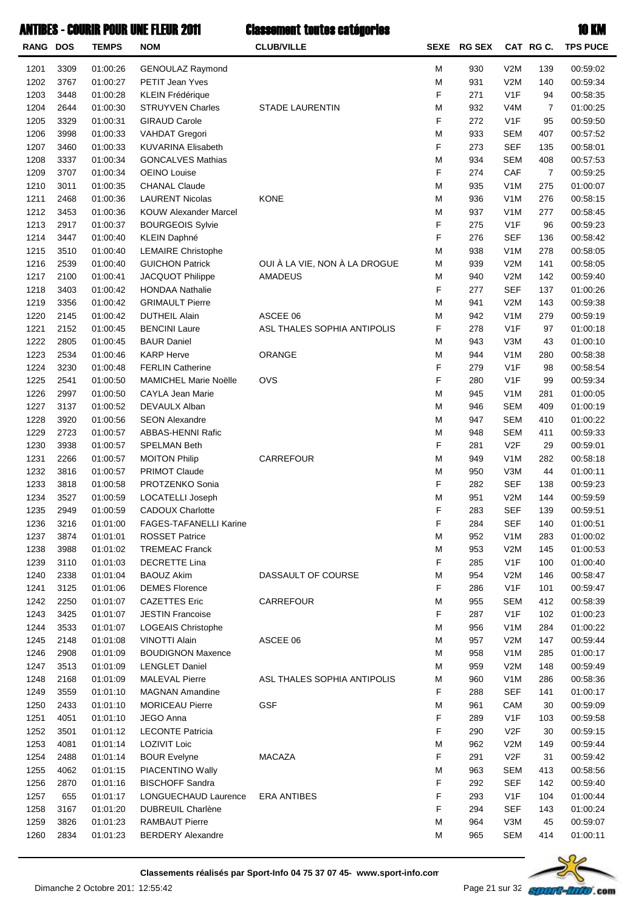# ANTIBES - COURIR POUR UNE FLEUR 2011 — Classement toutes catégories — 10 KM

| RANG | DOS | TEMPS | NOM | CLUB/VILLE | SEXE | RG SEX | CAT | RG C. | TPS PUCE |
|---|---|---|---|---|---|---|---|---|---|
| 1201 | 3309 | 01:00:26 | GENOULAZ Raymond | | M | 930 | V2M | 139 | 00:59:02 |
| 1202 | 3767 | 01:00:27 | PETIT Jean Yves | | M | 931 | V2M | 140 | 00:59:34 |
| 1203 | 3448 | 01:00:28 | KLEIN Frédérique | | F | 271 | V1F | 94 | 00:58:35 |
| 1204 | 2644 | 01:00:30 | STRUYVEN Charles | STADE LAURENTIN | M | 932 | V4M | 7 | 01:00:25 |
| 1205 | 3329 | 01:00:31 | GIRAUD Carole | | F | 272 | V1F | 95 | 00:59:50 |
| 1206 | 3998 | 01:00:33 | VAHDAT Gregori | | M | 933 | SEM | 407 | 00:57:52 |
| 1207 | 3460 | 01:00:33 | KUVARINA Elisabeth | | F | 273 | SEF | 135 | 00:58:01 |
| 1208 | 3337 | 01:00:34 | GONCALVES Mathias | | M | 934 | SEM | 408 | 00:57:53 |
| 1209 | 3707 | 01:00:34 | OEINO Louise | | F | 274 | CAF | 7 | 00:59:25 |
| 1210 | 3011 | 01:00:35 | CHANAL Claude | | M | 935 | V1M | 275 | 01:00:07 |
| 1211 | 2468 | 01:00:36 | LAURENT Nicolas | KONE | M | 936 | V1M | 276 | 00:58:15 |
| 1212 | 3453 | 01:00:36 | KOUW Alexander Marcel | | M | 937 | V1M | 277 | 00:58:45 |
| 1213 | 2917 | 01:00:37 | BOURGEOIS Sylvie | | F | 275 | V1F | 96 | 00:59:23 |
| 1214 | 3447 | 01:00:40 | KLEIN Daphné | | F | 276 | SEF | 136 | 00:58:42 |
| 1215 | 3510 | 01:00:40 | LEMAIRE Christophe | | M | 938 | V1M | 278 | 00:58:05 |
| 1216 | 2539 | 01:00:40 | GUICHON Patrick | OUI À LA VIE, NON À LA DROGUE | M | 939 | V2M | 141 | 00:58:05 |
| 1217 | 2100 | 01:00:41 | JACQUOT Philippe | AMADEUS | M | 940 | V2M | 142 | 00:59:40 |
| 1218 | 3403 | 01:00:42 | HONDAA Nathalie | | F | 277 | SEF | 137 | 01:00:26 |
| 1219 | 3356 | 01:00:42 | GRIMAULT Pierre | | M | 941 | V2M | 143 | 00:59:38 |
| 1220 | 2145 | 01:00:42 | DUTHEIL Alain | ASCEE 06 | M | 942 | V1M | 279 | 00:59:19 |
| 1221 | 2152 | 01:00:45 | BENCINI Laure | ASL THALES SOPHIA ANTIPOLIS | F | 278 | V1F | 97 | 01:00:18 |
| 1222 | 2805 | 01:00:45 | BAUR Daniel | | M | 943 | V3M | 43 | 01:00:10 |
| 1223 | 2534 | 01:00:46 | KARP Herve | ORANGE | M | 944 | V1M | 280 | 00:58:38 |
| 1224 | 3230 | 01:00:48 | FERLIN Catherine | | F | 279 | V1F | 98 | 00:58:54 |
| 1225 | 2541 | 01:00:50 | MAMICHEL Marie Noëlle | OVS | F | 280 | V1F | 99 | 00:59:34 |
| 1226 | 2997 | 01:00:50 | CAYLA Jean Marie | | M | 945 | V1M | 281 | 01:00:05 |
| 1227 | 3137 | 01:00:52 | DEVAULX Alban | | M | 946 | SEM | 409 | 01:00:19 |
| 1228 | 3920 | 01:00:56 | SEON Alexandre | | M | 947 | SEM | 410 | 01:00:22 |
| 1229 | 2723 | 01:00:57 | ABBAS-HENNI Rafic | | M | 948 | SEM | 411 | 00:59:33 |
| 1230 | 3938 | 01:00:57 | SPELMAN Beth | | F | 281 | V2F | 29 | 00:59:01 |
| 1231 | 2266 | 01:00:57 | MOITON Philip | CARREFOUR | M | 949 | V1M | 282 | 00:58:18 |
| 1232 | 3816 | 01:00:57 | PRIMOT Claude | | M | 950 | V3M | 44 | 01:00:11 |
| 1233 | 3818 | 01:00:58 | PROTZENKO Sonia | | F | 282 | SEF | 138 | 00:59:23 |
| 1234 | 3527 | 01:00:59 | LOCATELLI Joseph | | M | 951 | V2M | 144 | 00:59:59 |
| 1235 | 2949 | 01:00:59 | CADOUX Charlotte | | F | 283 | SEF | 139 | 00:59:51 |
| 1236 | 3216 | 01:01:00 | FAGES-TAFANELLI Karine | | F | 284 | SEF | 140 | 01:00:51 |
| 1237 | 3874 | 01:01:01 | ROSSET Patrice | | M | 952 | V1M | 283 | 01:00:02 |
| 1238 | 3988 | 01:01:02 | TREMEAC Franck | | M | 953 | V2M | 145 | 01:00:53 |
| 1239 | 3110 | 01:01:03 | DECRETTE Lina | | F | 285 | V1F | 100 | 01:00:40 |
| 1240 | 2338 | 01:01:04 | BAOUZ Akim | DASSAULT OF COURSE | M | 954 | V2M | 146 | 00:58:47 |
| 1241 | 3125 | 01:01:06 | DEMES Florence | | F | 286 | V1F | 101 | 00:59:47 |
| 1242 | 2250 | 01:01:07 | CAZETTES Eric | CARREFOUR | M | 955 | SEM | 412 | 00:58:39 |
| 1243 | 3425 | 01:01:07 | JESTIN Francoise | | F | 287 | V1F | 102 | 01:00:23 |
| 1244 | 3533 | 01:01:07 | LOGEAIS Christophe | | M | 956 | V1M | 284 | 01:00:22 |
| 1245 | 2148 | 01:01:08 | VINOTTI Alain | ASCEE 06 | M | 957 | V2M | 147 | 00:59:44 |
| 1246 | 2908 | 01:01:09 | BOUDIGNON Maxence | | M | 958 | V1M | 285 | 01:00:17 |
| 1247 | 3513 | 01:01:09 | LENGLET Daniel | | M | 959 | V2M | 148 | 00:59:49 |
| 1248 | 2168 | 01:01:09 | MALEVAL Pierre | ASL THALES SOPHIA ANTIPOLIS | M | 960 | V1M | 286 | 00:58:36 |
| 1249 | 3559 | 01:01:10 | MAGNAN Amandine | | F | 288 | SEF | 141 | 01:00:17 |
| 1250 | 2433 | 01:01:10 | MORICEAU Pierre | GSF | M | 961 | CAM | 30 | 00:59:09 |
| 1251 | 4051 | 01:01:10 | JEGO Anna | | F | 289 | V1F | 103 | 00:59:58 |
| 1252 | 3501 | 01:01:12 | LECONTE Patricia | | F | 290 | V2F | 30 | 00:59:15 |
| 1253 | 4081 | 01:01:14 | LOZIVIT Loic | | M | 962 | V2M | 149 | 00:59:44 |
| 1254 | 2488 | 01:01:14 | BOUR Evelyne | MACAZA | F | 291 | V2F | 31 | 00:59:42 |
| 1255 | 4062 | 01:01:15 | PIACENTINO Wally | | M | 963 | SEM | 413 | 00:58:56 |
| 1256 | 2870 | 01:01:16 | BISCHOFF Sandra | | F | 292 | SEF | 142 | 00:59:40 |
| 1257 | 655 | 01:01:17 | LONGUECHAUD Laurence | ERA ANTIBES | F | 293 | V1F | 104 | 01:00:44 |
| 1258 | 3167 | 01:01:20 | DUBREUIL Charlène | | F | 294 | SEF | 143 | 01:00:24 |
| 1259 | 3826 | 01:01:23 | RAMBAUT Pierre | | M | 964 | V3M | 45 | 00:59:07 |
| 1260 | 2834 | 01:01:23 | BERDERY Alexandre | | M | 965 | SEM | 414 | 01:00:11 |

**Classements réalisés par Sport-Info 04 75 37 07 45- www.sport-info.com**

Dimanche 2 Octobre 2011 12:55:42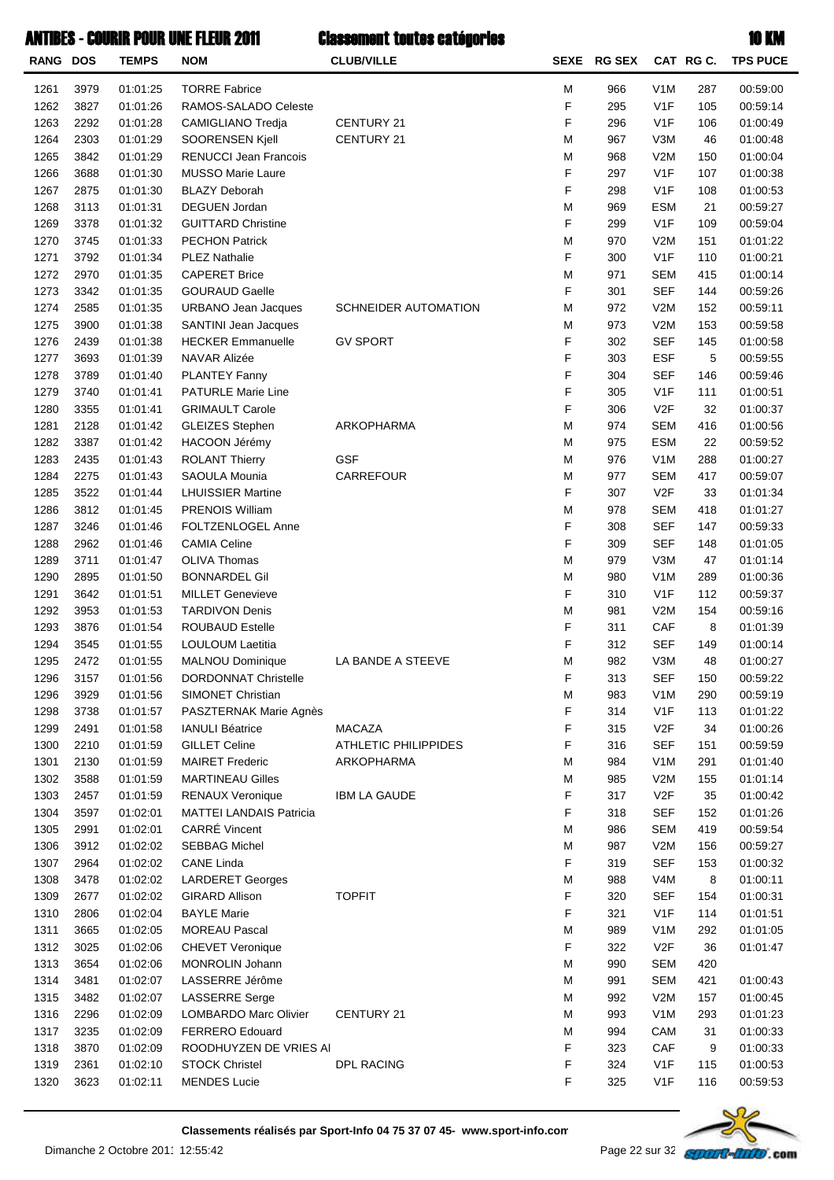# ANTIBES - COURIR POUR UNE FLEUR 2011 — Classement toutes catégories — 10 KM

| RANG | DOS | TEMPS | NOM | CLUB/VILLE | SEXE | RG SEX | CAT | RG C. | TPS PUCE |
|---|---|---|---|---|---|---|---|---|---|
| 1261 | 3979 | 01:01:25 | TORRE Fabrice | | M | 966 | V1M | 287 | 00:59:00 |
| 1262 | 3827 | 01:01:26 | RAMOS-SALADO Celeste | | F | 295 | V1F | 105 | 00:59:14 |
| 1263 | 2292 | 01:01:28 | CAMIGLIANO Tredja | CENTURY 21 | F | 296 | V1F | 106 | 01:00:49 |
| 1264 | 2303 | 01:01:29 | SOORENSEN Kjell | CENTURY 21 | M | 967 | V3M | 46 | 01:00:48 |
| 1265 | 3842 | 01:01:29 | RENUCCI Jean Francois | | M | 968 | V2M | 150 | 01:00:04 |
| 1266 | 3688 | 01:01:30 | MUSSO Marie Laure | | F | 297 | V1F | 107 | 01:00:38 |
| 1267 | 2875 | 01:01:30 | BLAZY Deborah | | F | 298 | V1F | 108 | 01:00:53 |
| 1268 | 3113 | 01:01:31 | DEGUEN Jordan | | M | 969 | ESM | 21 | 00:59:27 |
| 1269 | 3378 | 01:01:32 | GUITTARD Christine | | F | 299 | V1F | 109 | 00:59:04 |
| 1270 | 3745 | 01:01:33 | PECHON Patrick | | M | 970 | V2M | 151 | 01:01:22 |
| 1271 | 3792 | 01:01:34 | PLEZ Nathalie | | F | 300 | V1F | 110 | 01:00:21 |
| 1272 | 2970 | 01:01:35 | CAPERET Brice | | M | 971 | SEM | 415 | 01:00:14 |
| 1273 | 3342 | 01:01:35 | GOURAUD Gaelle | | F | 301 | SEF | 144 | 00:59:26 |
| 1274 | 2585 | 01:01:35 | URBANO Jean Jacques | SCHNEIDER AUTOMATION | M | 972 | V2M | 152 | 00:59:11 |
| 1275 | 3900 | 01:01:38 | SANTINI Jean Jacques | | M | 973 | V2M | 153 | 00:59:58 |
| 1276 | 2439 | 01:01:38 | HECKER Emmanuelle | GV SPORT | F | 302 | SEF | 145 | 01:00:58 |
| 1277 | 3693 | 01:01:39 | NAVAR Alizée | | F | 303 | ESF | 5 | 00:59:55 |
| 1278 | 3789 | 01:01:40 | PLANTEY Fanny | | F | 304 | SEF | 146 | 00:59:46 |
| 1279 | 3740 | 01:01:41 | PATURLE Marie Line | | F | 305 | V1F | 111 | 01:00:51 |
| 1280 | 3355 | 01:01:41 | GRIMAULT Carole | | F | 306 | V2F | 32 | 01:00:37 |
| 1281 | 2128 | 01:01:42 | GLEIZES Stephen | ARKOPHARMA | M | 974 | SEM | 416 | 01:00:56 |
| 1282 | 3387 | 01:01:42 | HACOON Jérémy | | M | 975 | ESM | 22 | 00:59:52 |
| 1283 | 2435 | 01:01:43 | ROLANT Thierry | GSF | M | 976 | V1M | 288 | 01:00:27 |
| 1284 | 2275 | 01:01:43 | SAOULA Mounia | CARREFOUR | M | 977 | SEM | 417 | 00:59:07 |
| 1285 | 3522 | 01:01:44 | LHUISSIER Martine | | F | 307 | V2F | 33 | 01:01:34 |
| 1286 | 3812 | 01:01:45 | PRENOIS William | | M | 978 | SEM | 418 | 01:01:27 |
| 1287 | 3246 | 01:01:46 | FOLTZENLOGEL Anne | | F | 308 | SEF | 147 | 00:59:33 |
| 1288 | 2962 | 01:01:46 | CAMIA Celine | | F | 309 | SEF | 148 | 01:01:05 |
| 1289 | 3711 | 01:01:47 | OLIVA Thomas | | M | 979 | V3M | 47 | 01:01:14 |
| 1290 | 2895 | 01:01:50 | BONNARDEL Gil | | M | 980 | V1M | 289 | 01:00:36 |
| 1291 | 3642 | 01:01:51 | MILLET Genevieve | | F | 310 | V1F | 112 | 00:59:37 |
| 1292 | 3953 | 01:01:53 | TARDIVON Denis | | M | 981 | V2M | 154 | 00:59:16 |
| 1293 | 3876 | 01:01:54 | ROUBAUD Estelle | | F | 311 | CAF | 8 | 01:01:39 |
| 1294 | 3545 | 01:01:55 | LOULOUM Laetitia | | F | 312 | SEF | 149 | 01:00:14 |
| 1295 | 2472 | 01:01:55 | MALNOU Dominique | LA BANDE A STEEVE | M | 982 | V3M | 48 | 01:00:27 |
| 1296 | 3157 | 01:01:56 | DORDONNAT Christelle | | F | 313 | SEF | 150 | 00:59:22 |
| 1296 | 3929 | 01:01:56 | SIMONET Christian | | M | 983 | V1M | 290 | 00:59:19 |
| 1298 | 3738 | 01:01:57 | PASZTERNAK Marie Agnès | | F | 314 | V1F | 113 | 01:01:22 |
| 1299 | 2491 | 01:01:58 | IANULI Béatrice | MACAZA | F | 315 | V2F | 34 | 01:00:26 |
| 1300 | 2210 | 01:01:59 | GILLET Celine | ATHLETIC PHILIPPIDES | F | 316 | SEF | 151 | 00:59:59 |
| 1301 | 2130 | 01:01:59 | MAIRET Frederic | ARKOPHARMA | M | 984 | V1M | 291 | 01:01:40 |
| 1302 | 3588 | 01:01:59 | MARTINEAU Gilles | | M | 985 | V2M | 155 | 01:01:14 |
| 1303 | 2457 | 01:01:59 | RENAUX Veronique | IBM LA GAUDE | F | 317 | V2F | 35 | 01:00:42 |
| 1304 | 3597 | 01:02:01 | MATTEI LANDAIS Patricia | | F | 318 | SEF | 152 | 01:01:26 |
| 1305 | 2991 | 01:02:01 | CARRÉ Vincent | | M | 986 | SEM | 419 | 00:59:54 |
| 1306 | 3912 | 01:02:02 | SEBBAG Michel | | M | 987 | V2M | 156 | 00:59:27 |
| 1307 | 2964 | 01:02:02 | CANE Linda | | F | 319 | SEF | 153 | 01:00:32 |
| 1308 | 3478 | 01:02:02 | LARDERET Georges | | M | 988 | V4M | 8 | 01:00:11 |
| 1309 | 2677 | 01:02:02 | GIRARD Allison | TOPFIT | F | 320 | SEF | 154 | 01:00:31 |
| 1310 | 2806 | 01:02:04 | BAYLE Marie | | F | 321 | V1F | 114 | 01:01:51 |
| 1311 | 3665 | 01:02:05 | MOREAU Pascal | | M | 989 | V1M | 292 | 01:01:05 |
| 1312 | 3025 | 01:02:06 | CHEVET Veronique | | F | 322 | V2F | 36 | 01:01:47 |
| 1313 | 3654 | 01:02:06 | MONROLIN Johann | | M | 990 | SEM | 420 | |
| 1314 | 3481 | 01:02:07 | LASSERRE Jérôme | | M | 991 | SEM | 421 | 01:00:43 |
| 1315 | 3482 | 01:02:07 | LASSERRE Serge | | M | 992 | V2M | 157 | 01:00:45 |
| 1316 | 2296 | 01:02:09 | LOMBARDO Marc Olivier | CENTURY 21 | M | 993 | V1M | 293 | 01:01:23 |
| 1317 | 3235 | 01:02:09 | FERRERO Edouard | | M | 994 | CAM | 31 | 01:00:33 |
| 1318 | 3870 | 01:02:09 | ROODHUYZEN DE VRIES Al | | F | 323 | CAF | 9 | 01:00:33 |
| 1319 | 2361 | 01:02:10 | STOCK Christel | DPL RACING | F | 324 | V1F | 115 | 01:00:53 |
| 1320 | 3623 | 01:02:11 | MENDES Lucie | | F | 325 | V1F | 116 | 00:59:53 |

Classements réalisés par Sport-Info 04 75 37 07 45- www.sport-info.com

Dimanche 2 Octobre 2011 12:55:42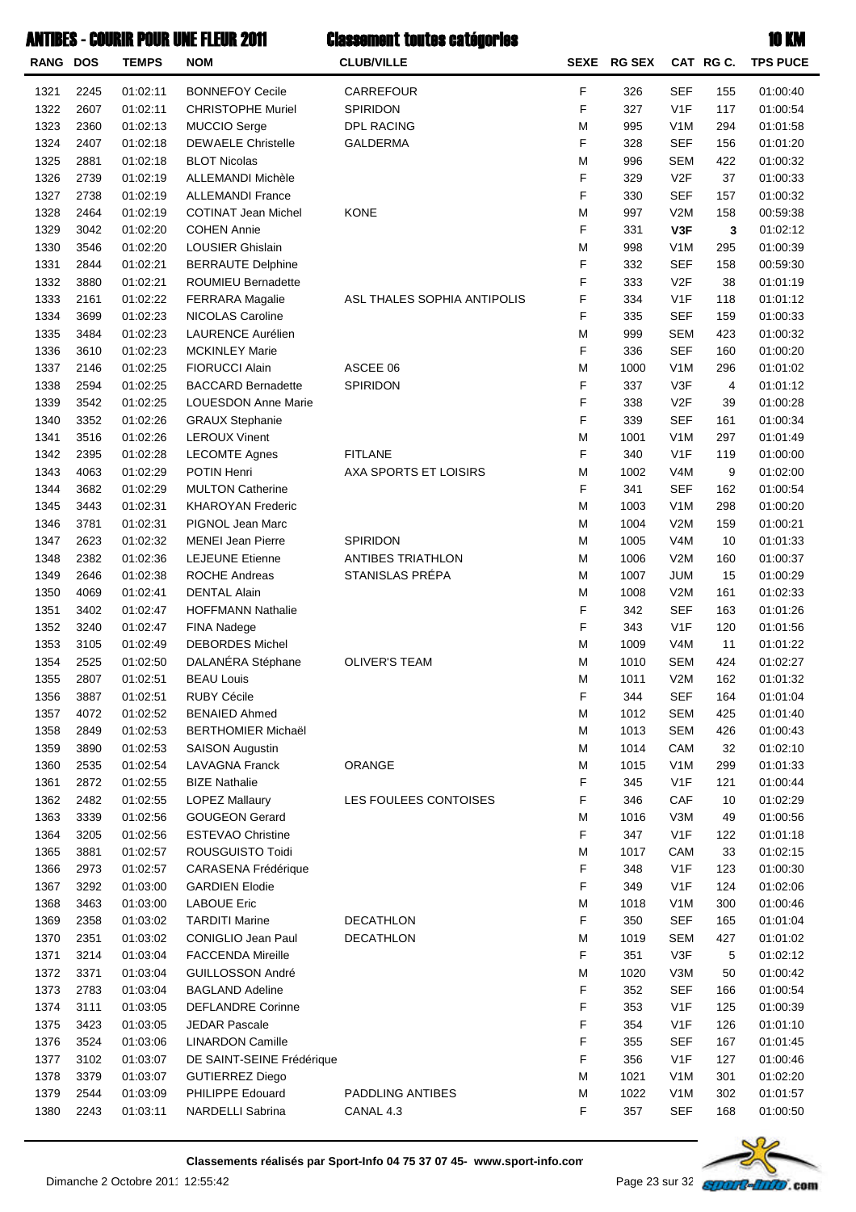# ANTIBES - COURIR POUR UNE FLEUR 2011 — Classement toutes catégories — 10 KM

| RANG | DOS | TEMPS | NOM | CLUB/VILLE | SEXE | RG SEX | CAT | RG C. | TPS PUCE |
|---|---|---|---|---|---|---|---|---|---|
| 1321 | 2245 | 01:02:11 | BONNEFOY Cecile | CARREFOUR | F | 326 | SEF | 155 | 01:00:40 |
| 1322 | 2607 | 01:02:11 | CHRISTOPHE Muriel | SPIRIDON | F | 327 | V1F | 117 | 01:00:54 |
| 1323 | 2360 | 01:02:13 | MUCCIO Serge | DPL RACING | M | 995 | V1M | 294 | 01:01:58 |
| 1324 | 2407 | 01:02:18 | DEWAELE Christelle | GALDERMA | F | 328 | SEF | 156 | 01:01:20 |
| 1325 | 2881 | 01:02:18 | BLOT Nicolas | | M | 996 | SEM | 422 | 01:00:32 |
| 1326 | 2739 | 01:02:19 | ALLEMANDI Michèle | | F | 329 | V2F | 37 | 01:00:33 |
| 1327 | 2738 | 01:02:19 | ALLEMANDI France | | F | 330 | SEF | 157 | 01:00:32 |
| 1328 | 2464 | 01:02:19 | COTINAT Jean Michel | KONE | M | 997 | V2M | 158 | 00:59:38 |
| 1329 | 3042 | 01:02:20 | COHEN Annie | | F | 331 | **V3F** | **3** | 01:02:12 |
| 1330 | 3546 | 01:02:20 | LOUSIER Ghislain | | M | 998 | V1M | 295 | 01:00:39 |
| 1331 | 2844 | 01:02:21 | BERRAUTE Delphine | | F | 332 | SEF | 158 | 00:59:30 |
| 1332 | 3880 | 01:02:21 | ROUMIEU Bernadette | | F | 333 | V2F | 38 | 01:01:19 |
| 1333 | 2161 | 01:02:22 | FERRARA Magalie | ASL THALES SOPHIA ANTIPOLIS | F | 334 | V1F | 118 | 01:01:12 |
| 1334 | 3699 | 01:02:23 | NICOLAS Caroline | | F | 335 | SEF | 159 | 01:00:33 |
| 1335 | 3484 | 01:02:23 | LAURENCE Aurélien | | M | 999 | SEM | 423 | 01:00:32 |
| 1336 | 3610 | 01:02:23 | MCKINLEY Marie | | F | 336 | SEF | 160 | 01:00:20 |
| 1337 | 2146 | 01:02:25 | FIORUCCI Alain | ASCEE 06 | M | 1000 | V1M | 296 | 01:01:02 |
| 1338 | 2594 | 01:02:25 | BACCARD Bernadette | SPIRIDON | F | 337 | V3F | 4 | 01:01:12 |
| 1339 | 3542 | 01:02:25 | LOUESDON Anne Marie | | F | 338 | V2F | 39 | 01:00:28 |
| 1340 | 3352 | 01:02:26 | GRAUX Stephanie | | F | 339 | SEF | 161 | 01:00:34 |
| 1341 | 3516 | 01:02:26 | LEROUX Vinent | | M | 1001 | V1M | 297 | 01:01:49 |
| 1342 | 2395 | 01:02:28 | LECOMTE Agnes | FITLANE | F | 340 | V1F | 119 | 01:00:00 |
| 1343 | 4063 | 01:02:29 | POTIN Henri | AXA SPORTS ET LOISIRS | M | 1002 | V4M | 9 | 01:02:00 |
| 1344 | 3682 | 01:02:29 | MULTON Catherine | | F | 341 | SEF | 162 | 01:00:54 |
| 1345 | 3443 | 01:02:31 | KHAROYAN Frederic | | M | 1003 | V1M | 298 | 01:00:20 |
| 1346 | 3781 | 01:02:31 | PIGNOL Jean Marc | | M | 1004 | V2M | 159 | 01:00:21 |
| 1347 | 2623 | 01:02:32 | MENEI Jean Pierre | SPIRIDON | M | 1005 | V4M | 10 | 01:01:33 |
| 1348 | 2382 | 01:02:36 | LEJEUNE Etienne | ANTIBES TRIATHLON | M | 1006 | V2M | 160 | 01:00:37 |
| 1349 | 2646 | 01:02:38 | ROCHE Andreas | STANISLAS PRÉPA | M | 1007 | JUM | 15 | 01:00:29 |
| 1350 | 4069 | 01:02:41 | DENTAL Alain | | M | 1008 | V2M | 161 | 01:02:33 |
| 1351 | 3402 | 01:02:47 | HOFFMANN Nathalie | | F | 342 | SEF | 163 | 01:01:26 |
| 1352 | 3240 | 01:02:47 | FINA Nadege | | F | 343 | V1F | 120 | 01:01:56 |
| 1353 | 3105 | 01:02:49 | DEBORDES Michel | | M | 1009 | V4M | 11 | 01:01:22 |
| 1354 | 2525 | 01:02:50 | DALANÉRA Stéphane | OLIVER'S TEAM | M | 1010 | SEM | 424 | 01:02:27 |
| 1355 | 2807 | 01:02:51 | BEAU Louis | | M | 1011 | V2M | 162 | 01:01:32 |
| 1356 | 3887 | 01:02:51 | RUBY Cécile | | F | 344 | SEF | 164 | 01:01:04 |
| 1357 | 4072 | 01:02:52 | BENAIED Ahmed | | M | 1012 | SEM | 425 | 01:01:40 |
| 1358 | 2849 | 01:02:53 | BERTHOMIER Michaël | | M | 1013 | SEM | 426 | 01:00:43 |
| 1359 | 3890 | 01:02:53 | SAISON Augustin | | M | 1014 | CAM | 32 | 01:02:10 |
| 1360 | 2535 | 01:02:54 | LAVAGNA Franck | ORANGE | M | 1015 | V1M | 299 | 01:01:33 |
| 1361 | 2872 | 01:02:55 | BIZE Nathalie | | F | 345 | V1F | 121 | 01:00:44 |
| 1362 | 2482 | 01:02:55 | LOPEZ Mallaury | LES FOULEES CONTOISES | F | 346 | CAF | 10 | 01:02:29 |
| 1363 | 3339 | 01:02:56 | GOUGEON Gerard | | M | 1016 | V3M | 49 | 01:00:56 |
| 1364 | 3205 | 01:02:56 | ESTEVAO Christine | | F | 347 | V1F | 122 | 01:01:18 |
| 1365 | 3881 | 01:02:57 | ROUSGUISTO Toidi | | M | 1017 | CAM | 33 | 01:02:15 |
| 1366 | 2973 | 01:02:57 | CARASENA Frédérique | | F | 348 | V1F | 123 | 01:00:30 |
| 1367 | 3292 | 01:03:00 | GARDIEN Elodie | | F | 349 | V1F | 124 | 01:02:06 |
| 1368 | 3463 | 01:03:00 | LABOUE Eric | | M | 1018 | V1M | 300 | 01:00:46 |
| 1369 | 2358 | 01:03:02 | TARDITI Marine | DECATHLON | F | 350 | SEF | 165 | 01:01:04 |
| 1370 | 2351 | 01:03:02 | CONIGLIO Jean Paul | DECATHLON | M | 1019 | SEM | 427 | 01:01:02 |
| 1371 | 3214 | 01:03:04 | FACCENDA Mireille | | F | 351 | V3F | 5 | 01:02:12 |
| 1372 | 3371 | 01:03:04 | GUILLOSSON André | | M | 1020 | V3M | 50 | 01:00:42 |
| 1373 | 2783 | 01:03:04 | BAGLAND Adeline | | F | 352 | SEF | 166 | 01:00:54 |
| 1374 | 3111 | 01:03:05 | DEFLANDRE Corinne | | F | 353 | V1F | 125 | 01:00:39 |
| 1375 | 3423 | 01:03:05 | JEDAR Pascale | | F | 354 | V1F | 126 | 01:01:10 |
| 1376 | 3524 | 01:03:06 | LINARDON Camille | | F | 355 | SEF | 167 | 01:01:45 |
| 1377 | 3102 | 01:03:07 | DE SAINT-SEINE Frédérique | | F | 356 | V1F | 127 | 01:00:46 |
| 1378 | 3379 | 01:03:07 | GUTIERREZ Diego | | M | 1021 | V1M | 301 | 01:02:20 |
| 1379 | 2544 | 01:03:09 | PHILIPPE Edouard | PADDLING ANTIBES | M | 1022 | V1M | 302 | 01:01:57 |
| 1380 | 2243 | 01:03:11 | NARDELLI Sabrina | CANAL 4.3 | F | 357 | SEF | 168 | 01:00:50 |

**Classements réalisés par Sport-Info 04 75 37 07 45- www.sport-info.com**

Dimanche 2 Octobre 2011 12:55:42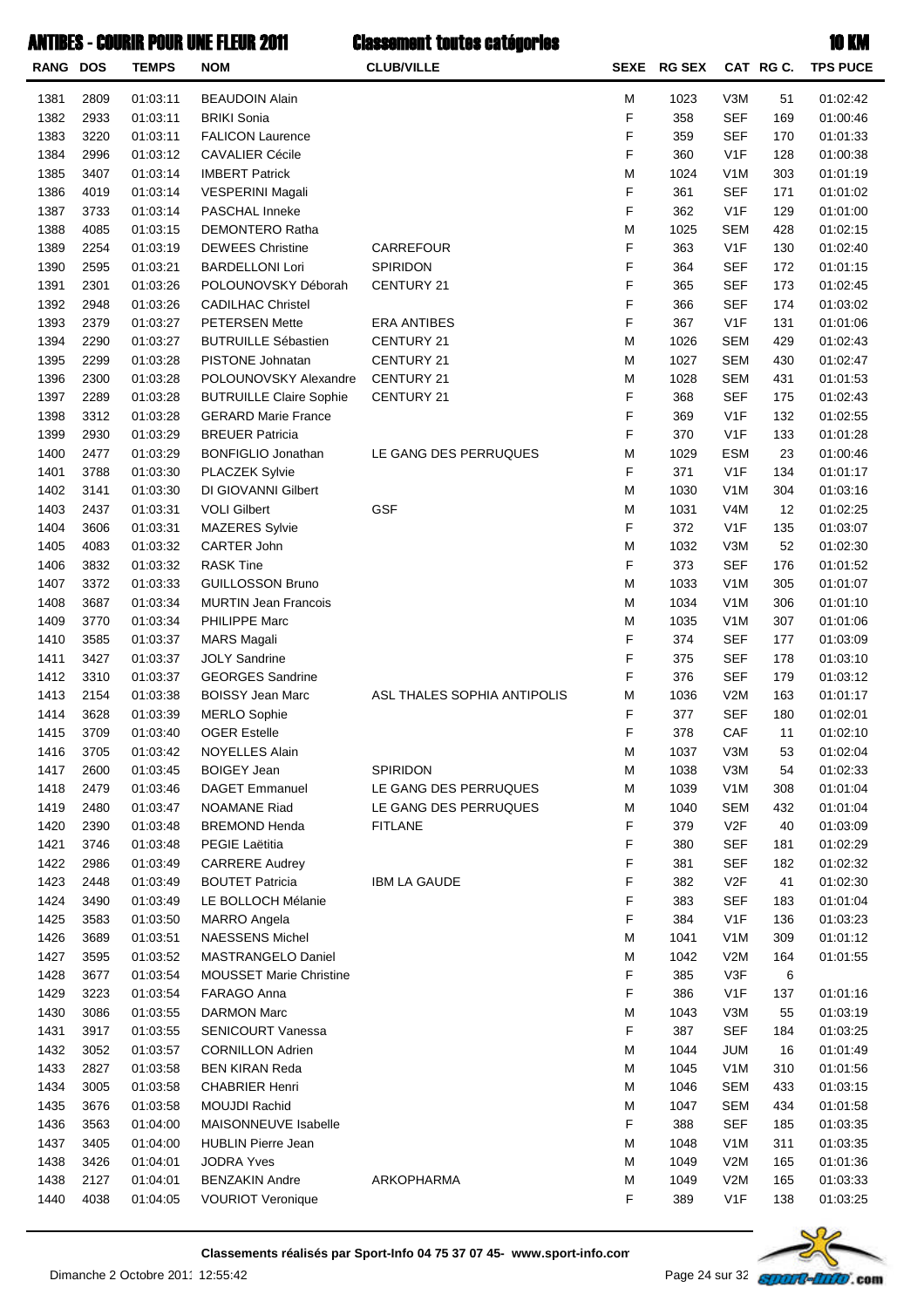# ANTIBES - COURIR POUR UNE FLEUR 2011 — Classement toutes catégories — 10 KM

| RANG | DOS | TEMPS | NOM | CLUB/VILLE | SEXE | RG SEX | CAT | RG C. | TPS PUCE |
|---|---|---|---|---|---|---|---|---|---|
| 1381 | 2809 | 01:03:11 | BEAUDOIN Alain | | M | 1023 | V3M | 51 | 01:02:42 |
| 1382 | 2933 | 01:03:11 | BRIKI Sonia | | F | 358 | SEF | 169 | 01:00:46 |
| 1383 | 3220 | 01:03:11 | FALICON Laurence | | F | 359 | SEF | 170 | 01:01:33 |
| 1384 | 2996 | 01:03:12 | CAVALIER Cécile | | F | 360 | V1F | 128 | 01:00:38 |
| 1385 | 3407 | 01:03:14 | IMBERT Patrick | | M | 1024 | V1M | 303 | 01:01:19 |
| 1386 | 4019 | 01:03:14 | VESPERINI Magali | | F | 361 | SEF | 171 | 01:01:02 |
| 1387 | 3733 | 01:03:14 | PASCHAL Inneke | | F | 362 | V1F | 129 | 01:01:00 |
| 1388 | 4085 | 01:03:15 | DEMONTERO Ratha | | M | 1025 | SEM | 428 | 01:02:15 |
| 1389 | 2254 | 01:03:19 | DEWEES Christine | CARREFOUR | F | 363 | V1F | 130 | 01:02:40 |
| 1390 | 2595 | 01:03:21 | BARDELLONI Lori | SPIRIDON | F | 364 | SEF | 172 | 01:01:15 |
| 1391 | 2301 | 01:03:26 | POLOUNOVSKY Déborah | CENTURY 21 | F | 365 | SEF | 173 | 01:02:45 |
| 1392 | 2948 | 01:03:26 | CADILHAC Christel | | F | 366 | SEF | 174 | 01:03:02 |
| 1393 | 2379 | 01:03:27 | PETERSEN Mette | ERA ANTIBES | F | 367 | V1F | 131 | 01:01:06 |
| 1394 | 2290 | 01:03:27 | BUTRUILLE Sébastien | CENTURY 21 | M | 1026 | SEM | 429 | 01:02:43 |
| 1395 | 2299 | 01:03:28 | PISTONE Johnatan | CENTURY 21 | M | 1027 | SEM | 430 | 01:02:47 |
| 1396 | 2300 | 01:03:28 | POLOUNOVSKY Alexandre | CENTURY 21 | M | 1028 | SEM | 431 | 01:01:53 |
| 1397 | 2289 | 01:03:28 | BUTRUILLE Claire Sophie | CENTURY 21 | F | 368 | SEF | 175 | 01:02:43 |
| 1398 | 3312 | 01:03:28 | GERARD Marie France | | F | 369 | V1F | 132 | 01:02:55 |
| 1399 | 2930 | 01:03:29 | BREUER Patricia | | F | 370 | V1F | 133 | 01:01:28 |
| 1400 | 2477 | 01:03:29 | BONFIGLIO Jonathan | LE GANG DES PERRUQUES | M | 1029 | ESM | 23 | 01:00:46 |
| 1401 | 3788 | 01:03:30 | PLACZEK Sylvie | | F | 371 | V1F | 134 | 01:01:17 |
| 1402 | 3141 | 01:03:30 | DI GIOVANNI Gilbert | | M | 1030 | V1M | 304 | 01:03:16 |
| 1403 | 2437 | 01:03:31 | VOLI Gilbert | GSF | M | 1031 | V4M | 12 | 01:02:25 |
| 1404 | 3606 | 01:03:31 | MAZERES Sylvie | | F | 372 | V1F | 135 | 01:03:07 |
| 1405 | 4083 | 01:03:32 | CARTER John | | M | 1032 | V3M | 52 | 01:02:30 |
| 1406 | 3832 | 01:03:32 | RASK Tine | | F | 373 | SEF | 176 | 01:01:52 |
| 1407 | 3372 | 01:03:33 | GUILLOSSON Bruno | | M | 1033 | V1M | 305 | 01:01:07 |
| 1408 | 3687 | 01:03:34 | MURTIN Jean Francois | | M | 1034 | V1M | 306 | 01:01:10 |
| 1409 | 3770 | 01:03:34 | PHILIPPE Marc | | M | 1035 | V1M | 307 | 01:01:06 |
| 1410 | 3585 | 01:03:37 | MARS Magali | | F | 374 | SEF | 177 | 01:03:09 |
| 1411 | 3427 | 01:03:37 | JOLY Sandrine | | F | 375 | SEF | 178 | 01:03:10 |
| 1412 | 3310 | 01:03:37 | GEORGES Sandrine | | F | 376 | SEF | 179 | 01:03:12 |
| 1413 | 2154 | 01:03:38 | BOISSY Jean Marc | ASL THALES SOPHIA ANTIPOLIS | M | 1036 | V2M | 163 | 01:01:17 |
| 1414 | 3628 | 01:03:39 | MERLO Sophie | | F | 377 | SEF | 180 | 01:02:01 |
| 1415 | 3709 | 01:03:40 | OGER Estelle | | F | 378 | CAF | 11 | 01:02:10 |
| 1416 | 3705 | 01:03:42 | NOYELLES Alain | | M | 1037 | V3M | 53 | 01:02:04 |
| 1417 | 2600 | 01:03:45 | BOIGEY Jean | SPIRIDON | M | 1038 | V3M | 54 | 01:02:33 |
| 1418 | 2479 | 01:03:46 | DAGET Emmanuel | LE GANG DES PERRUQUES | M | 1039 | V1M | 308 | 01:01:04 |
| 1419 | 2480 | 01:03:47 | NOAMANE Riad | LE GANG DES PERRUQUES | M | 1040 | SEM | 432 | 01:01:04 |
| 1420 | 2390 | 01:03:48 | BREMOND Henda | FITLANE | F | 379 | V2F | 40 | 01:03:09 |
| 1421 | 3746 | 01:03:48 | PEGIE Laëtitia | | F | 380 | SEF | 181 | 01:02:29 |
| 1422 | 2986 | 01:03:49 | CARRERE Audrey | | F | 381 | SEF | 182 | 01:02:32 |
| 1423 | 2448 | 01:03:49 | BOUTET Patricia | IBM LA GAUDE | F | 382 | V2F | 41 | 01:02:30 |
| 1424 | 3490 | 01:03:49 | LE BOLLOCH Mélanie | | F | 383 | SEF | 183 | 01:01:04 |
| 1425 | 3583 | 01:03:50 | MARRO Angela | | F | 384 | V1F | 136 | 01:03:23 |
| 1426 | 3689 | 01:03:51 | NAESSENS Michel | | M | 1041 | V1M | 309 | 01:01:12 |
| 1427 | 3595 | 01:03:52 | MASTRANGELO Daniel | | M | 1042 | V2M | 164 | 01:01:55 |
| 1428 | 3677 | 01:03:54 | MOUSSET Marie Christine | | F | 385 | V3F | 6 | |
| 1429 | 3223 | 01:03:54 | FARAGO Anna | | F | 386 | V1F | 137 | 01:01:16 |
| 1430 | 3086 | 01:03:55 | DARMON Marc | | M | 1043 | V3M | 55 | 01:03:19 |
| 1431 | 3917 | 01:03:55 | SENICOURT Vanessa | | F | 387 | SEF | 184 | 01:03:25 |
| 1432 | 3052 | 01:03:57 | CORNILLON Adrien | | M | 1044 | JUM | 16 | 01:01:49 |
| 1433 | 2827 | 01:03:58 | BEN KIRAN Reda | | M | 1045 | V1M | 310 | 01:01:56 |
| 1434 | 3005 | 01:03:58 | CHABRIER Henri | | M | 1046 | SEM | 433 | 01:03:15 |
| 1435 | 3676 | 01:03:58 | MOUJDI Rachid | | M | 1047 | SEM | 434 | 01:01:58 |
| 1436 | 3563 | 01:04:00 | MAISONNEUVE Isabelle | | F | 388 | SEF | 185 | 01:03:35 |
| 1437 | 3405 | 01:04:00 | HUBLIN Pierre Jean | | M | 1048 | V1M | 311 | 01:03:35 |
| 1438 | 3426 | 01:04:01 | JODRA Yves | | M | 1049 | V2M | 165 | 01:01:36 |
| 1438 | 2127 | 01:04:01 | BENZAKIN Andre | ARKOPHARMA | M | 1049 | V2M | 165 | 01:03:33 |
| 1440 | 4038 | 01:04:05 | VOURIOT Veronique | | F | 389 | V1F | 138 | 01:03:25 |

Classements réalisés par Sport-Info 04 75 37 07 45- www.sport-info.com

Dimanche 2 Octobre 2011 12:55:42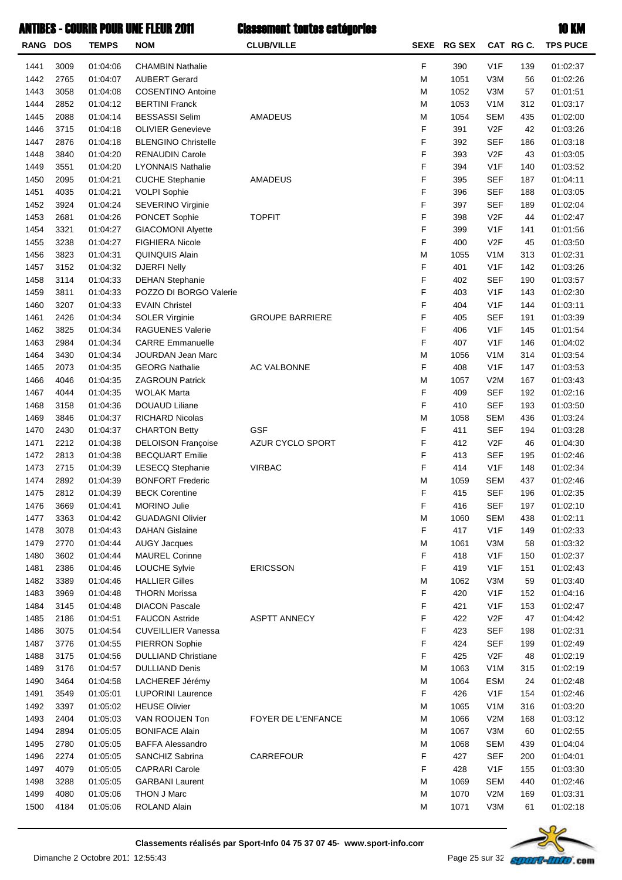# ANTIBES - COURIR POUR UNE FLEUR 2011 — Classement toutes catégories — 10 KM

| RANG | DOS | TEMPS | NOM | CLUB/VILLE | SEXE | RG SEX | CAT | RG C. | TPS PUCE |
|---|---|---|---|---|---|---|---|---|---|
| 1441 | 3009 | 01:04:06 | CHAMBIN Nathalie | | F | 390 | V1F | 139 | 01:02:37 |
| 1442 | 2765 | 01:04:07 | AUBERT Gerard | | M | 1051 | V3M | 56 | 01:02:26 |
| 1443 | 3058 | 01:04:08 | COSENTINO Antoine | | M | 1052 | V3M | 57 | 01:01:51 |
| 1444 | 2852 | 01:04:12 | BERTINI Franck | | M | 1053 | V1M | 312 | 01:03:17 |
| 1445 | 2088 | 01:04:14 | BESSASSI Selim | AMADEUS | M | 1054 | SEM | 435 | 01:02:00 |
| 1446 | 3715 | 01:04:18 | OLIVIER Genevieve | | F | 391 | V2F | 42 | 01:03:26 |
| 1447 | 2876 | 01:04:18 | BLENGINO Christelle | | F | 392 | SEF | 186 | 01:03:18 |
| 1448 | 3840 | 01:04:20 | RENAUDIN Carole | | F | 393 | V2F | 43 | 01:03:05 |
| 1449 | 3551 | 01:04:20 | LYONNAIS Nathalie | | F | 394 | V1F | 140 | 01:03:52 |
| 1450 | 2095 | 01:04:21 | CUCHE Stephanie | AMADEUS | F | 395 | SEF | 187 | 01:04:11 |
| 1451 | 4035 | 01:04:21 | VOLPI Sophie | | F | 396 | SEF | 188 | 01:03:05 |
| 1452 | 3924 | 01:04:24 | SEVERINO Virginie | | F | 397 | SEF | 189 | 01:02:04 |
| 1453 | 2681 | 01:04:26 | PONCET Sophie | TOPFIT | F | 398 | V2F | 44 | 01:02:47 |
| 1454 | 3321 | 01:04:27 | GIACOMONI Alyette | | F | 399 | V1F | 141 | 01:01:56 |
| 1455 | 3238 | 01:04:27 | FIGHIERA Nicole | | F | 400 | V2F | 45 | 01:03:50 |
| 1456 | 3823 | 01:04:31 | QUINQUIS Alain | | M | 1055 | V1M | 313 | 01:02:31 |
| 1457 | 3152 | 01:04:32 | DJERFI Nelly | | F | 401 | V1F | 142 | 01:03:26 |
| 1458 | 3114 | 01:04:33 | DEHAN Stephanie | | F | 402 | SEF | 190 | 01:03:57 |
| 1459 | 3811 | 01:04:33 | POZZO DI BORGO Valerie | | F | 403 | V1F | 143 | 01:02:30 |
| 1460 | 3207 | 01:04:33 | EVAIN Christel | | F | 404 | V1F | 144 | 01:03:11 |
| 1461 | 2426 | 01:04:34 | SOLER Virginie | GROUPE BARRIERE | F | 405 | SEF | 191 | 01:03:39 |
| 1462 | 3825 | 01:04:34 | RAGUENES Valerie | | F | 406 | V1F | 145 | 01:01:54 |
| 1463 | 2984 | 01:04:34 | CARRE Emmanuelle | | F | 407 | V1F | 146 | 01:04:02 |
| 1464 | 3430 | 01:04:34 | JOURDAN Jean Marc | | M | 1056 | V1M | 314 | 01:03:54 |
| 1465 | 2073 | 01:04:35 | GEORG Nathalie | AC VALBONNE | F | 408 | V1F | 147 | 01:03:53 |
| 1466 | 4046 | 01:04:35 | ZAGROUN Patrick | | M | 1057 | V2M | 167 | 01:03:43 |
| 1467 | 4044 | 01:04:35 | WOLAK Marta | | F | 409 | SEF | 192 | 01:02:16 |
| 1468 | 3158 | 01:04:36 | DOUAUD Liliane | | F | 410 | SEF | 193 | 01:03:50 |
| 1469 | 3846 | 01:04:37 | RICHARD Nicolas | | M | 1058 | SEM | 436 | 01:03:24 |
| 1470 | 2430 | 01:04:37 | CHARTON Betty | GSF | F | 411 | SEF | 194 | 01:03:28 |
| 1471 | 2212 | 01:04:38 | DELOISON Françoise | AZUR CYCLO SPORT | F | 412 | V2F | 46 | 01:04:30 |
| 1472 | 2813 | 01:04:38 | BECQUART Emilie | | F | 413 | SEF | 195 | 01:02:46 |
| 1473 | 2715 | 01:04:39 | LESECQ Stephanie | VIRBAC | F | 414 | V1F | 148 | 01:02:34 |
| 1474 | 2892 | 01:04:39 | BONFORT Frederic | | M | 1059 | SEM | 437 | 01:02:46 |
| 1475 | 2812 | 01:04:39 | BECK Corentine | | F | 415 | SEF | 196 | 01:02:35 |
| 1476 | 3669 | 01:04:41 | MORINO Julie | | F | 416 | SEF | 197 | 01:02:10 |
| 1477 | 3363 | 01:04:42 | GUADAGNI Olivier | | M | 1060 | SEM | 438 | 01:02:11 |
| 1478 | 3078 | 01:04:43 | DAHAN Gislaine | | F | 417 | V1F | 149 | 01:02:33 |
| 1479 | 2770 | 01:04:44 | AUGY Jacques | | M | 1061 | V3M | 58 | 01:03:32 |
| 1480 | 3602 | 01:04:44 | MAUREL Corinne | | F | 418 | V1F | 150 | 01:02:37 |
| 1481 | 2386 | 01:04:46 | LOUCHE Sylvie | ERICSSON | F | 419 | V1F | 151 | 01:02:43 |
| 1482 | 3389 | 01:04:46 | HALLIER Gilles | | M | 1062 | V3M | 59 | 01:03:40 |
| 1483 | 3969 | 01:04:48 | THORN Morissa | | F | 420 | V1F | 152 | 01:04:16 |
| 1484 | 3145 | 01:04:48 | DIACON Pascale | | F | 421 | V1F | 153 | 01:02:47 |
| 1485 | 2186 | 01:04:51 | FAUCON Astride | ASPTT ANNECY | F | 422 | V2F | 47 | 01:04:42 |
| 1486 | 3075 | 01:04:54 | CUVEILLIER Vanessa | | F | 423 | SEF | 198 | 01:02:31 |
| 1487 | 3776 | 01:04:55 | PIERRON Sophie | | F | 424 | SEF | 199 | 01:02:49 |
| 1488 | 3175 | 01:04:56 | DULLIAND Christiane | | F | 425 | V2F | 48 | 01:02:19 |
| 1489 | 3176 | 01:04:57 | DULLIAND Denis | | M | 1063 | V1M | 315 | 01:02:19 |
| 1490 | 3464 | 01:04:58 | LACHEREF Jérémy | | M | 1064 | ESM | 24 | 01:02:48 |
| 1491 | 3549 | 01:05:01 | LUPORINI Laurence | | F | 426 | V1F | 154 | 01:02:46 |
| 1492 | 3397 | 01:05:02 | HEUSE Olivier | | M | 1065 | V1M | 316 | 01:03:20 |
| 1493 | 2404 | 01:05:03 | VAN ROOIJEN Ton | FOYER DE L'ENFANCE | M | 1066 | V2M | 168 | 01:03:12 |
| 1494 | 2894 | 01:05:05 | BONIFACE Alain | | M | 1067 | V3M | 60 | 01:02:55 |
| 1495 | 2780 | 01:05:05 | BAFFA Alessandro | | M | 1068 | SEM | 439 | 01:04:04 |
| 1496 | 2274 | 01:05:05 | SANCHIZ Sabrina | CARREFOUR | F | 427 | SEF | 200 | 01:04:01 |
| 1497 | 4079 | 01:05:05 | CAPRARI Carole | | F | 428 | V1F | 155 | 01:03:30 |
| 1498 | 3288 | 01:05:05 | GARBANI Laurent | | M | 1069 | SEM | 440 | 01:02:46 |
| 1499 | 4080 | 01:05:06 | THON J Marc | | M | 1070 | V2M | 169 | 01:03:31 |
| 1500 | 4184 | 01:05:06 | ROLAND Alain | | M | 1071 | V3M | 61 | 01:02:18 |

**Classements réalisés par Sport-Info 04 75 37 07 45- www.sport-info.com**

Dimanche 2 Octobre 2011 12:55:43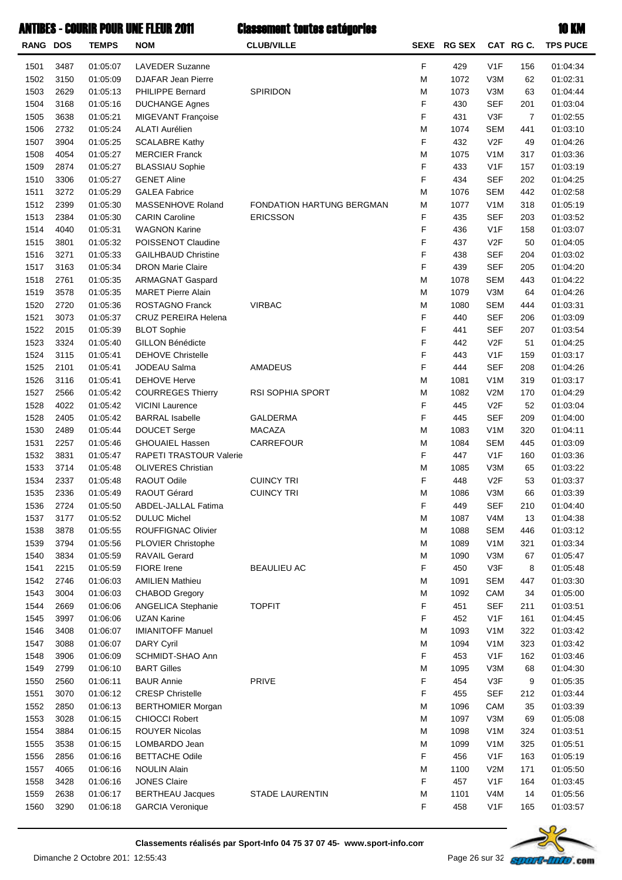# ANTIBES - COURIR POUR UNE FLEUR 2011 — Classement toutes catégories — 10 KM

| RANG | DOS | TEMPS | NOM | CLUB/VILLE | SEXE | RG SEX | CAT | RG C. | TPS PUCE |
|---|---|---|---|---|---|---|---|---|---|
| 1501 | 3487 | 01:05:07 | LAVEDER Suzanne | | F | 429 | V1F | 156 | 01:04:34 |
| 1502 | 3150 | 01:05:09 | DJAFAR Jean Pierre | | M | 1072 | V3M | 62 | 01:02:31 |
| 1503 | 2629 | 01:05:13 | PHILIPPE Bernard | SPIRIDON | M | 1073 | V3M | 63 | 01:04:44 |
| 1504 | 3168 | 01:05:16 | DUCHANGE Agnes | | F | 430 | SEF | 201 | 01:03:04 |
| 1505 | 3638 | 01:05:21 | MIGEVANT Françoise | | F | 431 | V3F | 7 | 01:02:55 |
| 1506 | 2732 | 01:05:24 | ALATI Aurélien | | M | 1074 | SEM | 441 | 01:03:10 |
| 1507 | 3904 | 01:05:25 | SCALABRE Kathy | | F | 432 | V2F | 49 | 01:04:26 |
| 1508 | 4054 | 01:05:27 | MERCIER Franck | | M | 1075 | V1M | 317 | 01:03:36 |
| 1509 | 2874 | 01:05:27 | BLASSIAU Sophie | | F | 433 | V1F | 157 | 01:03:19 |
| 1510 | 3306 | 01:05:27 | GENET Aline | | F | 434 | SEF | 202 | 01:04:25 |
| 1511 | 3272 | 01:05:29 | GALEA Fabrice | | M | 1076 | SEM | 442 | 01:02:58 |
| 1512 | 2399 | 01:05:30 | MASSENHOVE Roland | FONDATION HARTUNG BERGMAN | M | 1077 | V1M | 318 | 01:05:19 |
| 1513 | 2384 | 01:05:30 | CARIN Caroline | ERICSSON | F | 435 | SEF | 203 | 01:03:52 |
| 1514 | 4040 | 01:05:31 | WAGNON Karine | | F | 436 | V1F | 158 | 01:03:07 |
| 1515 | 3801 | 01:05:32 | POISSENOT Claudine | | F | 437 | V2F | 50 | 01:04:05 |
| 1516 | 3271 | 01:05:33 | GAILHBAUD Christine | | F | 438 | SEF | 204 | 01:03:02 |
| 1517 | 3163 | 01:05:34 | DRON Marie Claire | | F | 439 | SEF | 205 | 01:04:20 |
| 1518 | 2761 | 01:05:35 | ARMAGNAT Gaspard | | M | 1078 | SEM | 443 | 01:04:22 |
| 1519 | 3578 | 01:05:35 | MARET Pierre Alain | | M | 1079 | V3M | 64 | 01:04:26 |
| 1520 | 2720 | 01:05:36 | ROSTAGNO Franck | VIRBAC | M | 1080 | SEM | 444 | 01:03:31 |
| 1521 | 3073 | 01:05:37 | CRUZ PEREIRA Helena | | F | 440 | SEF | 206 | 01:03:09 |
| 1522 | 2015 | 01:05:39 | BLOT Sophie | | F | 441 | SEF | 207 | 01:03:54 |
| 1523 | 3324 | 01:05:40 | GILLON Bénédicte | | F | 442 | V2F | 51 | 01:04:25 |
| 1524 | 3115 | 01:05:41 | DEHOVE Christelle | | F | 443 | V1F | 159 | 01:03:17 |
| 1525 | 2101 | 01:05:41 | JODEAU Salma | AMADEUS | F | 444 | SEF | 208 | 01:04:26 |
| 1526 | 3116 | 01:05:41 | DEHOVE Herve | | M | 1081 | V1M | 319 | 01:03:17 |
| 1527 | 2566 | 01:05:42 | COURREGES Thierry | RSI SOPHIA SPORT | M | 1082 | V2M | 170 | 01:04:29 |
| 1528 | 4022 | 01:05:42 | VICINI Laurence | | F | 445 | V2F | 52 | 01:03:04 |
| 1528 | 2405 | 01:05:42 | BARRAL Isabelle | GALDERMA | F | 445 | SEF | 209 | 01:04:00 |
| 1530 | 2489 | 01:05:44 | DOUCET Serge | MACAZA | M | 1083 | V1M | 320 | 01:04:11 |
| 1531 | 2257 | 01:05:46 | GHOUAIEL Hassen | CARREFOUR | M | 1084 | SEM | 445 | 01:03:09 |
| 1532 | 3831 | 01:05:47 | RAPETI TRASTOUR Valerie | | F | 447 | V1F | 160 | 01:03:36 |
| 1533 | 3714 | 01:05:48 | OLIVERES Christian | | M | 1085 | V3M | 65 | 01:03:22 |
| 1534 | 2337 | 01:05:48 | RAOUT Odile | CUINCY TRI | F | 448 | V2F | 53 | 01:03:37 |
| 1535 | 2336 | 01:05:49 | RAOUT Gérard | CUINCY TRI | M | 1086 | V3M | 66 | 01:03:39 |
| 1536 | 2724 | 01:05:50 | ABDEL-JALLAL Fatima | | F | 449 | SEF | 210 | 01:04:40 |
| 1537 | 3177 | 01:05:52 | DULUC Michel | | M | 1087 | V4M | 13 | 01:04:38 |
| 1538 | 3878 | 01:05:55 | ROUFFIGNAC Olivier | | M | 1088 | SEM | 446 | 01:03:12 |
| 1539 | 3794 | 01:05:56 | PLOVIER Christophe | | M | 1089 | V1M | 321 | 01:03:34 |
| 1540 | 3834 | 01:05:59 | RAVAIL Gerard | | M | 1090 | V3M | 67 | 01:05:47 |
| 1541 | 2215 | 01:05:59 | FIORE Irene | BEAULIEU AC | F | 450 | V3F | 8 | 01:05:48 |
| 1542 | 2746 | 01:06:03 | AMILIEN Mathieu | | M | 1091 | SEM | 447 | 01:03:30 |
| 1543 | 3004 | 01:06:03 | CHABOD Gregory | | M | 1092 | CAM | 34 | 01:05:00 |
| 1544 | 2669 | 01:06:06 | ANGELICA Stephanie | TOPFIT | F | 451 | SEF | 211 | 01:03:51 |
| 1545 | 3997 | 01:06:06 | UZAN Karine | | F | 452 | V1F | 161 | 01:04:45 |
| 1546 | 3408 | 01:06:07 | IMIANITOFF Manuel | | M | 1093 | V1M | 322 | 01:03:42 |
| 1547 | 3088 | 01:06:07 | DARY Cyril | | M | 1094 | V1M | 323 | 01:03:42 |
| 1548 | 3906 | 01:06:09 | SCHMIDT-SHAO Ann | | F | 453 | V1F | 162 | 01:03:46 |
| 1549 | 2799 | 01:06:10 | BART Gilles | | M | 1095 | V3M | 68 | 01:04:30 |
| 1550 | 2560 | 01:06:11 | BAUR Annie | PRIVE | F | 454 | V3F | 9 | 01:05:35 |
| 1551 | 3070 | 01:06:12 | CRESP Christelle | | F | 455 | SEF | 212 | 01:03:44 |
| 1552 | 2850 | 01:06:13 | BERTHOMIER Morgan | | M | 1096 | CAM | 35 | 01:03:39 |
| 1553 | 3028 | 01:06:15 | CHIOCCI Robert | | M | 1097 | V3M | 69 | 01:05:08 |
| 1554 | 3884 | 01:06:15 | ROUYER Nicolas | | M | 1098 | V1M | 324 | 01:03:51 |
| 1555 | 3538 | 01:06:15 | LOMBARDO Jean | | M | 1099 | V1M | 325 | 01:05:51 |
| 1556 | 2856 | 01:06:16 | BETTACHE Odile | | F | 456 | V1F | 163 | 01:05:19 |
| 1557 | 4065 | 01:06:16 | NOULIN Alain | | M | 1100 | V2M | 171 | 01:05:50 |
| 1558 | 3428 | 01:06:16 | JONES Claire | | F | 457 | V1F | 164 | 01:03:45 |
| 1559 | 2638 | 01:06:17 | BERTHEAU Jacques | STADE LAURENTIN | M | 1101 | V4M | 14 | 01:05:56 |
| 1560 | 3290 | 01:06:18 | GARCIA Veronique | | F | 458 | V1F | 165 | 01:03:57 |

**Classements réalisés par Sport-Info 04 75 37 07 45- www.sport-info.com**

Dimanche 2 Octobre 2011 12:55:43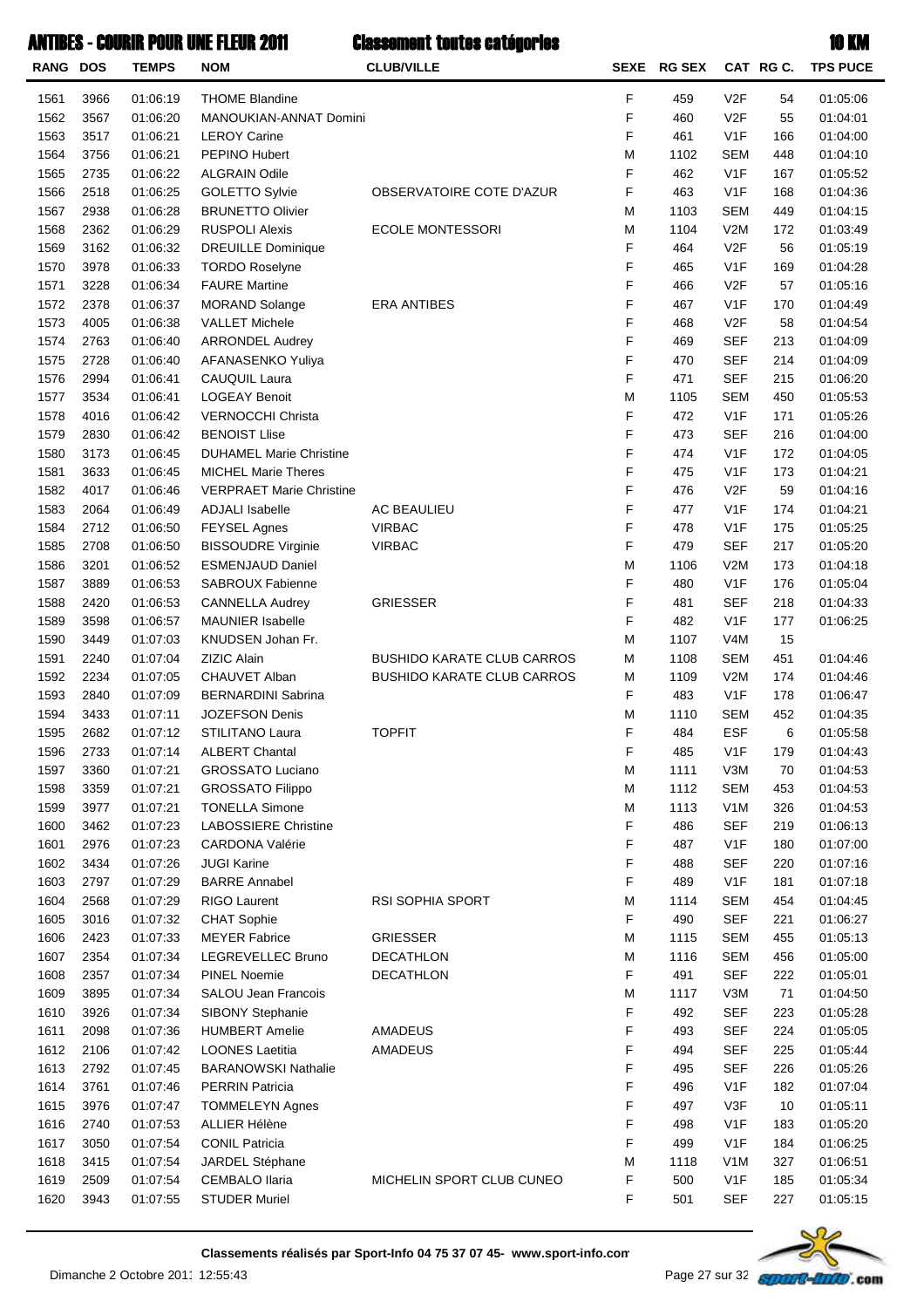# ANTIBES - COURIR POUR UNE FLEUR 2011 — Classement toutes catégories — 10 KM

| RANG | DOS | TEMPS | NOM | CLUB/VILLE | SEXE | RG SEX | CAT | RG C. | TPS PUCE |
|---|---|---|---|---|---|---|---|---|---|
| 1561 | 3966 | 01:06:19 | THOME Blandine | | F | 459 | V2F | 54 | 01:05:06 |
| 1562 | 3567 | 01:06:20 | MANOUKIAN-ANNAT Domini | | F | 460 | V2F | 55 | 01:04:01 |
| 1563 | 3517 | 01:06:21 | LEROY Carine | | F | 461 | V1F | 166 | 01:04:00 |
| 1564 | 3756 | 01:06:21 | PEPINO Hubert | | M | 1102 | SEM | 448 | 01:04:10 |
| 1565 | 2735 | 01:06:22 | ALGRAIN Odile | | F | 462 | V1F | 167 | 01:05:52 |
| 1566 | 2518 | 01:06:25 | GOLETTO Sylvie | OBSERVATOIRE COTE D'AZUR | F | 463 | V1F | 168 | 01:04:36 |
| 1567 | 2938 | 01:06:28 | BRUNETTO Olivier | | M | 1103 | SEM | 449 | 01:04:15 |
| 1568 | 2362 | 01:06:29 | RUSPOLI Alexis | ECOLE MONTESSORI | M | 1104 | V2M | 172 | 01:03:49 |
| 1569 | 3162 | 01:06:32 | DREUILLE Dominique | | F | 464 | V2F | 56 | 01:05:19 |
| 1570 | 3978 | 01:06:33 | TORDO Roselyne | | F | 465 | V1F | 169 | 01:04:28 |
| 1571 | 3228 | 01:06:34 | FAURE Martine | | F | 466 | V2F | 57 | 01:05:16 |
| 1572 | 2378 | 01:06:37 | MORAND Solange | ERA ANTIBES | F | 467 | V1F | 170 | 01:04:49 |
| 1573 | 4005 | 01:06:38 | VALLET Michele | | F | 468 | V2F | 58 | 01:04:54 |
| 1574 | 2763 | 01:06:40 | ARRONDEL Audrey | | F | 469 | SEF | 213 | 01:04:09 |
| 1575 | 2728 | 01:06:40 | AFANASENKO Yuliya | | F | 470 | SEF | 214 | 01:04:09 |
| 1576 | 2994 | 01:06:41 | CAUQUIL Laura | | F | 471 | SEF | 215 | 01:06:20 |
| 1577 | 3534 | 01:06:41 | LOGEAY Benoit | | M | 1105 | SEM | 450 | 01:05:53 |
| 1578 | 4016 | 01:06:42 | VERNOCCHI Christa | | F | 472 | V1F | 171 | 01:05:26 |
| 1579 | 2830 | 01:06:42 | BENOIST Llise | | F | 473 | SEF | 216 | 01:04:00 |
| 1580 | 3173 | 01:06:45 | DUHAMEL Marie Christine | | F | 474 | V1F | 172 | 01:04:05 |
| 1581 | 3633 | 01:06:45 | MICHEL Marie Theres | | F | 475 | V1F | 173 | 01:04:21 |
| 1582 | 4017 | 01:06:46 | VERPRAET Marie Christine | | F | 476 | V2F | 59 | 01:04:16 |
| 1583 | 2064 | 01:06:49 | ADJALI Isabelle | AC BEAULIEU | F | 477 | V1F | 174 | 01:04:21 |
| 1584 | 2712 | 01:06:50 | FEYSEL Agnes | VIRBAC | F | 478 | V1F | 175 | 01:05:25 |
| 1585 | 2708 | 01:06:50 | BISSOUDRE Virginie | VIRBAC | F | 479 | SEF | 217 | 01:05:20 |
| 1586 | 3201 | 01:06:52 | ESMENJAUD Daniel | | M | 1106 | V2M | 173 | 01:04:18 |
| 1587 | 3889 | 01:06:53 | SABROUX Fabienne | | F | 480 | V1F | 176 | 01:05:04 |
| 1588 | 2420 | 01:06:53 | CANNELLA Audrey | GRIESSER | F | 481 | SEF | 218 | 01:04:33 |
| 1589 | 3598 | 01:06:57 | MAUNIER Isabelle | | F | 482 | V1F | 177 | 01:06:25 |
| 1590 | 3449 | 01:07:03 | KNUDSEN Johan Fr. | | M | 1107 | V4M | 15 | |
| 1591 | 2240 | 01:07:04 | ZIZIC Alain | BUSHIDO KARATE CLUB CARROS | M | 1108 | SEM | 451 | 01:04:46 |
| 1592 | 2234 | 01:07:05 | CHAUVET Alban | BUSHIDO KARATE CLUB CARROS | M | 1109 | V2M | 174 | 01:04:46 |
| 1593 | 2840 | 01:07:09 | BERNARDINI Sabrina | | F | 483 | V1F | 178 | 01:06:47 |
| 1594 | 3433 | 01:07:11 | JOZEFSON Denis | | M | 1110 | SEM | 452 | 01:04:35 |
| 1595 | 2682 | 01:07:12 | STILITANO Laura | TOPFIT | F | 484 | ESF | 6 | 01:05:58 |
| 1596 | 2733 | 01:07:14 | ALBERT Chantal | | F | 485 | V1F | 179 | 01:04:43 |
| 1597 | 3360 | 01:07:21 | GROSSATO Luciano | | M | 1111 | V3M | 70 | 01:04:53 |
| 1598 | 3359 | 01:07:21 | GROSSATO Filippo | | M | 1112 | SEM | 453 | 01:04:53 |
| 1599 | 3977 | 01:07:21 | TONELLA Simone | | M | 1113 | V1M | 326 | 01:04:53 |
| 1600 | 3462 | 01:07:23 | LABOSSIERE Christine | | F | 486 | SEF | 219 | 01:06:13 |
| 1601 | 2976 | 01:07:23 | CARDONA Valérie | | F | 487 | V1F | 180 | 01:07:00 |
| 1602 | 3434 | 01:07:26 | JUGI Karine | | F | 488 | SEF | 220 | 01:07:16 |
| 1603 | 2797 | 01:07:29 | BARRE Annabel | | F | 489 | V1F | 181 | 01:07:18 |
| 1604 | 2568 | 01:07:29 | RIGO Laurent | RSI SOPHIA SPORT | M | 1114 | SEM | 454 | 01:04:45 |
| 1605 | 3016 | 01:07:32 | CHAT Sophie | | F | 490 | SEF | 221 | 01:06:27 |
| 1606 | 2423 | 01:07:33 | MEYER Fabrice | GRIESSER | M | 1115 | SEM | 455 | 01:05:13 |
| 1607 | 2354 | 01:07:34 | LEGREVELLEC Bruno | DECATHLON | M | 1116 | SEM | 456 | 01:05:00 |
| 1608 | 2357 | 01:07:34 | PINEL Noemie | DECATHLON | F | 491 | SEF | 222 | 01:05:01 |
| 1609 | 3895 | 01:07:34 | SALOU Jean Francois | | M | 1117 | V3M | 71 | 01:04:50 |
| 1610 | 3926 | 01:07:34 | SIBONY Stephanie | | F | 492 | SEF | 223 | 01:05:28 |
| 1611 | 2098 | 01:07:36 | HUMBERT Amelie | AMADEUS | F | 493 | SEF | 224 | 01:05:05 |
| 1612 | 2106 | 01:07:42 | LOONES Laetitia | AMADEUS | F | 494 | SEF | 225 | 01:05:44 |
| 1613 | 2792 | 01:07:45 | BARANOWSKI Nathalie | | F | 495 | SEF | 226 | 01:05:26 |
| 1614 | 3761 | 01:07:46 | PERRIN Patricia | | F | 496 | V1F | 182 | 01:07:04 |
| 1615 | 3976 | 01:07:47 | TOMMELEYN Agnes | | F | 497 | V3F | 10 | 01:05:11 |
| 1616 | 2740 | 01:07:53 | ALLIER Hélène | | F | 498 | V1F | 183 | 01:05:20 |
| 1617 | 3050 | 01:07:54 | CONIL Patricia | | F | 499 | V1F | 184 | 01:06:25 |
| 1618 | 3415 | 01:07:54 | JARDEL Stéphane | | M | 1118 | V1M | 327 | 01:06:51 |
| 1619 | 2509 | 01:07:54 | CEMBALO Ilaria | MICHELIN SPORT CLUB CUNEO | F | 500 | V1F | 185 | 01:05:34 |
| 1620 | 3943 | 01:07:55 | STUDER Muriel | | F | 501 | SEF | 227 | 01:05:15 |

**Classements réalisés par Sport-Info 04 75 37 07 45- www.sport-info.com**

Dimanche 2 Octobre 2011 12:55:43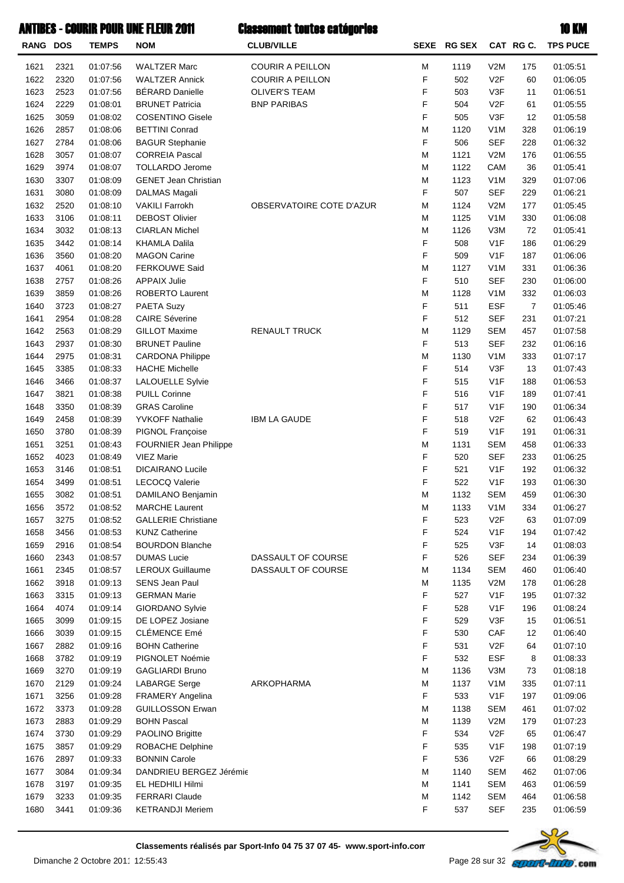# ANTIBES - COURIR POUR UNE FLEUR 2011 — Classement toutes catégories — 10 KM

| RANG | DOS | TEMPS | NOM | CLUB/VILLE | SEXE | RG SEX | CAT | RG C. | TPS PUCE |
|---|---|---|---|---|---|---|---|---|---|
| 1621 | 2321 | 01:07:56 | WALTZER Marc | COURIR A PEILLON | M | 1119 | V2M | 175 | 01:05:51 |
| 1622 | 2320 | 01:07:56 | WALTZER Annick | COURIR A PEILLON | F | 502 | V2F | 60 | 01:06:05 |
| 1623 | 2523 | 01:07:56 | BÉRARD Danielle | OLIVER'S TEAM | F | 503 | V3F | 11 | 01:06:51 |
| 1624 | 2229 | 01:08:01 | BRUNET Patricia | BNP PARIBAS | F | 504 | V2F | 61 | 01:05:55 |
| 1625 | 3059 | 01:08:02 | COSENTINO Gisele | | F | 505 | V3F | 12 | 01:05:58 |
| 1626 | 2857 | 01:08:06 | BETTINI Conrad | | M | 1120 | V1M | 328 | 01:06:19 |
| 1627 | 2784 | 01:08:06 | BAGUR Stephanie | | F | 506 | SEF | 228 | 01:06:32 |
| 1628 | 3057 | 01:08:07 | CORREIA Pascal | | M | 1121 | V2M | 176 | 01:06:55 |
| 1629 | 3974 | 01:08:07 | TOLLARDO Jerome | | M | 1122 | CAM | 36 | 01:05:41 |
| 1630 | 3307 | 01:08:09 | GENET Jean Christian | | M | 1123 | V1M | 329 | 01:07:06 |
| 1631 | 3080 | 01:08:09 | DALMAS Magali | | F | 507 | SEF | 229 | 01:06:21 |
| 1632 | 2520 | 01:08:10 | VAKILI Farrokh | OBSERVATOIRE COTE D'AZUR | M | 1124 | V2M | 177 | 01:05:45 |
| 1633 | 3106 | 01:08:11 | DEBOST Olivier | | M | 1125 | V1M | 330 | 01:06:08 |
| 1634 | 3032 | 01:08:13 | CIARLAN Michel | | M | 1126 | V3M | 72 | 01:05:41 |
| 1635 | 3442 | 01:08:14 | KHAMLA Dalila | | F | 508 | V1F | 186 | 01:06:29 |
| 1636 | 3560 | 01:08:20 | MAGON Carine | | F | 509 | V1F | 187 | 01:06:06 |
| 1637 | 4061 | 01:08:20 | FERKOUWE Said | | M | 1127 | V1M | 331 | 01:06:36 |
| 1638 | 2757 | 01:08:26 | APPAIX Julie | | F | 510 | SEF | 230 | 01:06:00 |
| 1639 | 3859 | 01:08:26 | ROBERTO Laurent | | M | 1128 | V1M | 332 | 01:06:03 |
| 1640 | 3723 | 01:08:27 | PAETA Suzy | | F | 511 | ESF | 7 | 01:05:46 |
| 1641 | 2954 | 01:08:28 | CAIRE Séverine | | F | 512 | SEF | 231 | 01:07:21 |
| 1642 | 2563 | 01:08:29 | GILLOT Maxime | RENAULT TRUCK | M | 1129 | SEM | 457 | 01:07:58 |
| 1643 | 2937 | 01:08:30 | BRUNET Pauline | | F | 513 | SEF | 232 | 01:06:16 |
| 1644 | 2975 | 01:08:31 | CARDONA Philippe | | M | 1130 | V1M | 333 | 01:07:17 |
| 1645 | 3385 | 01:08:33 | HACHE Michelle | | F | 514 | V3F | 13 | 01:07:43 |
| 1646 | 3466 | 01:08:37 | LALOUELLE Sylvie | | F | 515 | V1F | 188 | 01:06:53 |
| 1647 | 3821 | 01:08:38 | PUILL Corinne | | F | 516 | V1F | 189 | 01:07:41 |
| 1648 | 3350 | 01:08:39 | GRAS Caroline | | F | 517 | V1F | 190 | 01:06:34 |
| 1649 | 2458 | 01:08:39 | YVKOFF Nathalie | IBM LA GAUDE | F | 518 | V2F | 62 | 01:06:43 |
| 1650 | 3780 | 01:08:39 | PIGNOL Françoise | | F | 519 | V1F | 191 | 01:06:31 |
| 1651 | 3251 | 01:08:43 | FOURNIER Jean Philippe | | M | 1131 | SEM | 458 | 01:06:33 |
| 1652 | 4023 | 01:08:49 | VIEZ Marie | | F | 520 | SEF | 233 | 01:06:25 |
| 1653 | 3146 | 01:08:51 | DICAIRANO Lucile | | F | 521 | V1F | 192 | 01:06:32 |
| 1654 | 3499 | 01:08:51 | LECOCQ Valerie | | F | 522 | V1F | 193 | 01:06:30 |
| 1655 | 3082 | 01:08:51 | DAMILANO Benjamin | | M | 1132 | SEM | 459 | 01:06:30 |
| 1656 | 3572 | 01:08:52 | MARCHE Laurent | | M | 1133 | V1M | 334 | 01:06:27 |
| 1657 | 3275 | 01:08:52 | GALLERIE Christiane | | F | 523 | V2F | 63 | 01:07:09 |
| 1658 | 3456 | 01:08:53 | KUNZ Catherine | | F | 524 | V1F | 194 | 01:07:42 |
| 1659 | 2916 | 01:08:54 | BOURDON Blanche | | F | 525 | V3F | 14 | 01:08:03 |
| 1660 | 2343 | 01:08:57 | DUMAS Lucie | DASSAULT OF COURSE | F | 526 | SEF | 234 | 01:06:39 |
| 1661 | 2345 | 01:08:57 | LEROUX Guillaume | DASSAULT OF COURSE | M | 1134 | SEM | 460 | 01:06:40 |
| 1662 | 3918 | 01:09:13 | SENS Jean Paul | | M | 1135 | V2M | 178 | 01:06:28 |
| 1663 | 3315 | 01:09:13 | GERMAN Marie | | F | 527 | V1F | 195 | 01:07:32 |
| 1664 | 4074 | 01:09:14 | GIORDANO Sylvie | | F | 528 | V1F | 196 | 01:08:24 |
| 1665 | 3099 | 01:09:15 | DE LOPEZ Josiane | | F | 529 | V3F | 15 | 01:06:51 |
| 1666 | 3039 | 01:09:15 | CLÉMENCE Emé | | F | 530 | CAF | 12 | 01:06:40 |
| 1667 | 2882 | 01:09:16 | BOHN Catherine | | F | 531 | V2F | 64 | 01:07:10 |
| 1668 | 3782 | 01:09:19 | PIGNOLET Noémie | | F | 532 | ESF | 8 | 01:08:33 |
| 1669 | 3270 | 01:09:19 | GAGLIARDI Bruno | | M | 1136 | V3M | 73 | 01:08:18 |
| 1670 | 2129 | 01:09:24 | LABARGE Serge | ARKOPHARMA | M | 1137 | V1M | 335 | 01:07:11 |
| 1671 | 3256 | 01:09:28 | FRAMERY Angelina | | F | 533 | V1F | 197 | 01:09:06 |
| 1672 | 3373 | 01:09:28 | GUILLOSSON Erwan | | M | 1138 | SEM | 461 | 01:07:02 |
| 1673 | 2883 | 01:09:29 | BOHN Pascal | | M | 1139 | V2M | 179 | 01:07:23 |
| 1674 | 3730 | 01:09:29 | PAOLINO Brigitte | | F | 534 | V2F | 65 | 01:06:47 |
| 1675 | 3857 | 01:09:29 | ROBACHE Delphine | | F | 535 | V1F | 198 | 01:07:19 |
| 1676 | 2897 | 01:09:33 | BONNIN Carole | | F | 536 | V2F | 66 | 01:08:29 |
| 1677 | 3084 | 01:09:34 | DANDRIEU BERGEZ Jérémie | | M | 1140 | SEM | 462 | 01:07:06 |
| 1678 | 3197 | 01:09:35 | EL HEDHILI Hilmi | | M | 1141 | SEM | 463 | 01:06:59 |
| 1679 | 3233 | 01:09:35 | FERRARI Claude | | M | 1142 | SEM | 464 | 01:06:58 |
| 1680 | 3441 | 01:09:36 | KETRANDJI Meriem | | F | 537 | SEF | 235 | 01:06:59 |

Classements réalisés par Sport-Info 04 75 37 07 45- www.sport-info.com

Dimanche 2 Octobre 2011 12:55:43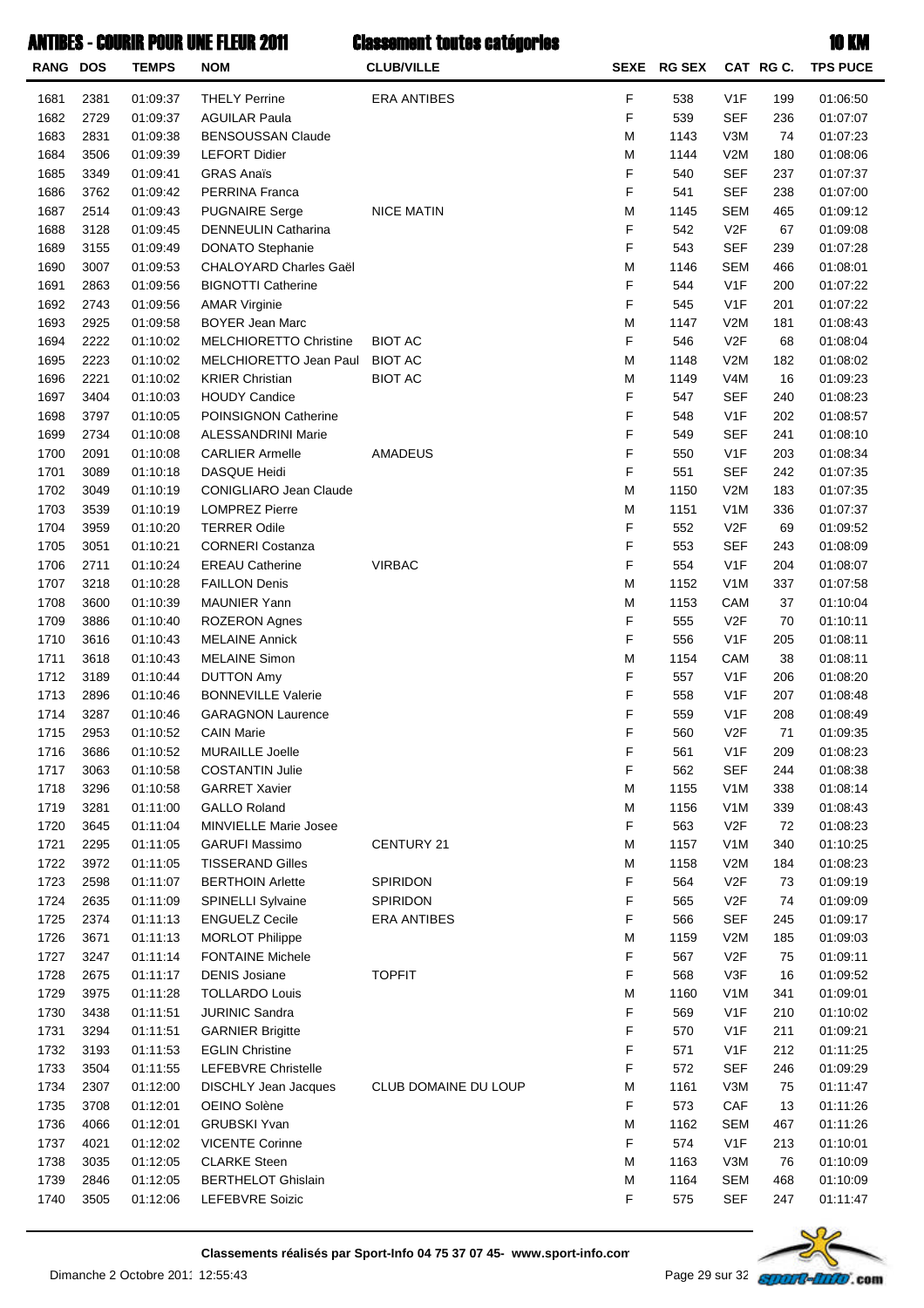# ANTIBES - COURIR POUR UNE FLEUR 2011 — Classement toutes catégories — 10 KM

| RANG | DOS | TEMPS | NOM | CLUB/VILLE | SEXE | RG SEX | CAT | RG C. | TPS PUCE |
|---|---|---|---|---|---|---|---|---|---|
| 1681 | 2381 | 01:09:37 | THELY Perrine | ERA ANTIBES | F | 538 | V1F | 199 | 01:06:50 |
| 1682 | 2729 | 01:09:37 | AGUILAR Paula | | F | 539 | SEF | 236 | 01:07:07 |
| 1683 | 2831 | 01:09:38 | BENSOUSSAN Claude | | M | 1143 | V3M | 74 | 01:07:23 |
| 1684 | 3506 | 01:09:39 | LEFORT Didier | | M | 1144 | V2M | 180 | 01:08:06 |
| 1685 | 3349 | 01:09:41 | GRAS Anaïs | | F | 540 | SEF | 237 | 01:07:37 |
| 1686 | 3762 | 01:09:42 | PERRINA Franca | | F | 541 | SEF | 238 | 01:07:00 |
| 1687 | 2514 | 01:09:43 | PUGNAIRE Serge | NICE MATIN | M | 1145 | SEM | 465 | 01:09:12 |
| 1688 | 3128 | 01:09:45 | DENNEULIN Catharina | | F | 542 | V2F | 67 | 01:09:08 |
| 1689 | 3155 | 01:09:49 | DONATO Stephanie | | F | 543 | SEF | 239 | 01:07:28 |
| 1690 | 3007 | 01:09:53 | CHALOYARD Charles Gaël | | M | 1146 | SEM | 466 | 01:08:01 |
| 1691 | 2863 | 01:09:56 | BIGNOTTI Catherine | | F | 544 | V1F | 200 | 01:07:22 |
| 1692 | 2743 | 01:09:56 | AMAR Virginie | | F | 545 | V1F | 201 | 01:07:22 |
| 1693 | 2925 | 01:09:58 | BOYER Jean Marc | | M | 1147 | V2M | 181 | 01:08:43 |
| 1694 | 2222 | 01:10:02 | MELCHIORETTO Christine | BIOT AC | F | 546 | V2F | 68 | 01:08:04 |
| 1695 | 2223 | 01:10:02 | MELCHIORETTO Jean Paul | BIOT AC | M | 1148 | V2M | 182 | 01:08:02 |
| 1696 | 2221 | 01:10:02 | KRIER Christian | BIOT AC | M | 1149 | V4M | 16 | 01:09:23 |
| 1697 | 3404 | 01:10:03 | HOUDY Candice | | F | 547 | SEF | 240 | 01:08:23 |
| 1698 | 3797 | 01:10:05 | POINSIGNON Catherine | | F | 548 | V1F | 202 | 01:08:57 |
| 1699 | 2734 | 01:10:08 | ALESSANDRINI Marie | | F | 549 | SEF | 241 | 01:08:10 |
| 1700 | 2091 | 01:10:08 | CARLIER Armelle | AMADEUS | F | 550 | V1F | 203 | 01:08:34 |
| 1701 | 3089 | 01:10:18 | DASQUE Heidi | | F | 551 | SEF | 242 | 01:07:35 |
| 1702 | 3049 | 01:10:19 | CONIGLIARO Jean Claude | | M | 1150 | V2M | 183 | 01:07:35 |
| 1703 | 3539 | 01:10:19 | LOMPREZ Pierre | | M | 1151 | V1M | 336 | 01:07:37 |
| 1704 | 3959 | 01:10:20 | TERRER Odile | | F | 552 | V2F | 69 | 01:09:52 |
| 1705 | 3051 | 01:10:21 | CORNERI Costanza | | F | 553 | SEF | 243 | 01:08:09 |
| 1706 | 2711 | 01:10:24 | EREAU Catherine | VIRBAC | F | 554 | V1F | 204 | 01:08:07 |
| 1707 | 3218 | 01:10:28 | FAILLON Denis | | M | 1152 | V1M | 337 | 01:07:58 |
| 1708 | 3600 | 01:10:39 | MAUNIER Yann | | M | 1153 | CAM | 37 | 01:10:04 |
| 1709 | 3886 | 01:10:40 | ROZERON Agnes | | F | 555 | V2F | 70 | 01:10:11 |
| 1710 | 3616 | 01:10:43 | MELAINE Annick | | F | 556 | V1F | 205 | 01:08:11 |
| 1711 | 3618 | 01:10:43 | MELAINE Simon | | M | 1154 | CAM | 38 | 01:08:11 |
| 1712 | 3189 | 01:10:44 | DUTTON Amy | | F | 557 | V1F | 206 | 01:08:20 |
| 1713 | 2896 | 01:10:46 | BONNEVILLE Valerie | | F | 558 | V1F | 207 | 01:08:48 |
| 1714 | 3287 | 01:10:46 | GARAGNON Laurence | | F | 559 | V1F | 208 | 01:08:49 |
| 1715 | 2953 | 01:10:52 | CAIN Marie | | F | 560 | V2F | 71 | 01:09:35 |
| 1716 | 3686 | 01:10:52 | MURAILLE Joelle | | F | 561 | V1F | 209 | 01:08:23 |
| 1717 | 3063 | 01:10:58 | COSTANTIN Julie | | F | 562 | SEF | 244 | 01:08:38 |
| 1718 | 3296 | 01:10:58 | GARRET Xavier | | M | 1155 | V1M | 338 | 01:08:14 |
| 1719 | 3281 | 01:11:00 | GALLO Roland | | M | 1156 | V1M | 339 | 01:08:43 |
| 1720 | 3645 | 01:11:04 | MINVIELLE Marie Josee | | F | 563 | V2F | 72 | 01:08:23 |
| 1721 | 2295 | 01:11:05 | GARUFI Massimo | CENTURY 21 | M | 1157 | V1M | 340 | 01:10:25 |
| 1722 | 3972 | 01:11:05 | TISSERAND Gilles | | M | 1158 | V2M | 184 | 01:08:23 |
| 1723 | 2598 | 01:11:07 | BERTHOIN Arlette | SPIRIDON | F | 564 | V2F | 73 | 01:09:19 |
| 1724 | 2635 | 01:11:09 | SPINELLI Sylvaine | SPIRIDON | F | 565 | V2F | 74 | 01:09:09 |
| 1725 | 2374 | 01:11:13 | ENGUELZ Cecile | ERA ANTIBES | F | 566 | SEF | 245 | 01:09:17 |
| 1726 | 3671 | 01:11:13 | MORLOT Philippe | | M | 1159 | V2M | 185 | 01:09:03 |
| 1727 | 3247 | 01:11:14 | FONTAINE Michele | | F | 567 | V2F | 75 | 01:09:11 |
| 1728 | 2675 | 01:11:17 | DENIS Josiane | TOPFIT | F | 568 | V3F | 16 | 01:09:52 |
| 1729 | 3975 | 01:11:28 | TOLLARDO Louis | | M | 1160 | V1M | 341 | 01:09:01 |
| 1730 | 3438 | 01:11:51 | JURINIC Sandra | | F | 569 | V1F | 210 | 01:10:02 |
| 1731 | 3294 | 01:11:51 | GARNIER Brigitte | | F | 570 | V1F | 211 | 01:09:21 |
| 1732 | 3193 | 01:11:53 | EGLIN Christine | | F | 571 | V1F | 212 | 01:11:25 |
| 1733 | 3504 | 01:11:55 | LEFEBVRE Christelle | | F | 572 | SEF | 246 | 01:09:29 |
| 1734 | 2307 | 01:12:00 | DISCHLY Jean Jacques | CLUB DOMAINE DU LOUP | M | 1161 | V3M | 75 | 01:11:47 |
| 1735 | 3708 | 01:12:01 | OEINO Solène | | F | 573 | CAF | 13 | 01:11:26 |
| 1736 | 4066 | 01:12:01 | GRUBSKI Yvan | | M | 1162 | SEM | 467 | 01:11:26 |
| 1737 | 4021 | 01:12:02 | VICENTE Corinne | | F | 574 | V1F | 213 | 01:10:01 |
| 1738 | 3035 | 01:12:05 | CLARKE Steen | | M | 1163 | V3M | 76 | 01:10:09 |
| 1739 | 2846 | 01:12:05 | BERTHELOT Ghislain | | M | 1164 | SEM | 468 | 01:10:09 |
| 1740 | 3505 | 01:12:06 | LEFEBVRE Soizic | | F | 575 | SEF | 247 | 01:11:47 |

**Classements réalisés par Sport-Info 04 75 37 07 45- www.sport-info.com**

Dimanche 2 Octobre 2011 12:55:43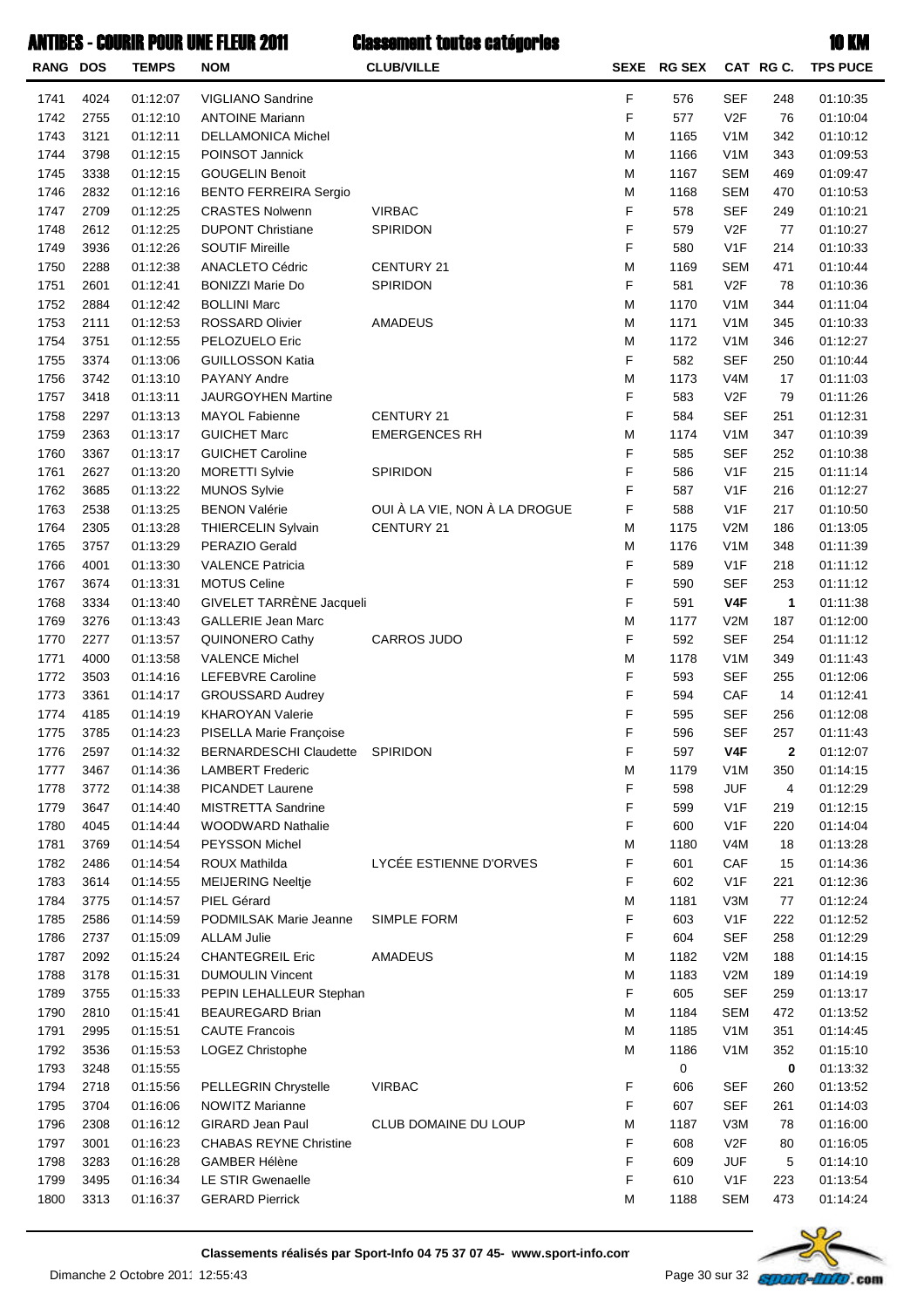# ANTIBES - COURIR POUR UNE FLEUR 2011 — Classement toutes catégories — 10 KM

| RANG | DOS | TEMPS | NOM | CLUB/VILLE | SEXE | RG SEX | CAT | RG C. | TPS PUCE |
|---|---|---|---|---|---|---|---|---|---|
| 1741 | 4024 | 01:12:07 | VIGLIANO Sandrine | | F | 576 | SEF | 248 | 01:10:35 |
| 1742 | 2755 | 01:12:10 | ANTOINE Mariann | | F | 577 | V2F | 76 | 01:10:04 |
| 1743 | 3121 | 01:12:11 | DELLAMONICA Michel | | M | 1165 | V1M | 342 | 01:10:12 |
| 1744 | 3798 | 01:12:15 | POINSOT Jannick | | M | 1166 | V1M | 343 | 01:09:53 |
| 1745 | 3338 | 01:12:15 | GOUGELIN Benoit | | M | 1167 | SEM | 469 | 01:09:47 |
| 1746 | 2832 | 01:12:16 | BENTO FERREIRA Sergio | | M | 1168 | SEM | 470 | 01:10:53 |
| 1747 | 2709 | 01:12:25 | CRASTES Nolwenn | VIRBAC | F | 578 | SEF | 249 | 01:10:21 |
| 1748 | 2612 | 01:12:25 | DUPONT Christiane | SPIRIDON | F | 579 | V2F | 77 | 01:10:27 |
| 1749 | 3936 | 01:12:26 | SOUTIF Mireille | | F | 580 | V1F | 214 | 01:10:33 |
| 1750 | 2288 | 01:12:38 | ANACLETO Cédric | CENTURY 21 | M | 1169 | SEM | 471 | 01:10:44 |
| 1751 | 2601 | 01:12:41 | BONIZZI Marie Do | SPIRIDON | F | 581 | V2F | 78 | 01:10:36 |
| 1752 | 2884 | 01:12:42 | BOLLINI Marc | | M | 1170 | V1M | 344 | 01:11:04 |
| 1753 | 2111 | 01:12:53 | ROSSARD Olivier | AMADEUS | M | 1171 | V1M | 345 | 01:10:33 |
| 1754 | 3751 | 01:12:55 | PELOZUELO Eric | | M | 1172 | V1M | 346 | 01:12:27 |
| 1755 | 3374 | 01:13:06 | GUILLOSSON Katia | | F | 582 | SEF | 250 | 01:10:44 |
| 1756 | 3742 | 01:13:10 | PAYANY Andre | | M | 1173 | V4M | 17 | 01:11:03 |
| 1757 | 3418 | 01:13:11 | JAURGOYHEN Martine | | F | 583 | V2F | 79 | 01:11:26 |
| 1758 | 2297 | 01:13:13 | MAYOL Fabienne | CENTURY 21 | F | 584 | SEF | 251 | 01:12:31 |
| 1759 | 2363 | 01:13:17 | GUICHET Marc | EMERGENCES RH | M | 1174 | V1M | 347 | 01:10:39 |
| 1760 | 3367 | 01:13:17 | GUICHET Caroline | | F | 585 | SEF | 252 | 01:10:38 |
| 1761 | 2627 | 01:13:20 | MORETTI Sylvie | SPIRIDON | F | 586 | V1F | 215 | 01:11:14 |
| 1762 | 3685 | 01:13:22 | MUNOS Sylvie | | F | 587 | V1F | 216 | 01:12:27 |
| 1763 | 2538 | 01:13:25 | BENON Valérie | OUI À LA VIE, NON À LA DROGUE | F | 588 | V1F | 217 | 01:10:50 |
| 1764 | 2305 | 01:13:28 | THIERCELIN Sylvain | CENTURY 21 | M | 1175 | V2M | 186 | 01:13:05 |
| 1765 | 3757 | 01:13:29 | PERAZIO Gerald | | M | 1176 | V1M | 348 | 01:11:39 |
| 1766 | 4001 | 01:13:30 | VALENCE Patricia | | F | 589 | V1F | 218 | 01:11:12 |
| 1767 | 3674 | 01:13:31 | MOTUS Celine | | F | 590 | SEF | 253 | 01:11:12 |
| 1768 | 3334 | 01:13:40 | GIVELET TARRÈNE Jacqueli | | F | 591 | **V4F** | **1** | 01:11:38 |
| 1769 | 3276 | 01:13:43 | GALLERIE Jean Marc | | M | 1177 | V2M | 187 | 01:12:00 |
| 1770 | 2277 | 01:13:57 | QUINONERO Cathy | CARROS JUDO | F | 592 | SEF | 254 | 01:11:12 |
| 1771 | 4000 | 01:13:58 | VALENCE Michel | | M | 1178 | V1M | 349 | 01:11:43 |
| 1772 | 3503 | 01:14:16 | LEFEBVRE Caroline | | F | 593 | SEF | 255 | 01:12:06 |
| 1773 | 3361 | 01:14:17 | GROUSSARD Audrey | | F | 594 | CAF | 14 | 01:12:41 |
| 1774 | 4185 | 01:14:19 | KHAROYAN Valerie | | F | 595 | SEF | 256 | 01:12:08 |
| 1775 | 3785 | 01:14:23 | PISELLA Marie Françoise | | F | 596 | SEF | 257 | 01:11:43 |
| 1776 | 2597 | 01:14:32 | BERNARDESCHI Claudette | SPIRIDON | F | 597 | **V4F** | **2** | 01:12:07 |
| 1777 | 3467 | 01:14:36 | LAMBERT Frederic | | M | 1179 | V1M | 350 | 01:14:15 |
| 1778 | 3772 | 01:14:38 | PICANDET Laurene | | F | 598 | JUF | 4 | 01:12:29 |
| 1779 | 3647 | 01:14:40 | MISTRETTA Sandrine | | F | 599 | V1F | 219 | 01:12:15 |
| 1780 | 4045 | 01:14:44 | WOODWARD Nathalie | | F | 600 | V1F | 220 | 01:14:04 |
| 1781 | 3769 | 01:14:54 | PEYSSON Michel | | M | 1180 | V4M | 18 | 01:13:28 |
| 1782 | 2486 | 01:14:54 | ROUX Mathilda | LYCÉE ESTIENNE D'ORVES | F | 601 | CAF | 15 | 01:14:36 |
| 1783 | 3614 | 01:14:55 | MEIJERING Neeltje | | F | 602 | V1F | 221 | 01:12:36 |
| 1784 | 3775 | 01:14:57 | PIEL Gérard | | M | 1181 | V3M | 77 | 01:12:24 |
| 1785 | 2586 | 01:14:59 | PODMILSAK Marie Jeanne | SIMPLE FORM | F | 603 | V1F | 222 | 01:12:52 |
| 1786 | 2737 | 01:15:09 | ALLAM Julie | | F | 604 | SEF | 258 | 01:12:29 |
| 1787 | 2092 | 01:15:24 | CHANTEGREIL Eric | AMADEUS | M | 1182 | V2M | 188 | 01:14:15 |
| 1788 | 3178 | 01:15:31 | DUMOULIN Vincent | | M | 1183 | V2M | 189 | 01:14:19 |
| 1789 | 3755 | 01:15:33 | PEPIN LEHALLEUR Stephan | | F | 605 | SEF | 259 | 01:13:17 |
| 1790 | 2810 | 01:15:41 | BEAUREGARD Brian | | M | 1184 | SEM | 472 | 01:13:52 |
| 1791 | 2995 | 01:15:51 | CAUTE Francois | | M | 1185 | V1M | 351 | 01:14:45 |
| 1792 | 3536 | 01:15:53 | LOGEZ Christophe | | M | 1186 | V1M | 352 | 01:15:10 |
| 1793 | 3248 | 01:15:55 | | | | 0 | | **0** | 01:13:32 |
| 1794 | 2718 | 01:15:56 | PELLEGRIN Chrystelle | VIRBAC | F | 606 | SEF | 260 | 01:13:52 |
| 1795 | 3704 | 01:16:06 | NOWITZ Marianne | | F | 607 | SEF | 261 | 01:14:03 |
| 1796 | 2308 | 01:16:12 | GIRARD Jean Paul | CLUB DOMAINE DU LOUP | M | 1187 | V3M | 78 | 01:16:00 |
| 1797 | 3001 | 01:16:23 | CHABAS REYNE Christine | | F | 608 | V2F | 80 | 01:16:05 |
| 1798 | 3283 | 01:16:28 | GAMBER Hélène | | F | 609 | JUF | 5 | 01:14:10 |
| 1799 | 3495 | 01:16:34 | LE STIR Gwenaelle | | F | 610 | V1F | 223 | 01:13:54 |
| 1800 | 3313 | 01:16:37 | GERARD Pierrick | | M | 1188 | SEM | 473 | 01:14:24 |

**Classements réalisés par Sport-Info 04 75 37 07 45- www.sport-info.com**

Dimanche 2 Octobre 2011 12:55:43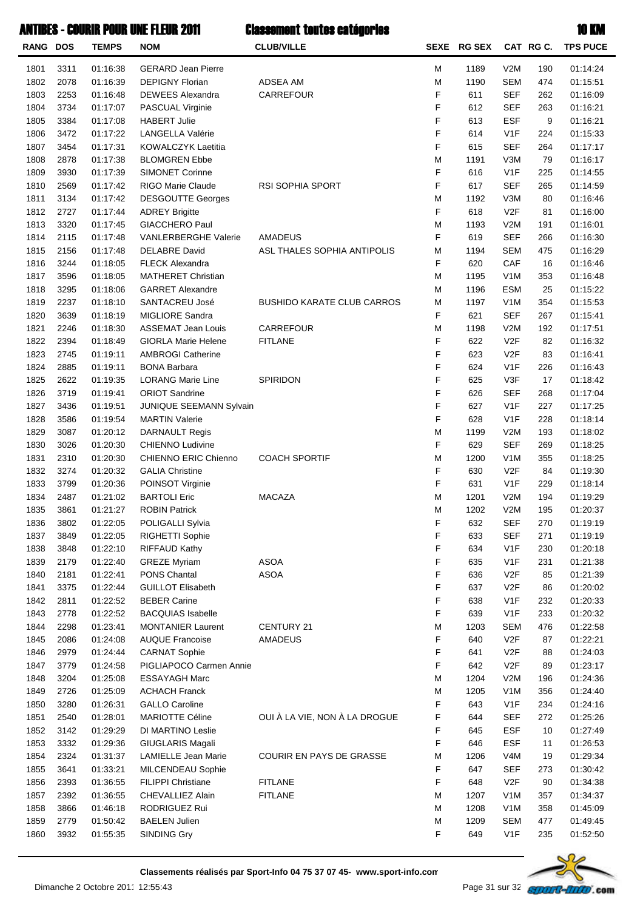# ANTIBES - COURIR POUR UNE FLEUR 2011 — Classement toutes catégories — 10 KM

| RANG | DOS | TEMPS | NOM | CLUB/VILLE | SEXE | RG SEX | CAT | RG C. | TPS PUCE |
|---|---|---|---|---|---|---|---|---|---|
| 1801 | 3311 | 01:16:38 | GERARD Jean Pierre | | M | 1189 | V2M | 190 | 01:14:24 |
| 1802 | 2078 | 01:16:39 | DEPIGNY Florian | ADSEA AM | M | 1190 | SEM | 474 | 01:15:51 |
| 1803 | 2253 | 01:16:48 | DEWEES Alexandra | CARREFOUR | F | 611 | SEF | 262 | 01:16:09 |
| 1804 | 3734 | 01:17:07 | PASCUAL Virginie | | F | 612 | SEF | 263 | 01:16:21 |
| 1805 | 3384 | 01:17:08 | HABERT Julie | | F | 613 | ESF | 9 | 01:16:21 |
| 1806 | 3472 | 01:17:22 | LANGELLA Valérie | | F | 614 | V1F | 224 | 01:15:33 |
| 1807 | 3454 | 01:17:31 | KOWALCZYK Laetitia | | F | 615 | SEF | 264 | 01:17:17 |
| 1808 | 2878 | 01:17:38 | BLOMGREN Ebbe | | M | 1191 | V3M | 79 | 01:16:17 |
| 1809 | 3930 | 01:17:39 | SIMONET Corinne | | F | 616 | V1F | 225 | 01:14:55 |
| 1810 | 2569 | 01:17:42 | RIGO Marie Claude | RSI SOPHIA SPORT | F | 617 | SEF | 265 | 01:14:59 |
| 1811 | 3134 | 01:17:42 | DESGOUTTE Georges | | M | 1192 | V3M | 80 | 01:16:46 |
| 1812 | 2727 | 01:17:44 | ADREY Brigitte | | F | 618 | V2F | 81 | 01:16:00 |
| 1813 | 3320 | 01:17:45 | GIACCHERO Paul | | M | 1193 | V2M | 191 | 01:16:01 |
| 1814 | 2115 | 01:17:48 | VANLERBERGHE Valerie | AMADEUS | F | 619 | SEF | 266 | 01:16:30 |
| 1815 | 2156 | 01:17:48 | DELABRE David | ASL THALES SOPHIA ANTIPOLIS | M | 1194 | SEM | 475 | 01:16:29 |
| 1816 | 3244 | 01:18:05 | FLECK Alexandra | | F | 620 | CAF | 16 | 01:16:46 |
| 1817 | 3596 | 01:18:05 | MATHERET Christian | | M | 1195 | V1M | 353 | 01:16:48 |
| 1818 | 3295 | 01:18:06 | GARRET Alexandre | | M | 1196 | ESM | 25 | 01:15:22 |
| 1819 | 2237 | 01:18:10 | SANTACREU José | BUSHIDO KARATE CLUB CARROS | M | 1197 | V1M | 354 | 01:15:53 |
| 1820 | 3639 | 01:18:19 | MIGLIORE Sandra | | F | 621 | SEF | 267 | 01:15:41 |
| 1821 | 2246 | 01:18:30 | ASSEMAT Jean Louis | CARREFOUR | M | 1198 | V2M | 192 | 01:17:51 |
| 1822 | 2394 | 01:18:49 | GIORLA Marie Helene | FITLANE | F | 622 | V2F | 82 | 01:16:32 |
| 1823 | 2745 | 01:19:11 | AMBROGI Catherine | | F | 623 | V2F | 83 | 01:16:41 |
| 1824 | 2885 | 01:19:11 | BONA Barbara | | F | 624 | V1F | 226 | 01:16:43 |
| 1825 | 2622 | 01:19:35 | LORANG Marie Line | SPIRIDON | F | 625 | V3F | 17 | 01:18:42 |
| 1826 | 3719 | 01:19:41 | ORIOT Sandrine | | F | 626 | SEF | 268 | 01:17:04 |
| 1827 | 3436 | 01:19:51 | JUNIQUE SEEMANN Sylvain | | F | 627 | V1F | 227 | 01:17:25 |
| 1828 | 3586 | 01:19:54 | MARTIN Valerie | | F | 628 | V1F | 228 | 01:18:14 |
| 1829 | 3087 | 01:20:12 | DARNAULT Regis | | M | 1199 | V2M | 193 | 01:18:02 |
| 1830 | 3026 | 01:20:30 | CHIENNO Ludivine | | F | 629 | SEF | 269 | 01:18:25 |
| 1831 | 2310 | 01:20:30 | CHIENNO ERIC Chienno | COACH SPORTIF | M | 1200 | V1M | 355 | 01:18:25 |
| 1832 | 3274 | 01:20:32 | GALIA Christine | | F | 630 | V2F | 84 | 01:19:30 |
| 1833 | 3799 | 01:20:36 | POINSOT Virginie | | F | 631 | V1F | 229 | 01:18:14 |
| 1834 | 2487 | 01:21:02 | BARTOLI Eric | MACAZA | M | 1201 | V2M | 194 | 01:19:29 |
| 1835 | 3861 | 01:21:27 | ROBIN Patrick | | M | 1202 | V2M | 195 | 01:20:37 |
| 1836 | 3802 | 01:22:05 | POLIGALLI Sylvia | | F | 632 | SEF | 270 | 01:19:19 |
| 1837 | 3849 | 01:22:05 | RIGHETTI Sophie | | F | 633 | SEF | 271 | 01:19:19 |
| 1838 | 3848 | 01:22:10 | RIFFAUD Kathy | | F | 634 | V1F | 230 | 01:20:18 |
| 1839 | 2179 | 01:22:40 | GREZE Myriam | ASOA | F | 635 | V1F | 231 | 01:21:38 |
| 1840 | 2181 | 01:22:41 | PONS Chantal | ASOA | F | 636 | V2F | 85 | 01:21:39 |
| 1841 | 3375 | 01:22:44 | GUILLOT Elisabeth | | F | 637 | V2F | 86 | 01:20:02 |
| 1842 | 2811 | 01:22:52 | BEBER Carine | | F | 638 | V1F | 232 | 01:20:33 |
| 1843 | 2778 | 01:22:52 | BACQUIAS Isabelle | | F | 639 | V1F | 233 | 01:20:32 |
| 1844 | 2298 | 01:23:41 | MONTANIER Laurent | CENTURY 21 | M | 1203 | SEM | 476 | 01:22:58 |
| 1845 | 2086 | 01:24:08 | AUQUE Francoise | AMADEUS | F | 640 | V2F | 87 | 01:22:21 |
| 1846 | 2979 | 01:24:44 | CARNAT Sophie | | F | 641 | V2F | 88 | 01:24:03 |
| 1847 | 3779 | 01:24:58 | PIGLIAPOCO Carmen Annie | | F | 642 | V2F | 89 | 01:23:17 |
| 1848 | 3204 | 01:25:08 | ESSAYAGH Marc | | M | 1204 | V2M | 196 | 01:24:36 |
| 1849 | 2726 | 01:25:09 | ACHACH Franck | | M | 1205 | V1M | 356 | 01:24:40 |
| 1850 | 3280 | 01:26:31 | GALLO Caroline | | F | 643 | V1F | 234 | 01:24:16 |
| 1851 | 2540 | 01:28:01 | MARIOTTE Céline | OUI À LA VIE, NON À LA DROGUE | F | 644 | SEF | 272 | 01:25:26 |
| 1852 | 3142 | 01:29:29 | DI MARTINO Leslie | | F | 645 | ESF | 10 | 01:27:49 |
| 1853 | 3332 | 01:29:36 | GIUGLARIS Magali | | F | 646 | ESF | 11 | 01:26:53 |
| 1854 | 2324 | 01:31:37 | LAMIELLE Jean Marie | COURIR EN PAYS DE GRASSE | M | 1206 | V4M | 19 | 01:29:34 |
| 1855 | 3641 | 01:33:21 | MILCENDEAU Sophie | | F | 647 | SEF | 273 | 01:30:42 |
| 1856 | 2393 | 01:36:55 | FILIPPI Christiane | FITLANE | F | 648 | V2F | 90 | 01:34:38 |
| 1857 | 2392 | 01:36:55 | CHEVALLIEZ Alain | FITLANE | M | 1207 | V1M | 357 | 01:34:37 |
| 1858 | 3866 | 01:46:18 | RODRIGUEZ Rui | | M | 1208 | V1M | 358 | 01:45:09 |
| 1859 | 2779 | 01:50:42 | BAELEN Julien | | M | 1209 | SEM | 477 | 01:49:45 |
| 1860 | 3932 | 01:55:35 | SINDING Gry | | F | 649 | V1F | 235 | 01:52:50 |

**Classements réalisés par Sport-Info 04 75 37 07 45- www.sport-info.com**

Dimanche 2 Octobre 2011 12:55:43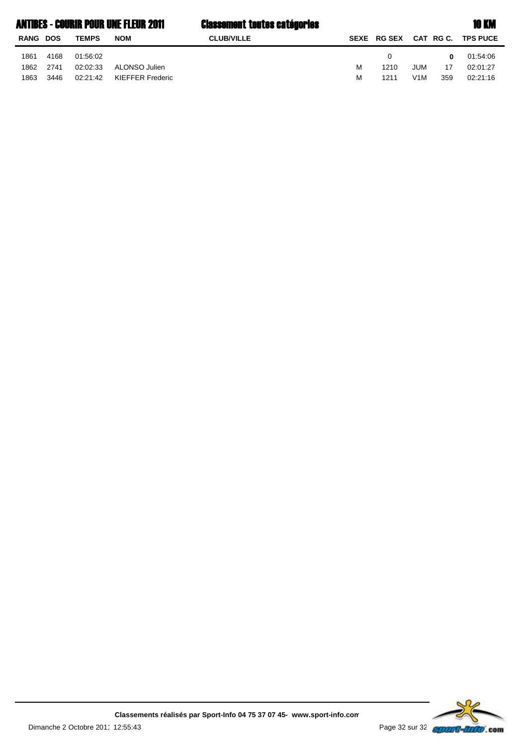**ANTIBES - COURIR POUR UNE FLEUR 2011** **Classement toutes catégories** **10 KM**

| RANG | DOS | TEMPS | NOM | CLUB/VILLE | SEXE | RG SEX | CAT | RG C. | TPS PUCE |
|---|---|---|---|---|---|---|---|---|---|
| 1861 | 4168 | 01:56:02 | | | | 0 | | **0** | 01:54:06 |
| 1862 | 2741 | 02:02:33 | ALONSO Julien | | M | 1210 | JUM | 17 | 02:01:27 |
| 1863 | 3446 | 02:21:42 | KIEFFER Frederic | | M | 1211 | V1M | 359 | 02:21:16 |

**Classements réalisés par Sport-Info 04 75 37 07 45- www.sport-info.com**

Dimanche 2 Octobre 2011 12:55:43